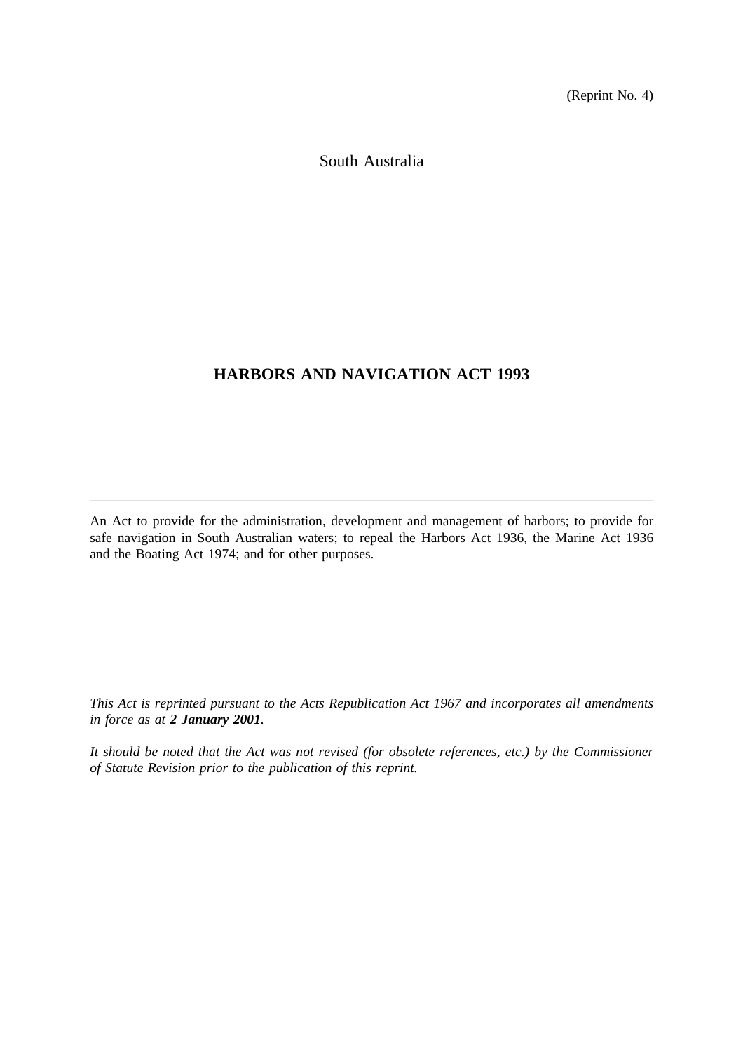(Reprint No. 4)

South Australia

# HARBORS AND NAVIGATION ACT 1993

---

An Act to provide for the administration, development and management of harbors; to provide for safe navigation in South Australian waters; to repeal the Harbors Act 1936, the Marine Act 1936 and the Boating Act 1974; and for other purposes.

---

*This Act is reprinted pursuant to the Acts Republication Act 1967 and incorporates all amendments in force as at* ***2 January 2001****.*

*It should be noted that the Act was not revised (for obsolete references, etc.) by the Commissioner of Statute Revision prior to the publication of this reprint.*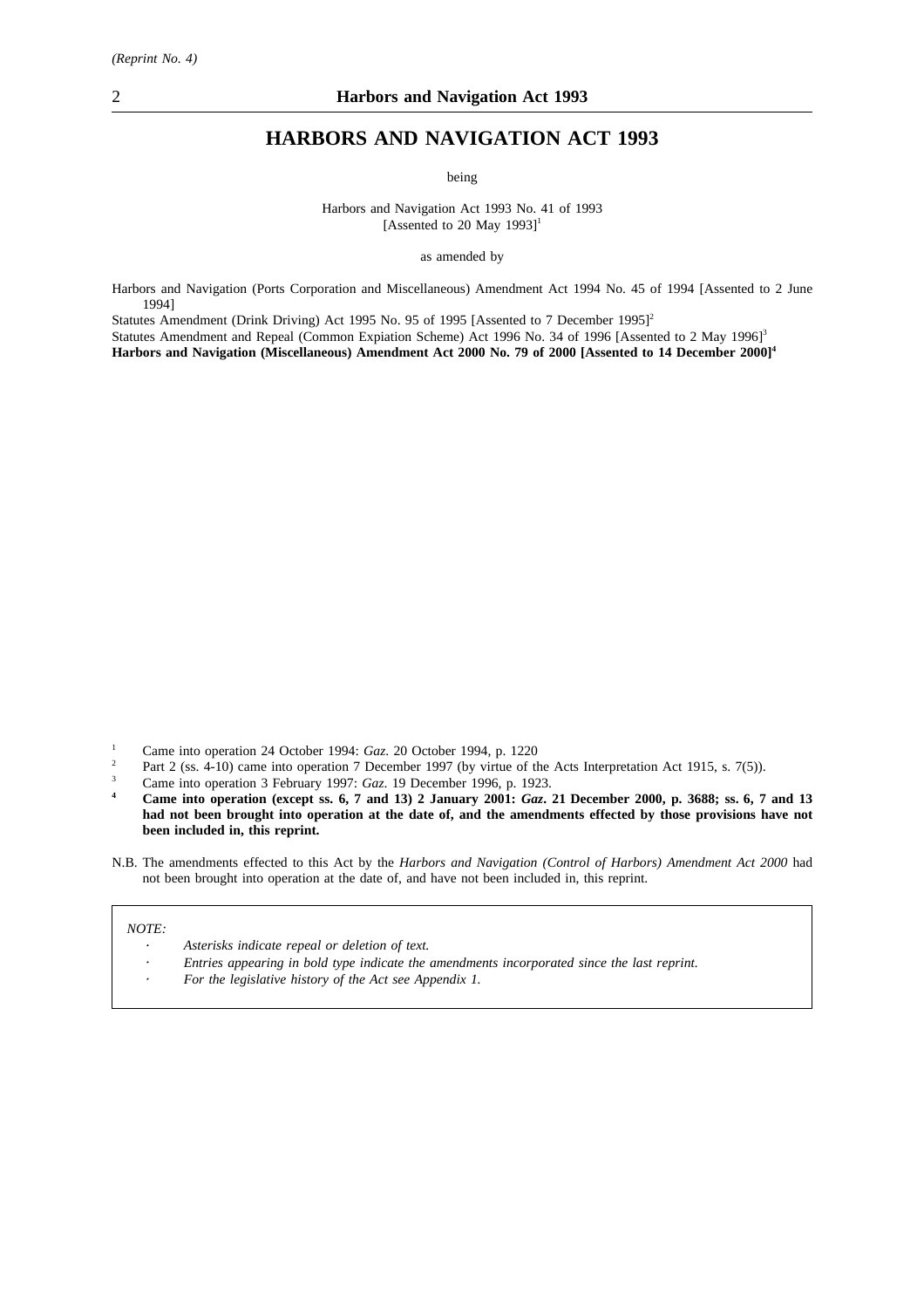# HARBORS AND NAVIGATION ACT 1993

being

Harbors and Navigation Act 1993 No. 41 of 1993
[Assented to 20 May 1993][1]

as amended by

Harbors and Navigation (Ports Corporation and Miscellaneous) Amendment Act 1994 No. 45 of 1994 [Assented to 2 June 1994]

Statutes Amendment (Drink Driving) Act 1995 No. 95 of 1995 [Assented to 7 December 1995][2]

Statutes Amendment and Repeal (Common Expiation Scheme) Act 1996 No. 34 of 1996 [Assented to 2 May 1996][3]

**Harbors and Navigation (Miscellaneous) Amendment Act 2000 No. 79 of 2000 [Assented to 14 December 2000][4]**

[1] Came into operation 24 October 1994: *Gaz*. 20 October 1994, p. 1220

[2] Part 2 (ss. 4-10) came into operation 7 December 1997 (by virtue of the Acts Interpretation Act 1915, s. 7(5)).

[3] Came into operation 3 February 1997: *Gaz*. 19 December 1996, p. 1923.

**[4] Came into operation (except ss. 6, 7 and 13) 2 January 2001: *Gaz*. 21 December 2000, p. 3688; ss. 6, 7 and 13 had not been brought into operation at the date of, and the amendments effected by those provisions have not been included in, this reprint.**

N.B. The amendments effected to this Act by the *Harbors and Navigation (Control of Harbors) Amendment Act 2000* had not been brought into operation at the date of, and have not been included in, this reprint.

*NOTE:*

- *Asterisks indicate repeal or deletion of text.*
- *Entries appearing in bold type indicate the amendments incorporated since the last reprint.*
- *For the legislative history of the Act see Appendix 1.*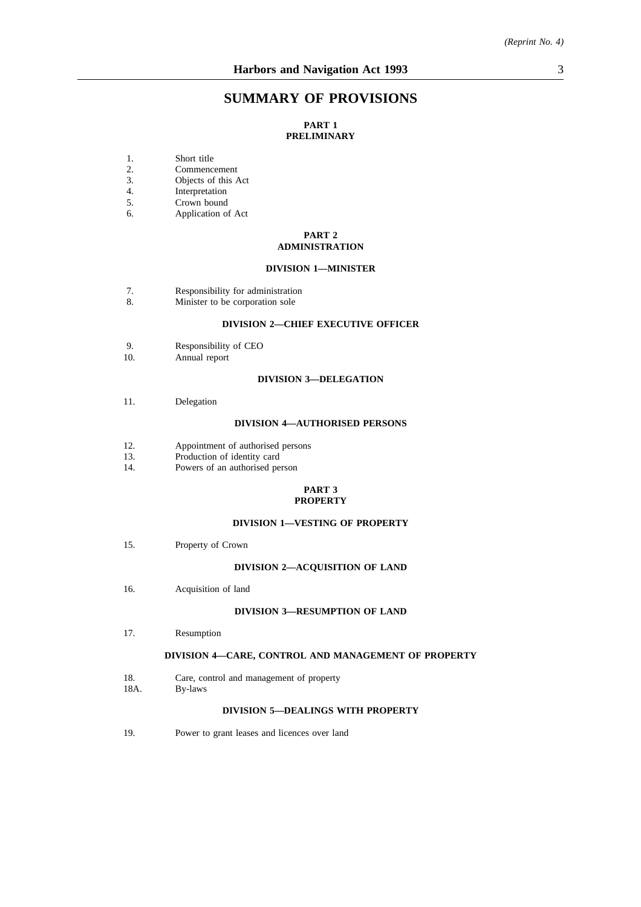# SUMMARY OF PROVISIONS

## PART 1
## PRELIMINARY

1. Short title
2. Commencement
3. Objects of this Act
4. Interpretation
5. Crown bound
6. Application of Act

## PART 2
## ADMINISTRATION

### DIVISION 1—MINISTER

7. Responsibility for administration
8. Minister to be corporation sole

### DIVISION 2—CHIEF EXECUTIVE OFFICER

9. Responsibility of CEO
10. Annual report

### DIVISION 3—DELEGATION

11. Delegation

### DIVISION 4—AUTHORISED PERSONS

12. Appointment of authorised persons
13. Production of identity card
14. Powers of an authorised person

## PART 3
## PROPERTY

### DIVISION 1—VESTING OF PROPERTY

15. Property of Crown

### DIVISION 2—ACQUISITION OF LAND

16. Acquisition of land

### DIVISION 3—RESUMPTION OF LAND

17. Resumption

### DIVISION 4—CARE, CONTROL AND MANAGEMENT OF PROPERTY

18. Care, control and management of property

18A. By-laws

### DIVISION 5—DEALINGS WITH PROPERTY

19. Power to grant leases and licences over land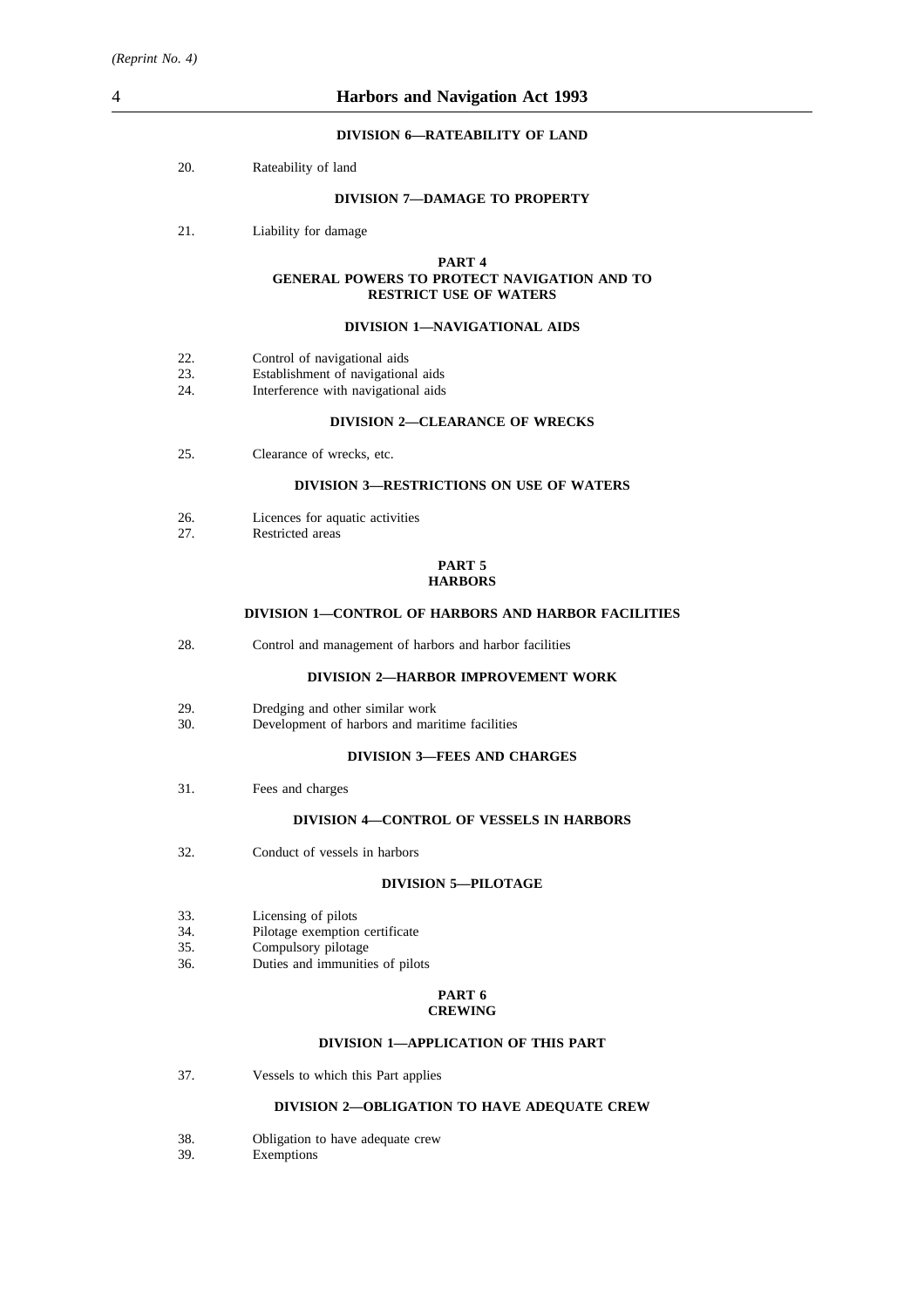#### DIVISION 6—RATEABILITY OF LAND

20. Rateability of land

#### DIVISION 7—DAMAGE TO PROPERTY

21. Liability for damage

### PART 4
### GENERAL POWERS TO PROTECT NAVIGATION AND TO RESTRICT USE OF WATERS

#### DIVISION 1—NAVIGATIONAL AIDS

22. Control of navigational aids
23. Establishment of navigational aids
24. Interference with navigational aids

#### DIVISION 2—CLEARANCE OF WRECKS

25. Clearance of wrecks, etc.

#### DIVISION 3—RESTRICTIONS ON USE OF WATERS

26. Licences for aquatic activities
27. Restricted areas

### PART 5
### HARBORS

#### DIVISION 1—CONTROL OF HARBORS AND HARBOR FACILITIES

28. Control and management of harbors and harbor facilities

#### DIVISION 2—HARBOR IMPROVEMENT WORK

29. Dredging and other similar work
30. Development of harbors and maritime facilities

#### DIVISION 3—FEES AND CHARGES

31. Fees and charges

#### DIVISION 4—CONTROL OF VESSELS IN HARBORS

32. Conduct of vessels in harbors

#### DIVISION 5—PILOTAGE

33. Licensing of pilots
34. Pilotage exemption certificate
35. Compulsory pilotage
36. Duties and immunities of pilots

### PART 6
### CREWING

#### DIVISION 1—APPLICATION OF THIS PART

37. Vessels to which this Part applies

#### DIVISION 2—OBLIGATION TO HAVE ADEQUATE CREW

38. Obligation to have adequate crew
39. Exemptions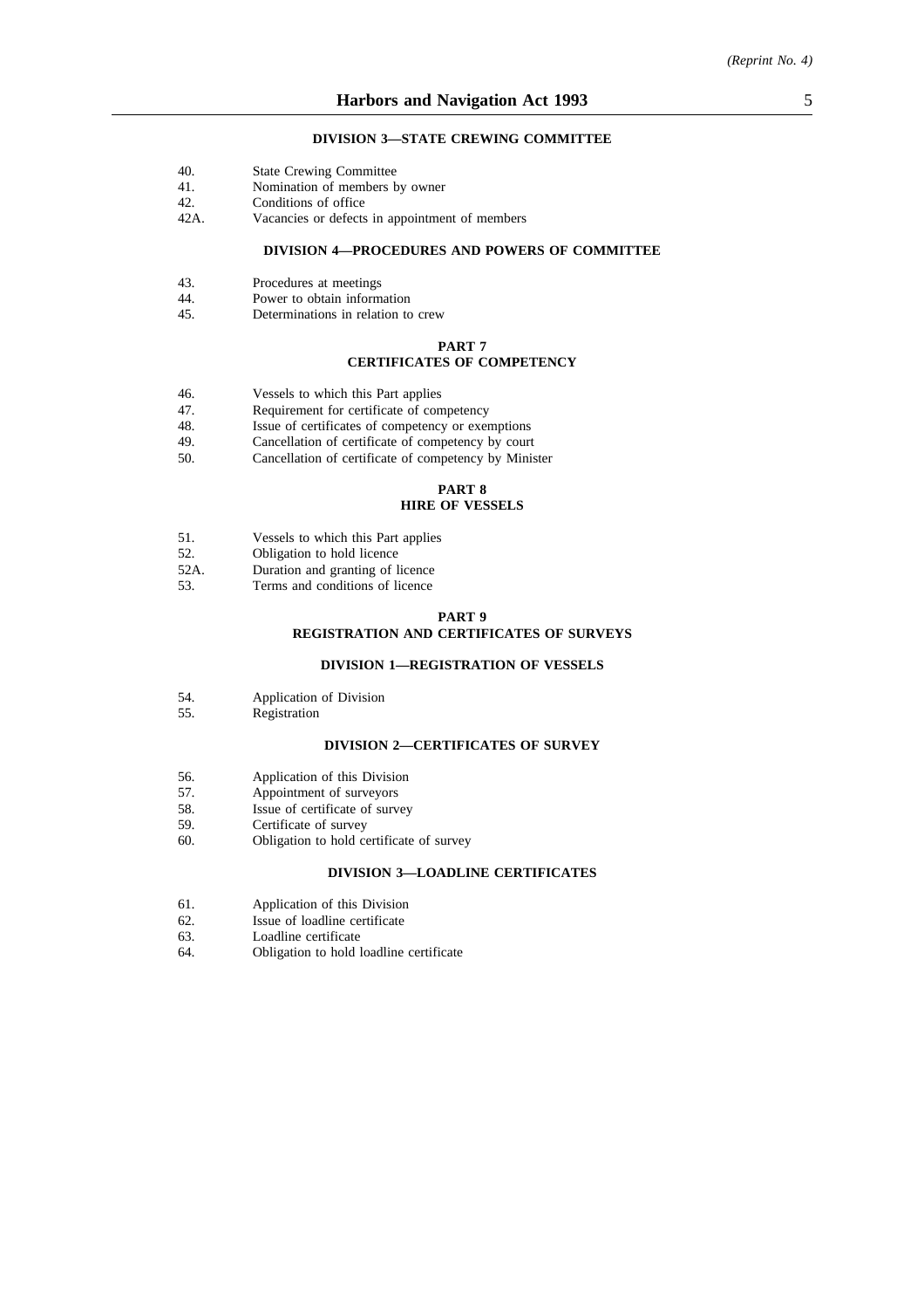**DIVISION 3—STATE CREWING COMMITTEE**

40. State Crewing Committee
41. Nomination of members by owner
42. Conditions of office
42A. Vacancies or defects in appointment of members

**DIVISION 4—PROCEDURES AND POWERS OF COMMITTEE**

43. Procedures at meetings
44. Power to obtain information
45. Determinations in relation to crew

**PART 7**
**CERTIFICATES OF COMPETENCY**

46. Vessels to which this Part applies
47. Requirement for certificate of competency
48. Issue of certificates of competency or exemptions
49. Cancellation of certificate of competency by court
50. Cancellation of certificate of competency by Minister

**PART 8**
**HIRE OF VESSELS**

51. Vessels to which this Part applies
52. Obligation to hold licence
52A. Duration and granting of licence
53. Terms and conditions of licence

**PART 9**
**REGISTRATION AND CERTIFICATES OF SURVEYS**

**DIVISION 1—REGISTRATION OF VESSELS**

54. Application of Division
55. Registration

**DIVISION 2—CERTIFICATES OF SURVEY**

56. Application of this Division
57. Appointment of surveyors
58. Issue of certificate of survey
59. Certificate of survey
60. Obligation to hold certificate of survey

**DIVISION 3—LOADLINE CERTIFICATES**

61. Application of this Division
62. Issue of loadline certificate
63. Loadline certificate
64. Obligation to hold loadline certificate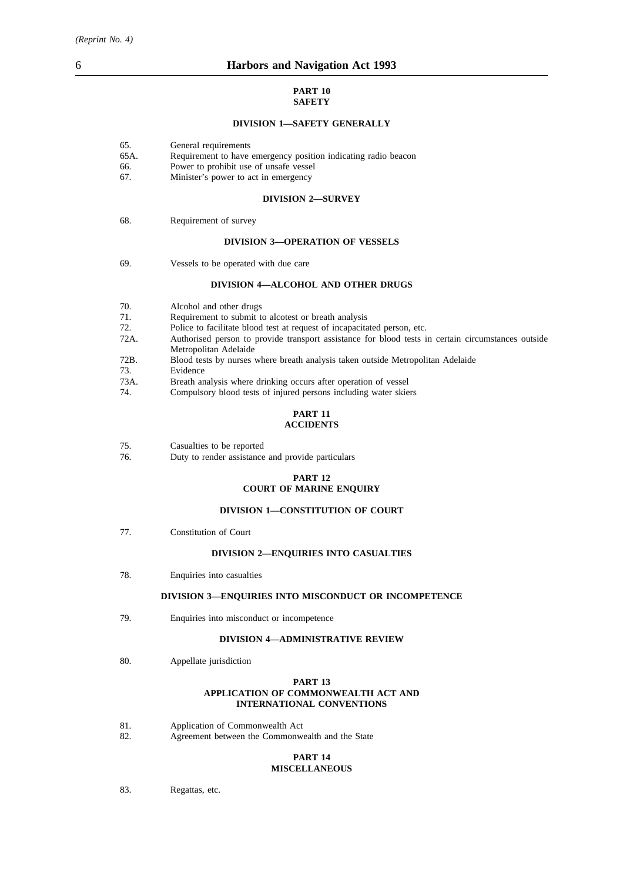## PART 10
## SAFETY

### DIVISION 1—SAFETY GENERALLY

65. General requirements
65A. Requirement to have emergency position indicating radio beacon
66. Power to prohibit use of unsafe vessel
67. Minister's power to act in emergency

### DIVISION 2—SURVEY

68. Requirement of survey

### DIVISION 3—OPERATION OF VESSELS

69. Vessels to be operated with due care

### DIVISION 4—ALCOHOL AND OTHER DRUGS

70. Alcohol and other drugs
71. Requirement to submit to alcotest or breath analysis
72. Police to facilitate blood test at request of incapacitated person, etc.
72A. Authorised person to provide transport assistance for blood tests in certain circumstances outside Metropolitan Adelaide
72B. Blood tests by nurses where breath analysis taken outside Metropolitan Adelaide
73. Evidence
73A. Breath analysis where drinking occurs after operation of vessel
74. Compulsory blood tests of injured persons including water skiers

## PART 11
## ACCIDENTS

75. Casualties to be reported
76. Duty to render assistance and provide particulars

## PART 12
## COURT OF MARINE ENQUIRY

### DIVISION 1—CONSTITUTION OF COURT

77. Constitution of Court

### DIVISION 2—ENQUIRIES INTO CASUALTIES

78. Enquiries into casualties

### DIVISION 3—ENQUIRIES INTO MISCONDUCT OR INCOMPETENCE

79. Enquiries into misconduct or incompetence

### DIVISION 4—ADMINISTRATIVE REVIEW

80. Appellate jurisdiction

## PART 13
## APPLICATION OF COMMONWEALTH ACT AND INTERNATIONAL CONVENTIONS

81. Application of Commonwealth Act
82. Agreement between the Commonwealth and the State

## PART 14
## MISCELLANEOUS

83. Regattas, etc.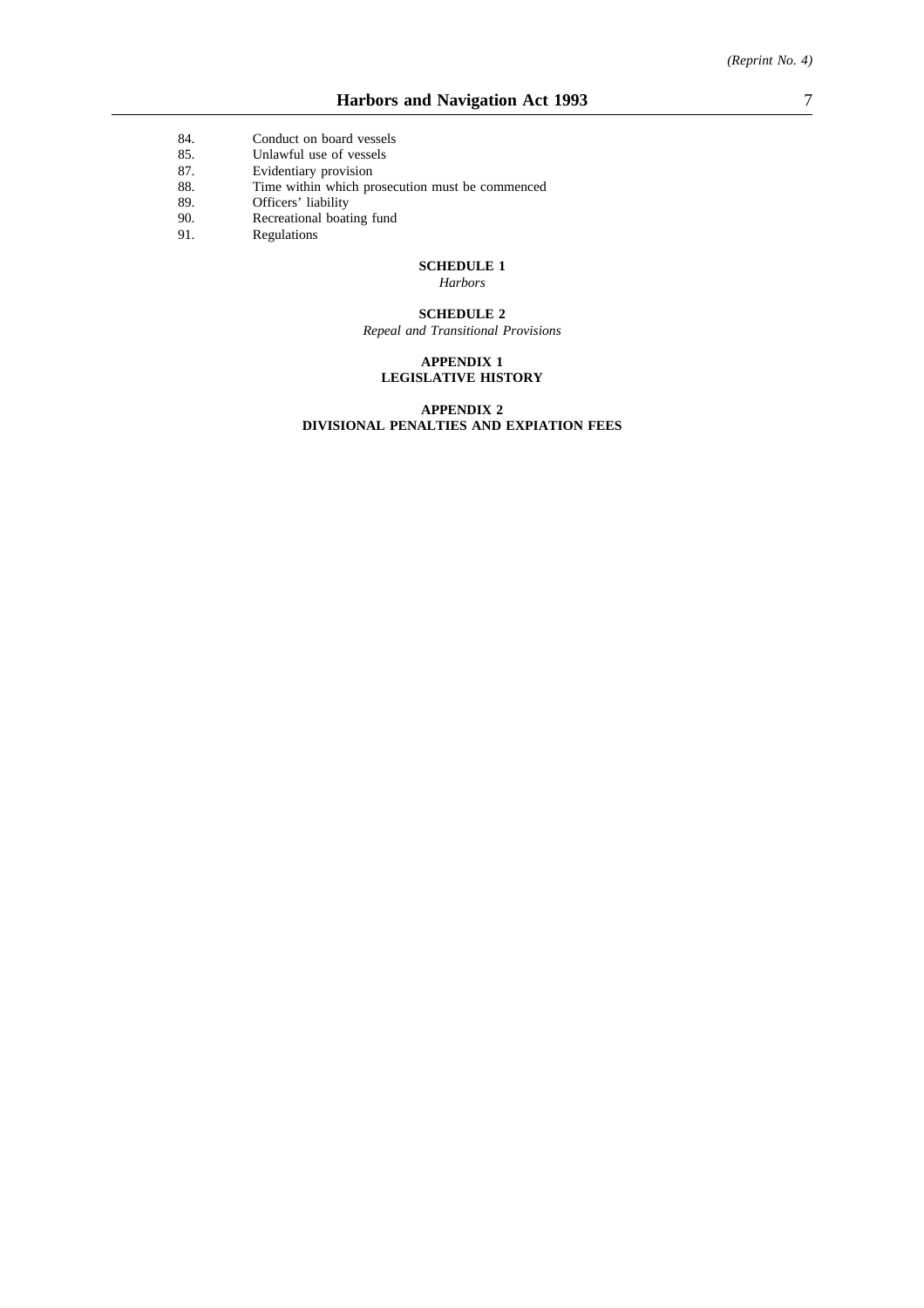84. Conduct on board vessels
85. Unlawful use of vessels
87. Evidentiary provision
88. Time within which prosecution must be commenced
89. Officers' liability
90. Recreational boating fund
91. Regulations

**SCHEDULE 1**
*Harbors*

**SCHEDULE 2**
*Repeal and Transitional Provisions*

**APPENDIX 1**
**LEGISLATIVE HISTORY**

**APPENDIX 2**
**DIVISIONAL PENALTIES AND EXPIATION FEES**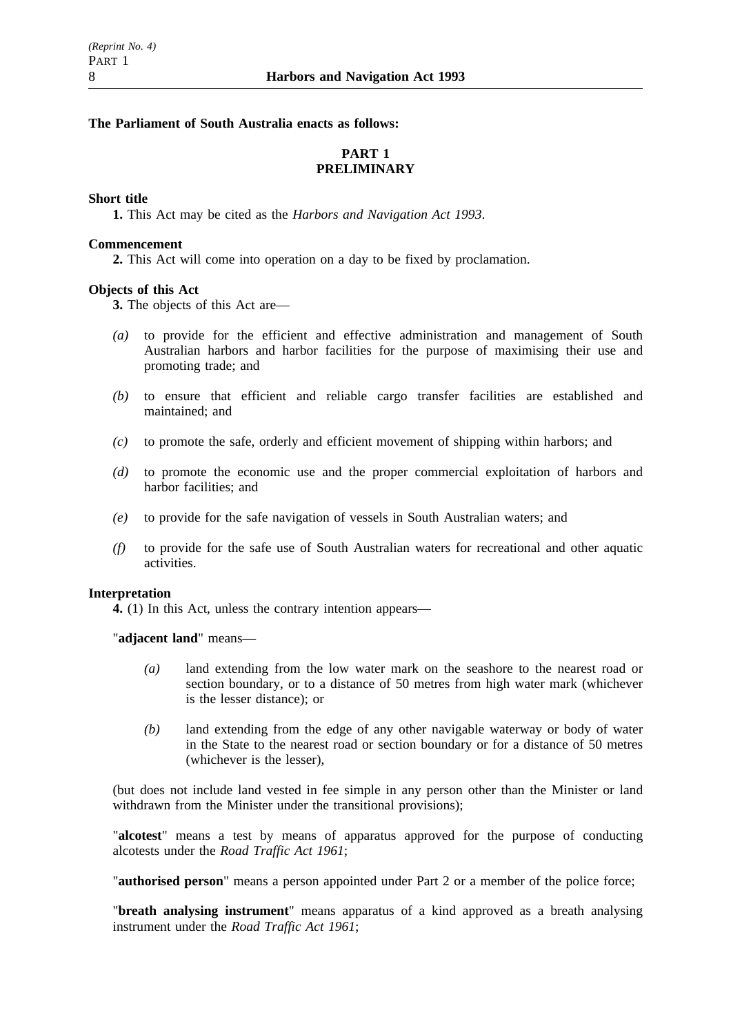**The Parliament of South Australia enacts as follows:**

## PART 1
## PRELIMINARY

**Short title**

**1.** This Act may be cited as the *Harbors and Navigation Act 1993*.

**Commencement**

**2.** This Act will come into operation on a day to be fixed by proclamation.

**Objects of this Act**

**3.** The objects of this Act are—

*(a)* to provide for the efficient and effective administration and management of South Australian harbors and harbor facilities for the purpose of maximising their use and promoting trade; and

*(b)* to ensure that efficient and reliable cargo transfer facilities are established and maintained; and

*(c)* to promote the safe, orderly and efficient movement of shipping within harbors; and

*(d)* to promote the economic use and the proper commercial exploitation of harbors and harbor facilities; and

*(e)* to provide for the safe navigation of vessels in South Australian waters; and

*(f)* to provide for the safe use of South Australian waters for recreational and other aquatic activities.

**Interpretation**

**4.** (1) In this Act, unless the contrary intention appears—

"**adjacent land**" means—

*(a)* land extending from the low water mark on the seashore to the nearest road or section boundary, or to a distance of 50 metres from high water mark (whichever is the lesser distance); or

*(b)* land extending from the edge of any other navigable waterway or body of water in the State to the nearest road or section boundary or for a distance of 50 metres (whichever is the lesser),

(but does not include land vested in fee simple in any person other than the Minister or land withdrawn from the Minister under the transitional provisions);

"**alcotest**" means a test by means of apparatus approved for the purpose of conducting alcotests under the *Road Traffic Act 1961*;

"**authorised person**" means a person appointed under Part 2 or a member of the police force;

"**breath analysing instrument**" means apparatus of a kind approved as a breath analysing instrument under the *Road Traffic Act 1961*;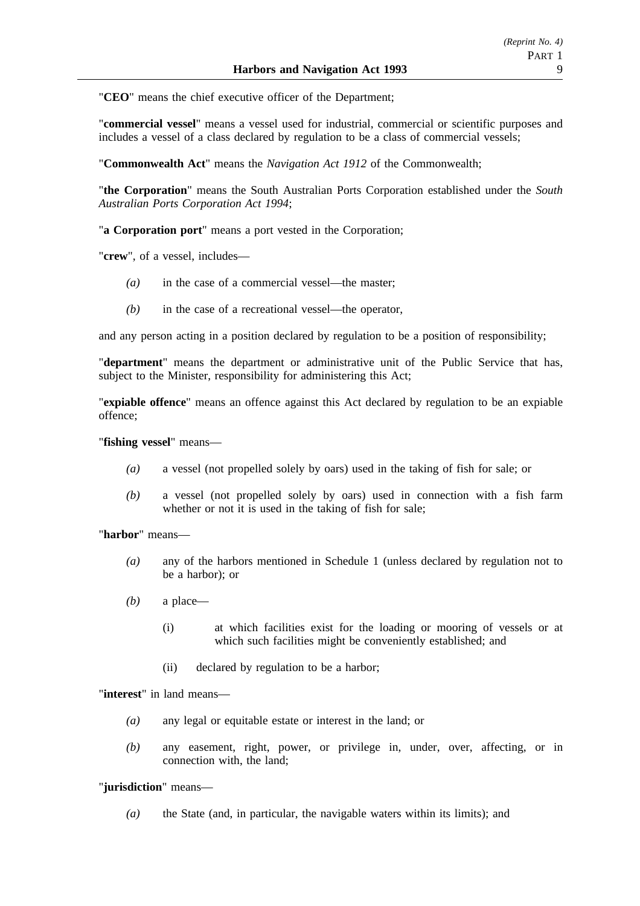"**CEO**" means the chief executive officer of the Department;

"**commercial vessel**" means a vessel used for industrial, commercial or scientific purposes and includes a vessel of a class declared by regulation to be a class of commercial vessels;

"**Commonwealth Act**" means the *Navigation Act 1912* of the Commonwealth;

"**the Corporation**" means the South Australian Ports Corporation established under the *South Australian Ports Corporation Act 1994*;

"**a Corporation port**" means a port vested in the Corporation;

"**crew**", of a vessel, includes—

*(a)* in the case of a commercial vessel—the master;

*(b)* in the case of a recreational vessel—the operator,

and any person acting in a position declared by regulation to be a position of responsibility;

"**department**" means the department or administrative unit of the Public Service that has, subject to the Minister, responsibility for administering this Act;

"**expiable offence**" means an offence against this Act declared by regulation to be an expiable offence;

"**fishing vessel**" means—

*(a)* a vessel (not propelled solely by oars) used in the taking of fish for sale; or

*(b)* a vessel (not propelled solely by oars) used in connection with a fish farm whether or not it is used in the taking of fish for sale;

"**harbor**" means—

*(a)* any of the harbors mentioned in Schedule 1 (unless declared by regulation not to be a harbor); or

*(b)* a place—

(i) at which facilities exist for the loading or mooring of vessels or at which such facilities might be conveniently established; and

(ii) declared by regulation to be a harbor;

"**interest**" in land means—

*(a)* any legal or equitable estate or interest in the land; or

*(b)* any easement, right, power, or privilege in, under, over, affecting, or in connection with, the land;

"**jurisdiction**" means—

*(a)* the State (and, in particular, the navigable waters within its limits); and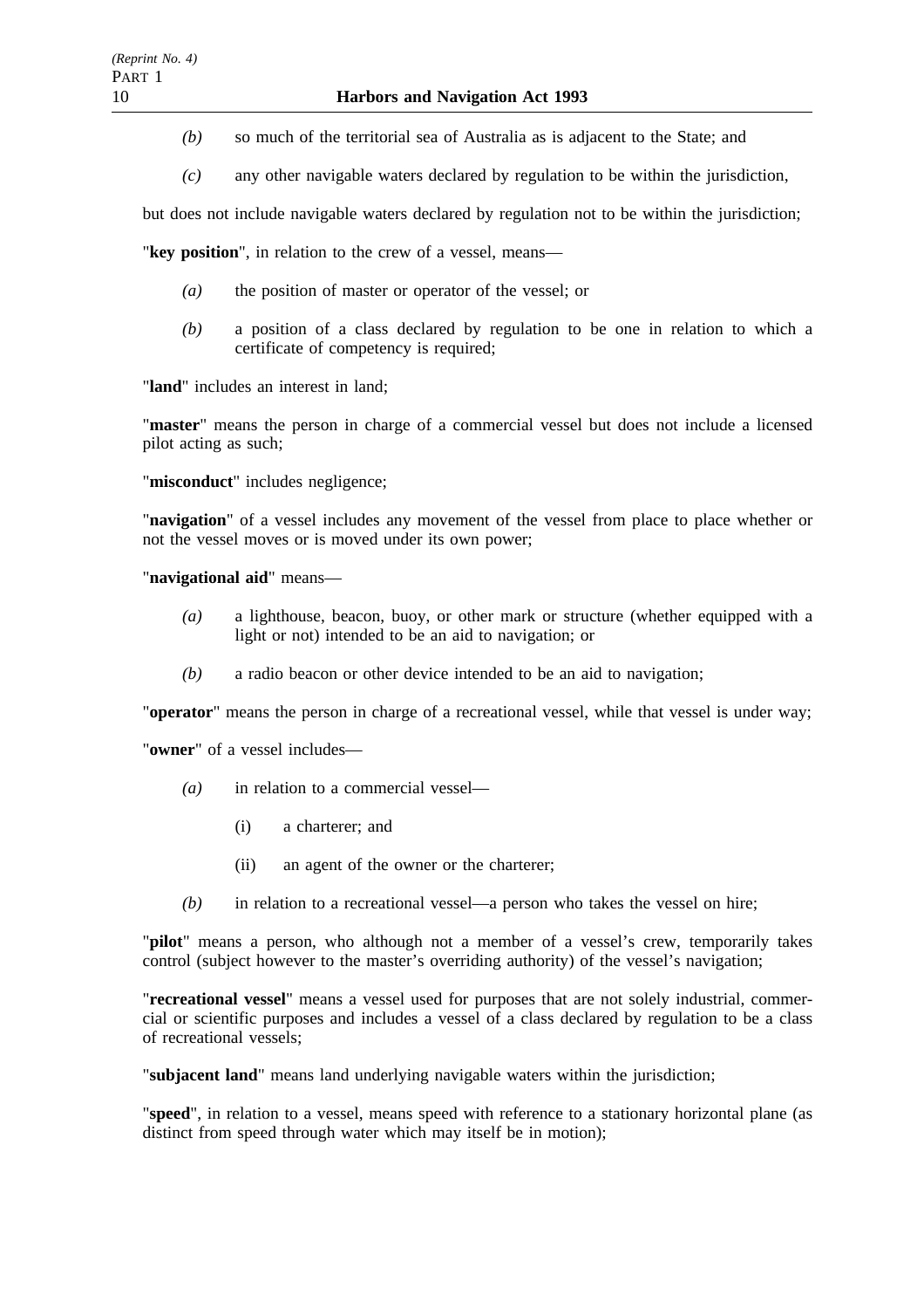*(b)* so much of the territorial sea of Australia as is adjacent to the State; and

*(c)* any other navigable waters declared by regulation to be within the jurisdiction,

but does not include navigable waters declared by regulation not to be within the jurisdiction;

"**key position**", in relation to the crew of a vessel, means—

*(a)* the position of master or operator of the vessel; or

*(b)* a position of a class declared by regulation to be one in relation to which a certificate of competency is required;

"**land**" includes an interest in land;

"**master**" means the person in charge of a commercial vessel but does not include a licensed pilot acting as such;

"**misconduct**" includes negligence;

"**navigation**" of a vessel includes any movement of the vessel from place to place whether or not the vessel moves or is moved under its own power;

"**navigational aid**" means—

*(a)* a lighthouse, beacon, buoy, or other mark or structure (whether equipped with a light or not) intended to be an aid to navigation; or

*(b)* a radio beacon or other device intended to be an aid to navigation;

"**operator**" means the person in charge of a recreational vessel, while that vessel is under way;

"**owner**" of a vessel includes—

*(a)* in relation to a commercial vessel—

(i) a charterer; and

(ii) an agent of the owner or the charterer;

*(b)* in relation to a recreational vessel—a person who takes the vessel on hire;

"**pilot**" means a person, who although not a member of a vessel's crew, temporarily takes control (subject however to the master's overriding authority) of the vessel's navigation;

"**recreational vessel**" means a vessel used for purposes that are not solely industrial, commercial or scientific purposes and includes a vessel of a class declared by regulation to be a class of recreational vessels;

"**subjacent land**" means land underlying navigable waters within the jurisdiction;

"**speed**", in relation to a vessel, means speed with reference to a stationary horizontal plane (as distinct from speed through water which may itself be in motion);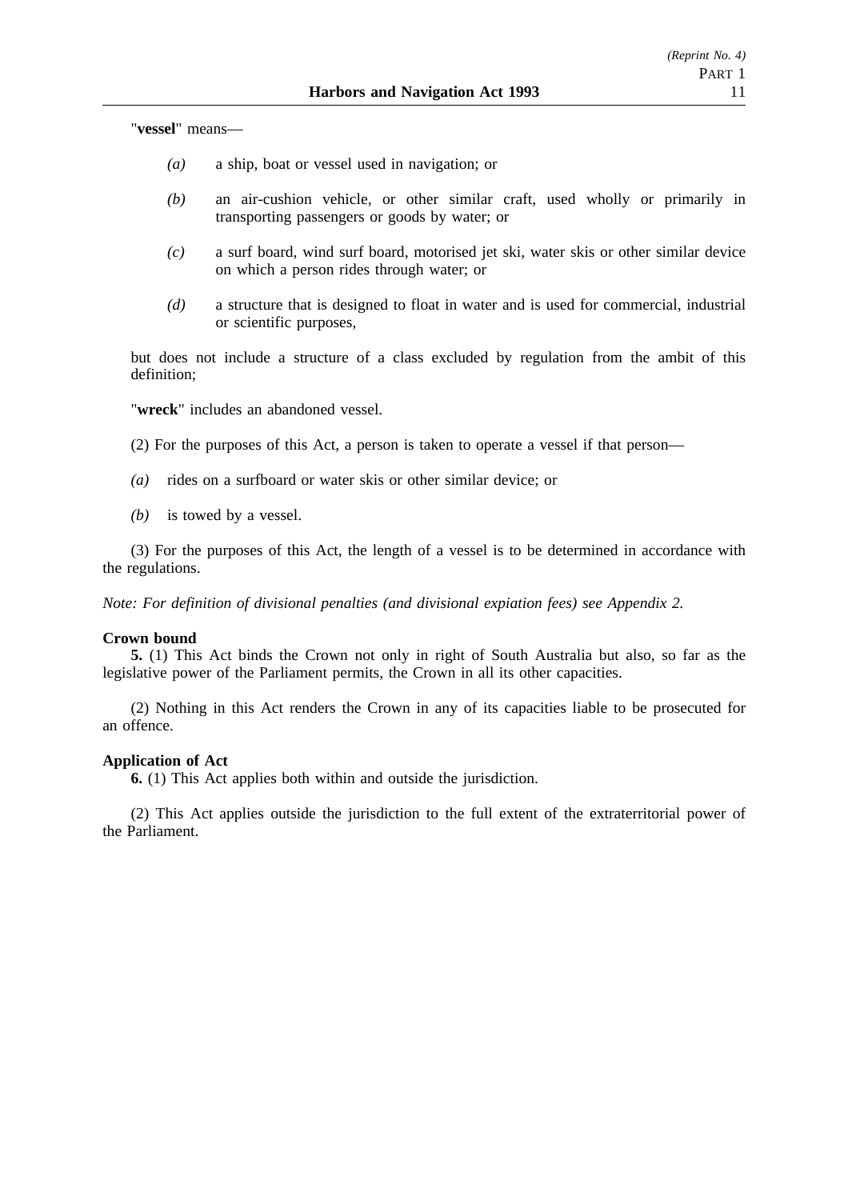"**vessel**" means—

*(a)* a ship, boat or vessel used in navigation; or

*(b)* an air-cushion vehicle, or other similar craft, used wholly or primarily in transporting passengers or goods by water; or

*(c)* a surf board, wind surf board, motorised jet ski, water skis or other similar device on which a person rides through water; or

*(d)* a structure that is designed to float in water and is used for commercial, industrial or scientific purposes,

but does not include a structure of a class excluded by regulation from the ambit of this definition;

"**wreck**" includes an abandoned vessel.

(2) For the purposes of this Act, a person is taken to operate a vessel if that person—

*(a)* rides on a surfboard or water skis or other similar device; or

*(b)* is towed by a vessel.

(3) For the purposes of this Act, the length of a vessel is to be determined in accordance with the regulations.

*Note: For definition of divisional penalties (and divisional expiation fees) see Appendix 2.*

**Crown bound**

**5.** (1) This Act binds the Crown not only in right of South Australia but also, so far as the legislative power of the Parliament permits, the Crown in all its other capacities.

(2) Nothing in this Act renders the Crown in any of its capacities liable to be prosecuted for an offence.

**Application of Act**

**6.** (1) This Act applies both within and outside the jurisdiction.

(2) This Act applies outside the jurisdiction to the full extent of the extraterritorial power of the Parliament.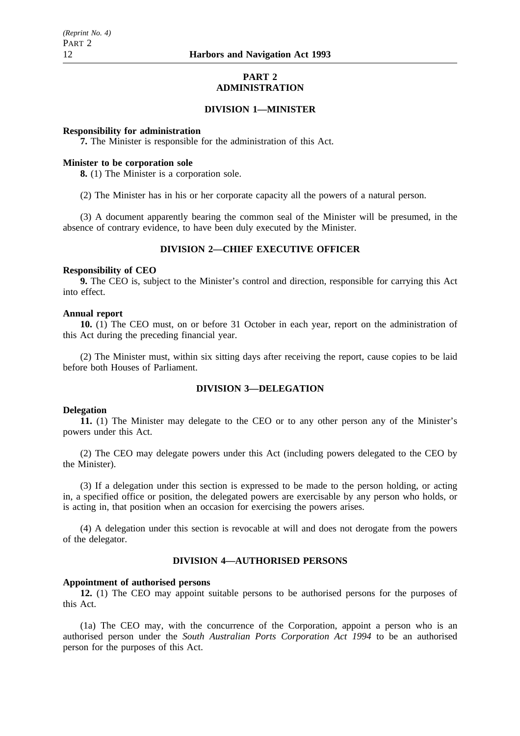## PART 2
## ADMINISTRATION

### DIVISION 1—MINISTER

**Responsibility for administration**

**7.** The Minister is responsible for the administration of this Act.

**Minister to be corporation sole**

**8.** (1) The Minister is a corporation sole.

(2) The Minister has in his or her corporate capacity all the powers of a natural person.

(3) A document apparently bearing the common seal of the Minister will be presumed, in the absence of contrary evidence, to have been duly executed by the Minister.

### DIVISION 2—CHIEF EXECUTIVE OFFICER

**Responsibility of CEO**

**9.** The CEO is, subject to the Minister's control and direction, responsible for carrying this Act into effect.

**Annual report**

**10.** (1) The CEO must, on or before 31 October in each year, report on the administration of this Act during the preceding financial year.

(2) The Minister must, within six sitting days after receiving the report, cause copies to be laid before both Houses of Parliament.

### DIVISION 3—DELEGATION

**Delegation**

**11.** (1) The Minister may delegate to the CEO or to any other person any of the Minister's powers under this Act.

(2) The CEO may delegate powers under this Act (including powers delegated to the CEO by the Minister).

(3) If a delegation under this section is expressed to be made to the person holding, or acting in, a specified office or position, the delegated powers are exercisable by any person who holds, or is acting in, that position when an occasion for exercising the powers arises.

(4) A delegation under this section is revocable at will and does not derogate from the powers of the delegator.

### DIVISION 4—AUTHORISED PERSONS

**Appointment of authorised persons**

**12.** (1) The CEO may appoint suitable persons to be authorised persons for the purposes of this Act.

(1a) The CEO may, with the concurrence of the Corporation, appoint a person who is an authorised person under the *South Australian Ports Corporation Act 1994* to be an authorised person for the purposes of this Act.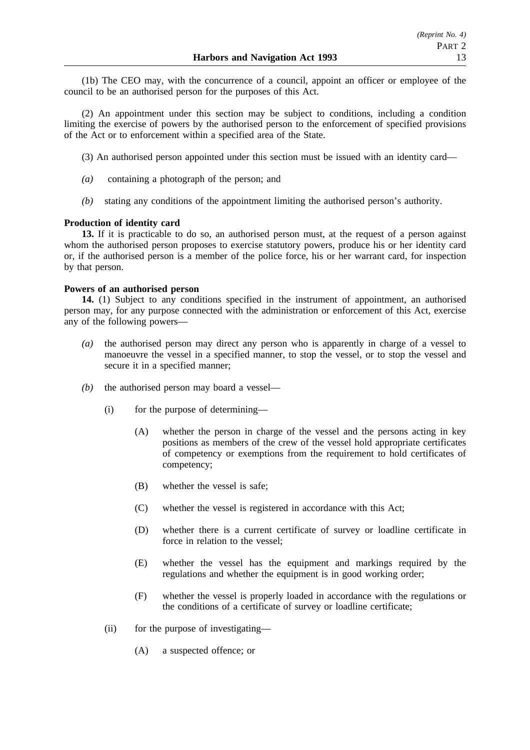(1b) The CEO may, with the concurrence of a council, appoint an officer or employee of the council to be an authorised person for the purposes of this Act.

(2) An appointment under this section may be subject to conditions, including a condition limiting the exercise of powers by the authorised person to the enforcement of specified provisions of the Act or to enforcement within a specified area of the State.

(3) An authorised person appointed under this section must be issued with an identity card—

*(a)* containing a photograph of the person; and

*(b)* stating any conditions of the appointment limiting the authorised person's authority.

**Production of identity card**

**13.** If it is practicable to do so, an authorised person must, at the request of a person against whom the authorised person proposes to exercise statutory powers, produce his or her identity card or, if the authorised person is a member of the police force, his or her warrant card, for inspection by that person.

**Powers of an authorised person**

**14.** (1) Subject to any conditions specified in the instrument of appointment, an authorised person may, for any purpose connected with the administration or enforcement of this Act, exercise any of the following powers—

*(a)* the authorised person may direct any person who is apparently in charge of a vessel to manoeuvre the vessel in a specified manner, to stop the vessel, or to stop the vessel and secure it in a specified manner;

*(b)* the authorised person may board a vessel—

(i) for the purpose of determining—

(A) whether the person in charge of the vessel and the persons acting in key positions as members of the crew of the vessel hold appropriate certificates of competency or exemptions from the requirement to hold certificates of competency;

(B) whether the vessel is safe;

(C) whether the vessel is registered in accordance with this Act;

(D) whether there is a current certificate of survey or loadline certificate in force in relation to the vessel;

(E) whether the vessel has the equipment and markings required by the regulations and whether the equipment is in good working order;

(F) whether the vessel is properly loaded in accordance with the regulations or the conditions of a certificate of survey or loadline certificate;

(ii) for the purpose of investigating—

(A) a suspected offence; or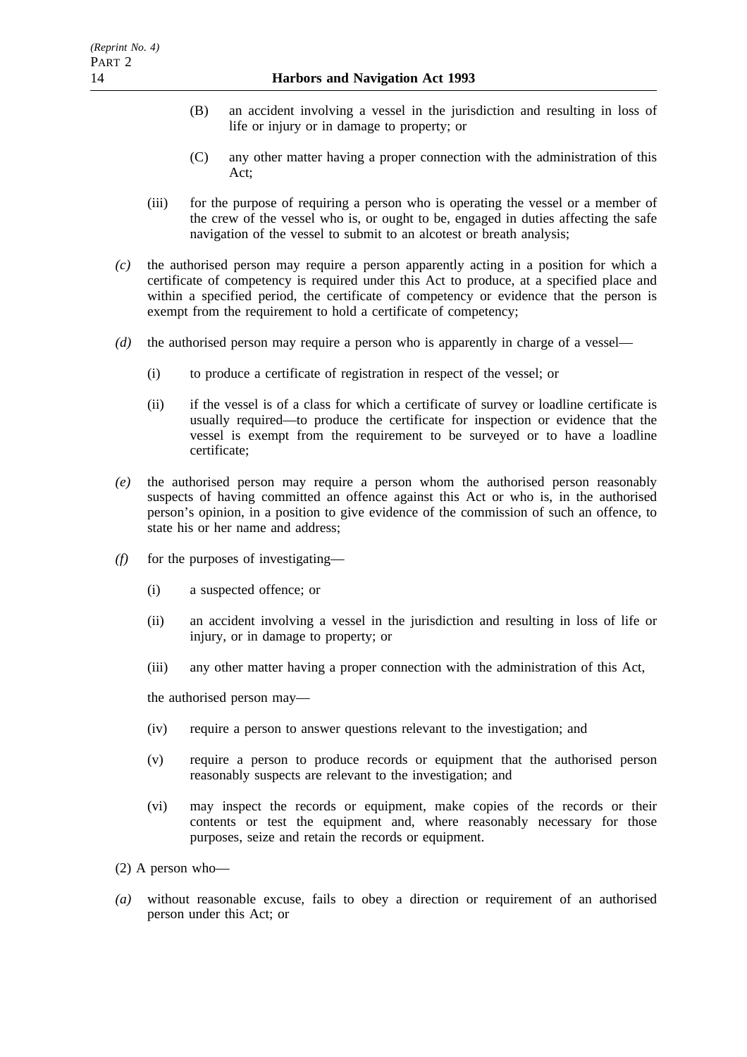(B) an accident involving a vessel in the jurisdiction and resulting in loss of life or injury or in damage to property; or

(C) any other matter having a proper connection with the administration of this Act;

(iii) for the purpose of requiring a person who is operating the vessel or a member of the crew of the vessel who is, or ought to be, engaged in duties affecting the safe navigation of the vessel to submit to an alcotest or breath analysis;

*(c)* the authorised person may require a person apparently acting in a position for which a certificate of competency is required under this Act to produce, at a specified place and within a specified period, the certificate of competency or evidence that the person is exempt from the requirement to hold a certificate of competency;

*(d)* the authorised person may require a person who is apparently in charge of a vessel—

(i) to produce a certificate of registration in respect of the vessel; or

(ii) if the vessel is of a class for which a certificate of survey or loadline certificate is usually required—to produce the certificate for inspection or evidence that the vessel is exempt from the requirement to be surveyed or to have a loadline certificate;

*(e)* the authorised person may require a person whom the authorised person reasonably suspects of having committed an offence against this Act or who is, in the authorised person's opinion, in a position to give evidence of the commission of such an offence, to state his or her name and address;

*(f)* for the purposes of investigating—

(i) a suspected offence; or

(ii) an accident involving a vessel in the jurisdiction and resulting in loss of life or injury, or in damage to property; or

(iii) any other matter having a proper connection with the administration of this Act,

the authorised person may—

(iv) require a person to answer questions relevant to the investigation; and

(v) require a person to produce records or equipment that the authorised person reasonably suspects are relevant to the investigation; and

(vi) may inspect the records or equipment, make copies of the records or their contents or test the equipment and, where reasonably necessary for those purposes, seize and retain the records or equipment.

(2) A person who—

*(a)* without reasonable excuse, fails to obey a direction or requirement of an authorised person under this Act; or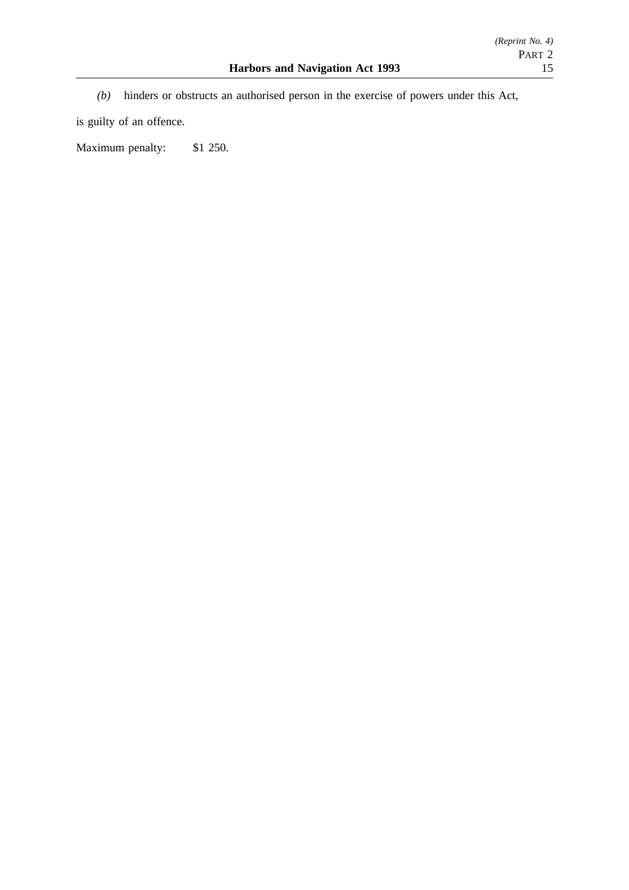*(b)* hinders or obstructs an authorised person in the exercise of powers under this Act,

is guilty of an offence.

Maximum penalty: $1 250.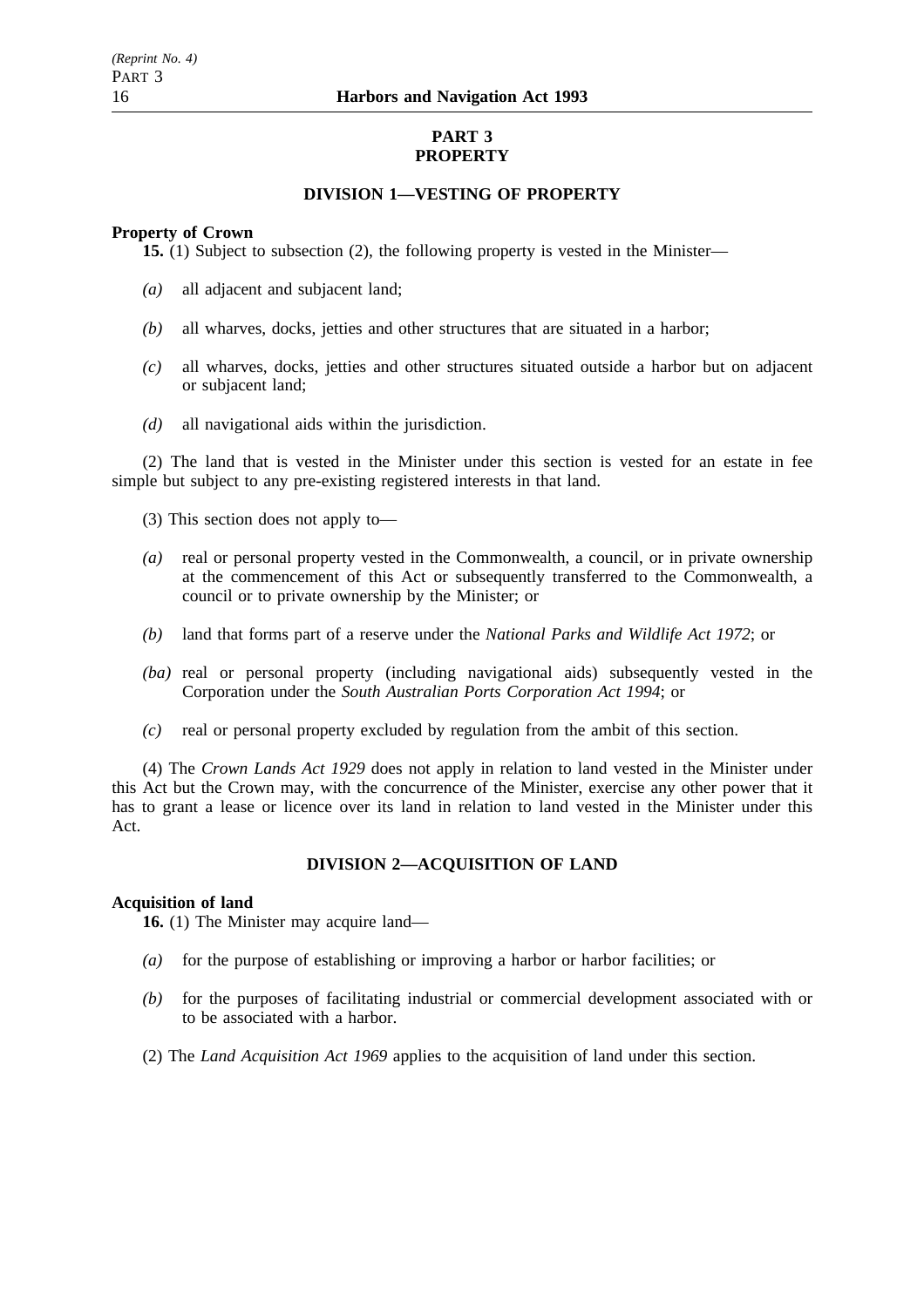# PART 3
# PROPERTY

## DIVISION 1—VESTING OF PROPERTY

**Property of Crown**

**15.** (1) Subject to subsection (2), the following property is vested in the Minister—

*(a)* all adjacent and subjacent land;

*(b)* all wharves, docks, jetties and other structures that are situated in a harbor;

*(c)* all wharves, docks, jetties and other structures situated outside a harbor but on adjacent or subjacent land;

*(d)* all navigational aids within the jurisdiction.

(2) The land that is vested in the Minister under this section is vested for an estate in fee simple but subject to any pre-existing registered interests in that land.

(3) This section does not apply to—

*(a)* real or personal property vested in the Commonwealth, a council, or in private ownership at the commencement of this Act or subsequently transferred to the Commonwealth, a council or to private ownership by the Minister; or

*(b)* land that forms part of a reserve under the *National Parks and Wildlife Act 1972*; or

*(ba)* real or personal property (including navigational aids) subsequently vested in the Corporation under the *South Australian Ports Corporation Act 1994*; or

*(c)* real or personal property excluded by regulation from the ambit of this section.

(4) The *Crown Lands Act 1929* does not apply in relation to land vested in the Minister under this Act but the Crown may, with the concurrence of the Minister, exercise any other power that it has to grant a lease or licence over its land in relation to land vested in the Minister under this Act.

## DIVISION 2—ACQUISITION OF LAND

**Acquisition of land**

**16.** (1) The Minister may acquire land—

*(a)* for the purpose of establishing or improving a harbor or harbor facilities; or

*(b)* for the purposes of facilitating industrial or commercial development associated with or to be associated with a harbor.

(2) The *Land Acquisition Act 1969* applies to the acquisition of land under this section.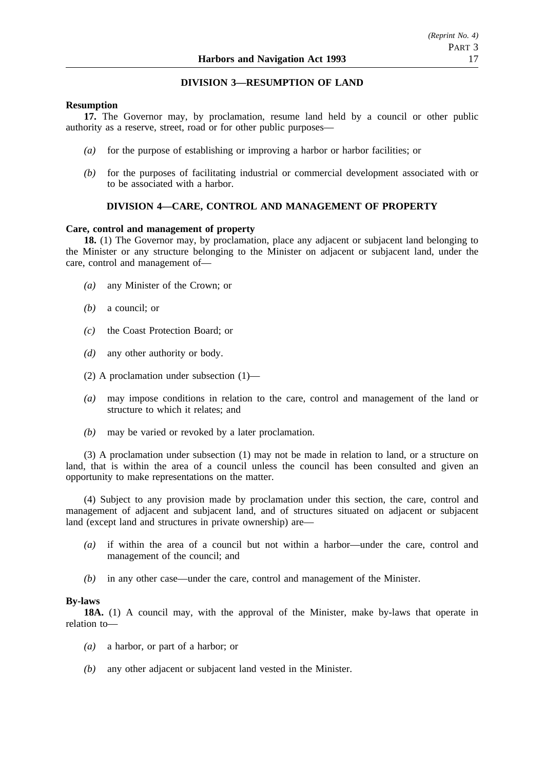## DIVISION 3—RESUMPTION OF LAND

**Resumption**

**17.** The Governor may, by proclamation, resume land held by a council or other public authority as a reserve, street, road or for other public purposes—

*(a)* for the purpose of establishing or improving a harbor or harbor facilities; or

*(b)* for the purposes of facilitating industrial or commercial development associated with or to be associated with a harbor.

## DIVISION 4—CARE, CONTROL AND MANAGEMENT OF PROPERTY

**Care, control and management of property**

**18.** (1) The Governor may, by proclamation, place any adjacent or subjacent land belonging to the Minister or any structure belonging to the Minister on adjacent or subjacent land, under the care, control and management of—

*(a)* any Minister of the Crown; or

*(b)* a council; or

*(c)* the Coast Protection Board; or

*(d)* any other authority or body.

(2) A proclamation under subsection (1)—

*(a)* may impose conditions in relation to the care, control and management of the land or structure to which it relates; and

*(b)* may be varied or revoked by a later proclamation.

(3) A proclamation under subsection (1) may not be made in relation to land, or a structure on land, that is within the area of a council unless the council has been consulted and given an opportunity to make representations on the matter.

(4) Subject to any provision made by proclamation under this section, the care, control and management of adjacent and subjacent land, and of structures situated on adjacent or subjacent land (except land and structures in private ownership) are—

*(a)* if within the area of a council but not within a harbor—under the care, control and management of the council; and

*(b)* in any other case—under the care, control and management of the Minister.

**By-laws**

**18A.** (1) A council may, with the approval of the Minister, make by-laws that operate in relation to—

*(a)* a harbor, or part of a harbor; or

*(b)* any other adjacent or subjacent land vested in the Minister.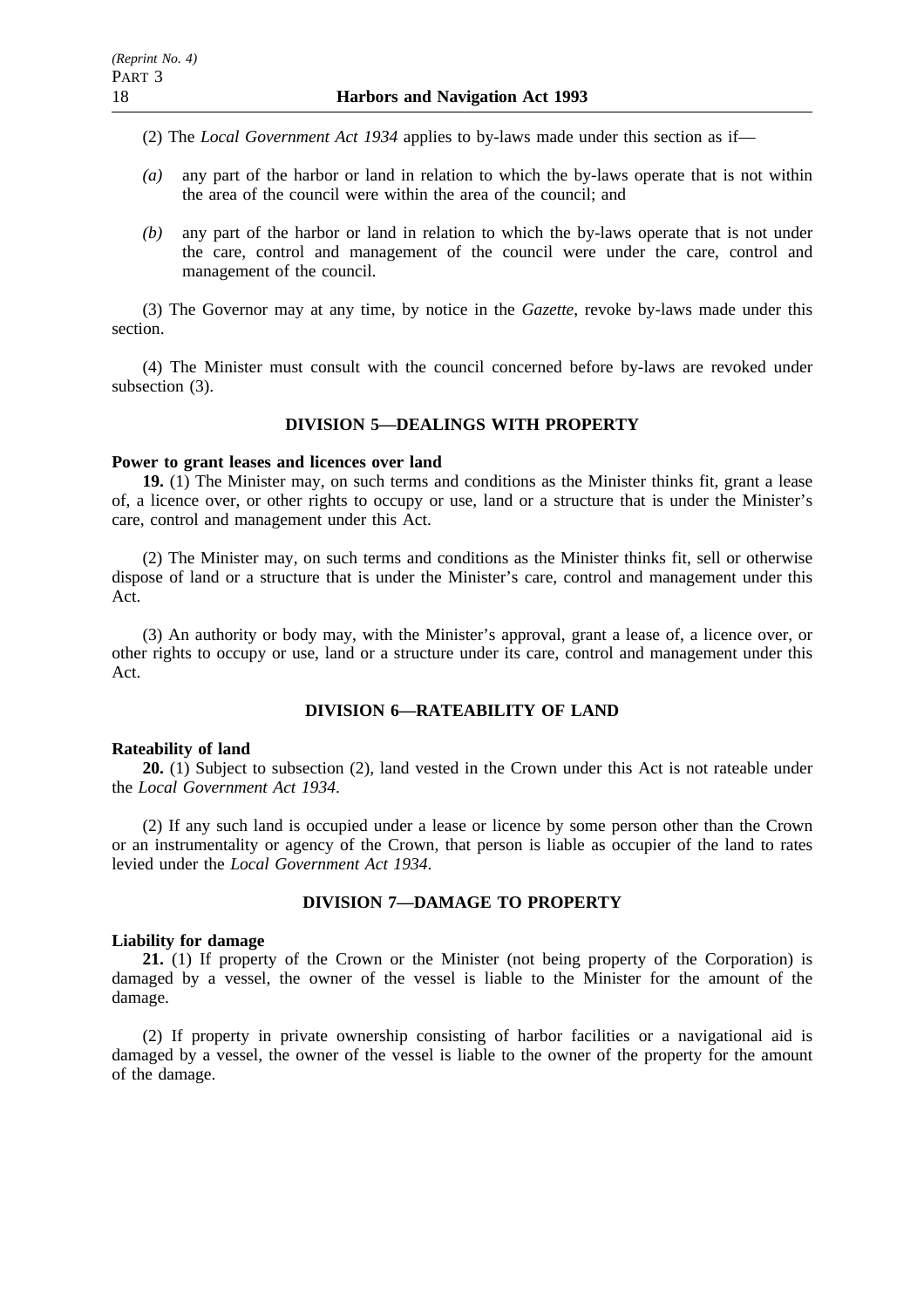(2) The *Local Government Act 1934* applies to by-laws made under this section as if—

*(a)* any part of the harbor or land in relation to which the by-laws operate that is not within the area of the council were within the area of the council; and

*(b)* any part of the harbor or land in relation to which the by-laws operate that is not under the care, control and management of the council were under the care, control and management of the council.

(3) The Governor may at any time, by notice in the *Gazette*, revoke by-laws made under this section.

(4) The Minister must consult with the council concerned before by-laws are revoked under subsection (3).

## DIVISION 5—DEALINGS WITH PROPERTY

**Power to grant leases and licences over land**

**19.** (1) The Minister may, on such terms and conditions as the Minister thinks fit, grant a lease of, a licence over, or other rights to occupy or use, land or a structure that is under the Minister's care, control and management under this Act.

(2) The Minister may, on such terms and conditions as the Minister thinks fit, sell or otherwise dispose of land or a structure that is under the Minister's care, control and management under this Act.

(3) An authority or body may, with the Minister's approval, grant a lease of, a licence over, or other rights to occupy or use, land or a structure under its care, control and management under this Act.

## DIVISION 6—RATEABILITY OF LAND

**Rateability of land**

**20.** (1) Subject to subsection (2), land vested in the Crown under this Act is not rateable under the *Local Government Act 1934*.

(2) If any such land is occupied under a lease or licence by some person other than the Crown or an instrumentality or agency of the Crown, that person is liable as occupier of the land to rates levied under the *Local Government Act 1934*.

## DIVISION 7—DAMAGE TO PROPERTY

**Liability for damage**

**21.** (1) If property of the Crown or the Minister (not being property of the Corporation) is damaged by a vessel, the owner of the vessel is liable to the Minister for the amount of the damage.

(2) If property in private ownership consisting of harbor facilities or a navigational aid is damaged by a vessel, the owner of the vessel is liable to the owner of the property for the amount of the damage.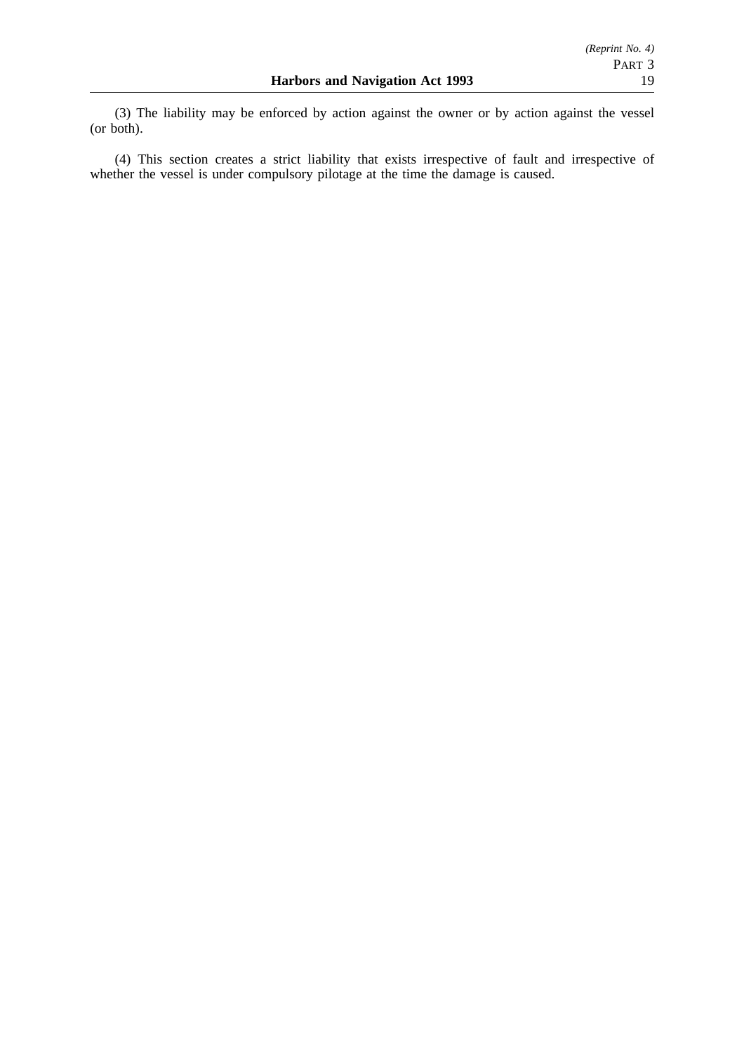(3) The liability may be enforced by action against the owner or by action against the vessel (or both).

(4) This section creates a strict liability that exists irrespective of fault and irrespective of whether the vessel is under compulsory pilotage at the time the damage is caused.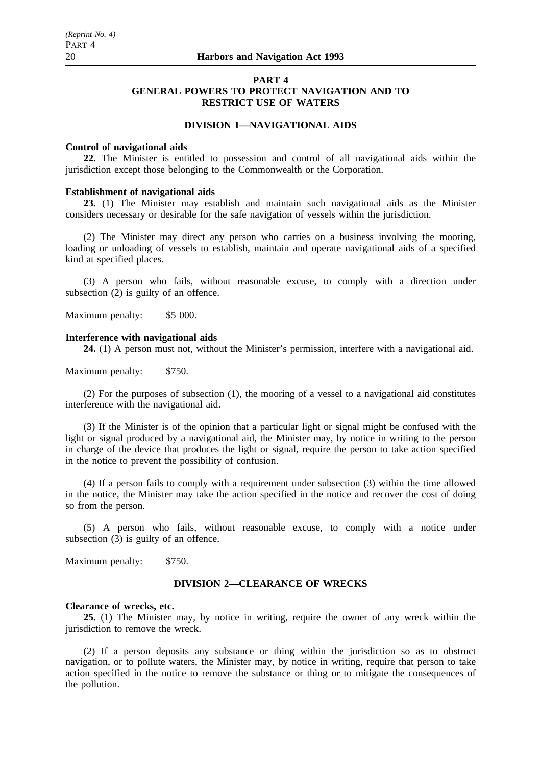## PART 4
## GENERAL POWERS TO PROTECT NAVIGATION AND TO RESTRICT USE OF WATERS

### DIVISION 1—NAVIGATIONAL AIDS

**Control of navigational aids**

**22.** The Minister is entitled to possession and control of all navigational aids within the jurisdiction except those belonging to the Commonwealth or the Corporation.

**Establishment of navigational aids**

**23.** (1) The Minister may establish and maintain such navigational aids as the Minister considers necessary or desirable for the safe navigation of vessels within the jurisdiction.

(2) The Minister may direct any person who carries on a business involving the mooring, loading or unloading of vessels to establish, maintain and operate navigational aids of a specified kind at specified places.

(3) A person who fails, without reasonable excuse, to comply with a direction under subsection (2) is guilty of an offence.

Maximum penalty: $5 000.

**Interference with navigational aids**

**24.** (1) A person must not, without the Minister's permission, interfere with a navigational aid.

Maximum penalty: $750.

(2) For the purposes of subsection (1), the mooring of a vessel to a navigational aid constitutes interference with the navigational aid.

(3) If the Minister is of the opinion that a particular light or signal might be confused with the light or signal produced by a navigational aid, the Minister may, by notice in writing to the person in charge of the device that produces the light or signal, require the person to take action specified in the notice to prevent the possibility of confusion.

(4) If a person fails to comply with a requirement under subsection (3) within the time allowed in the notice, the Minister may take the action specified in the notice and recover the cost of doing so from the person.

(5) A person who fails, without reasonable excuse, to comply with a notice under subsection (3) is guilty of an offence.

Maximum penalty: $750.

### DIVISION 2—CLEARANCE OF WRECKS

**Clearance of wrecks, etc.**

**25.** (1) The Minister may, by notice in writing, require the owner of any wreck within the jurisdiction to remove the wreck.

(2) If a person deposits any substance or thing within the jurisdiction so as to obstruct navigation, or to pollute waters, the Minister may, by notice in writing, require that person to take action specified in the notice to remove the substance or thing or to mitigate the consequences of the pollution.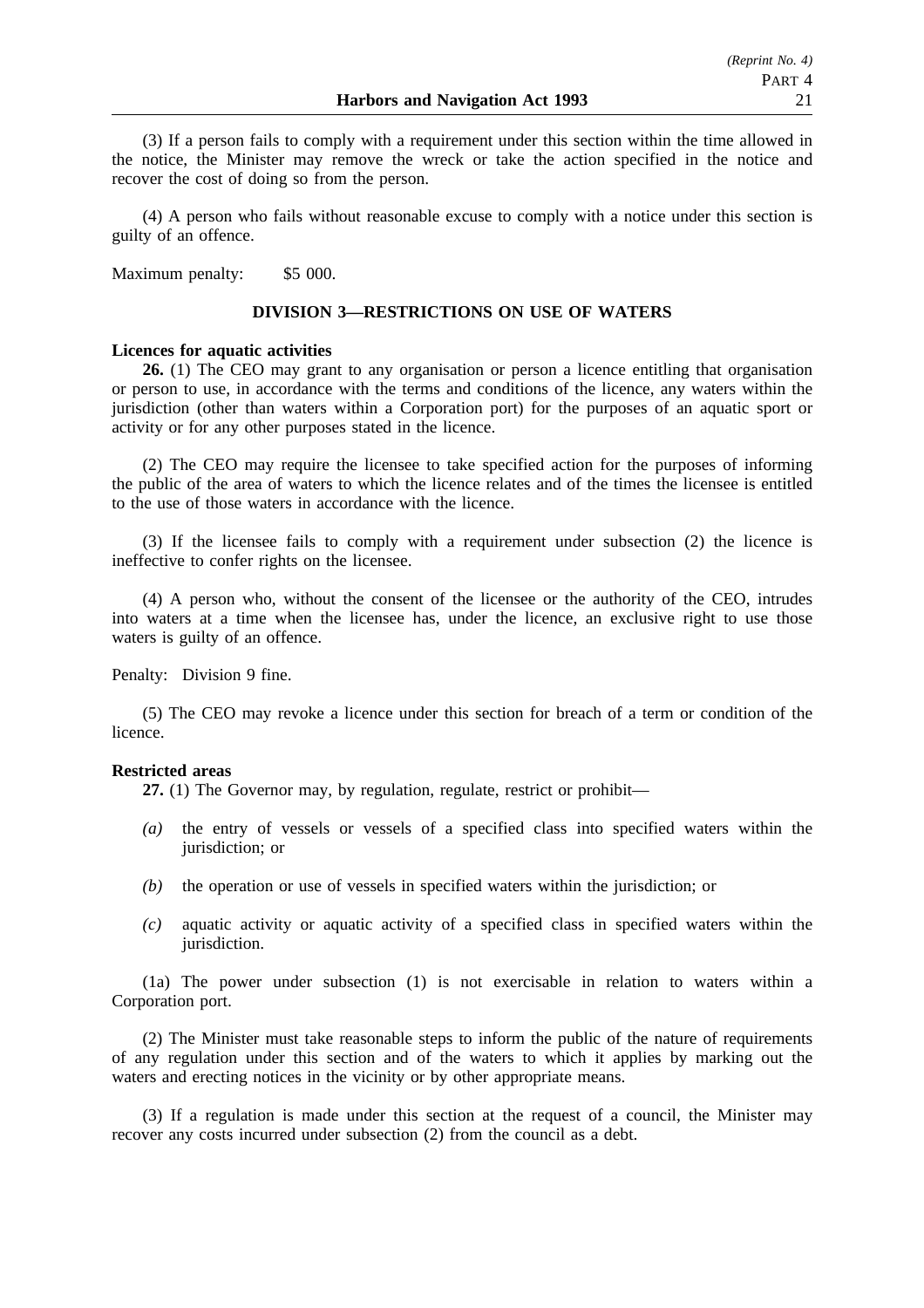(3) If a person fails to comply with a requirement under this section within the time allowed in the notice, the Minister may remove the wreck or take the action specified in the notice and recover the cost of doing so from the person.

(4) A person who fails without reasonable excuse to comply with a notice under this section is guilty of an offence.

Maximum penalty: $5 000.

## DIVISION 3—RESTRICTIONS ON USE OF WATERS

**Licences for aquatic activities**

**26.** (1) The CEO may grant to any organisation or person a licence entitling that organisation or person to use, in accordance with the terms and conditions of the licence, any waters within the jurisdiction (other than waters within a Corporation port) for the purposes of an aquatic sport or activity or for any other purposes stated in the licence.

(2) The CEO may require the licensee to take specified action for the purposes of informing the public of the area of waters to which the licence relates and of the times the licensee is entitled to the use of those waters in accordance with the licence.

(3) If the licensee fails to comply with a requirement under subsection (2) the licence is ineffective to confer rights on the licensee.

(4) A person who, without the consent of the licensee or the authority of the CEO, intrudes into waters at a time when the licensee has, under the licence, an exclusive right to use those waters is guilty of an offence.

Penalty: Division 9 fine.

(5) The CEO may revoke a licence under this section for breach of a term or condition of the licence.

**Restricted areas**

**27.** (1) The Governor may, by regulation, regulate, restrict or prohibit—

*(a)* the entry of vessels or vessels of a specified class into specified waters within the jurisdiction; or

*(b)* the operation or use of vessels in specified waters within the jurisdiction; or

*(c)* aquatic activity or aquatic activity of a specified class in specified waters within the jurisdiction.

(1a) The power under subsection (1) is not exercisable in relation to waters within a Corporation port.

(2) The Minister must take reasonable steps to inform the public of the nature of requirements of any regulation under this section and of the waters to which it applies by marking out the waters and erecting notices in the vicinity or by other appropriate means.

(3) If a regulation is made under this section at the request of a council, the Minister may recover any costs incurred under subsection (2) from the council as a debt.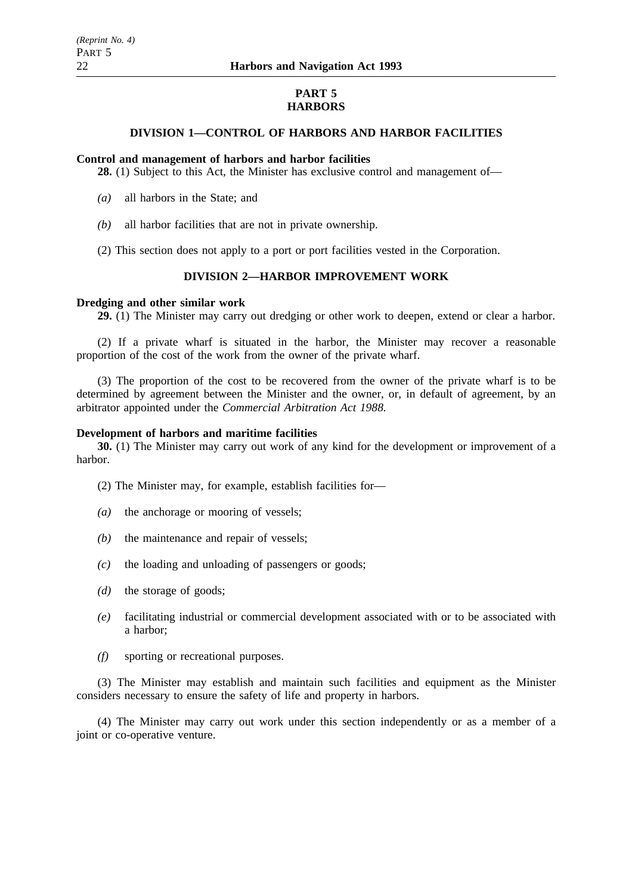# PART 5
# HARBORS

## DIVISION 1—CONTROL OF HARBORS AND HARBOR FACILITIES

**Control and management of harbors and harbor facilities**

**28.** (1) Subject to this Act, the Minister has exclusive control and management of—

*(a)* all harbors in the State; and

*(b)* all harbor facilities that are not in private ownership.

(2) This section does not apply to a port or port facilities vested in the Corporation.

## DIVISION 2—HARBOR IMPROVEMENT WORK

**Dredging and other similar work**

**29.** (1) The Minister may carry out dredging or other work to deepen, extend or clear a harbor.

(2) If a private wharf is situated in the harbor, the Minister may recover a reasonable proportion of the cost of the work from the owner of the private wharf.

(3) The proportion of the cost to be recovered from the owner of the private wharf is to be determined by agreement between the Minister and the owner, or, in default of agreement, by an arbitrator appointed under the *Commercial Arbitration Act 1988.*

**Development of harbors and maritime facilities**

**30.** (1) The Minister may carry out work of any kind for the development or improvement of a harbor.

(2) The Minister may, for example, establish facilities for—

*(a)* the anchorage or mooring of vessels;

*(b)* the maintenance and repair of vessels;

*(c)* the loading and unloading of passengers or goods;

*(d)* the storage of goods;

*(e)* facilitating industrial or commercial development associated with or to be associated with a harbor;

*(f)* sporting or recreational purposes.

(3) The Minister may establish and maintain such facilities and equipment as the Minister considers necessary to ensure the safety of life and property in harbors.

(4) The Minister may carry out work under this section independently or as a member of a joint or co-operative venture.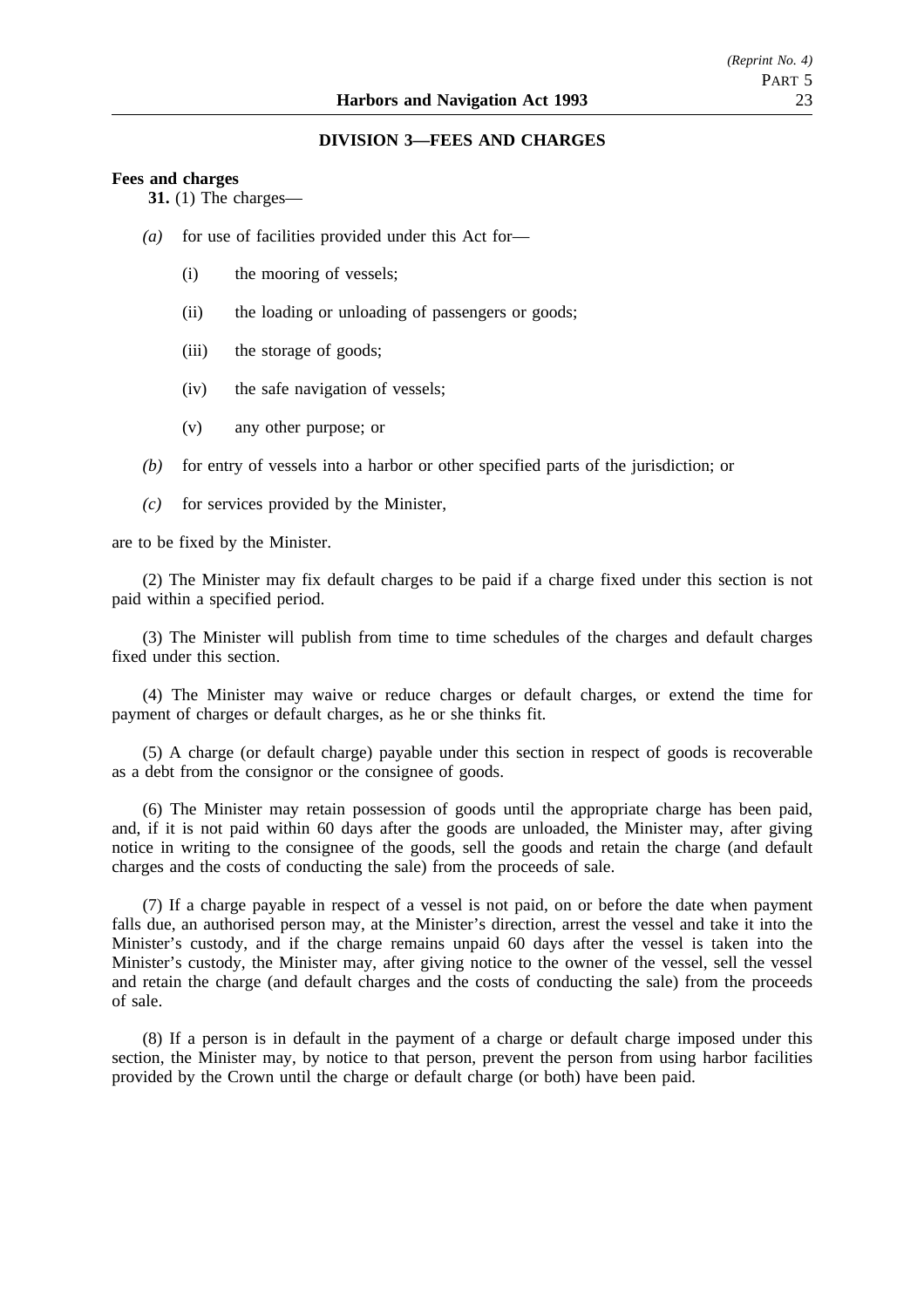## DIVISION 3—FEES AND CHARGES

**Fees and charges**

**31.** (1) The charges—

*(a)* for use of facilities provided under this Act for—

(i) the mooring of vessels;

(ii) the loading or unloading of passengers or goods;

(iii) the storage of goods;

(iv) the safe navigation of vessels;

(v) any other purpose; or

*(b)* for entry of vessels into a harbor or other specified parts of the jurisdiction; or

*(c)* for services provided by the Minister,

are to be fixed by the Minister.

(2) The Minister may fix default charges to be paid if a charge fixed under this section is not paid within a specified period.

(3) The Minister will publish from time to time schedules of the charges and default charges fixed under this section.

(4) The Minister may waive or reduce charges or default charges, or extend the time for payment of charges or default charges, as he or she thinks fit.

(5) A charge (or default charge) payable under this section in respect of goods is recoverable as a debt from the consignor or the consignee of goods.

(6) The Minister may retain possession of goods until the appropriate charge has been paid, and, if it is not paid within 60 days after the goods are unloaded, the Minister may, after giving notice in writing to the consignee of the goods, sell the goods and retain the charge (and default charges and the costs of conducting the sale) from the proceeds of sale.

(7) If a charge payable in respect of a vessel is not paid, on or before the date when payment falls due, an authorised person may, at the Minister's direction, arrest the vessel and take it into the Minister's custody, and if the charge remains unpaid 60 days after the vessel is taken into the Minister's custody, the Minister may, after giving notice to the owner of the vessel, sell the vessel and retain the charge (and default charges and the costs of conducting the sale) from the proceeds of sale.

(8) If a person is in default in the payment of a charge or default charge imposed under this section, the Minister may, by notice to that person, prevent the person from using harbor facilities provided by the Crown until the charge or default charge (or both) have been paid.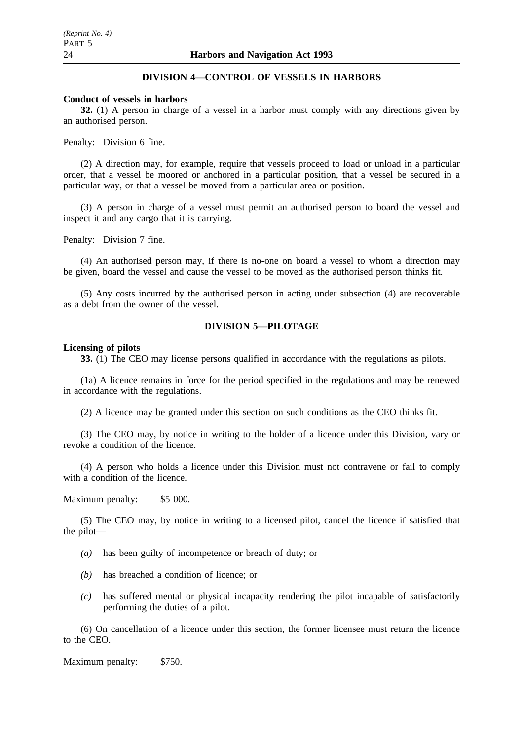## DIVISION 4—CONTROL OF VESSELS IN HARBORS

**Conduct of vessels in harbors**

**32.** (1) A person in charge of a vessel in a harbor must comply with any directions given by an authorised person.

Penalty: Division 6 fine.

(2) A direction may, for example, require that vessels proceed to load or unload in a particular order, that a vessel be moored or anchored in a particular position, that a vessel be secured in a particular way, or that a vessel be moved from a particular area or position.

(3) A person in charge of a vessel must permit an authorised person to board the vessel and inspect it and any cargo that it is carrying.

Penalty: Division 7 fine.

(4) An authorised person may, if there is no-one on board a vessel to whom a direction may be given, board the vessel and cause the vessel to be moved as the authorised person thinks fit.

(5) Any costs incurred by the authorised person in acting under subsection (4) are recoverable as a debt from the owner of the vessel.

## DIVISION 5—PILOTAGE

**Licensing of pilots**

**33.** (1) The CEO may license persons qualified in accordance with the regulations as pilots.

(1a) A licence remains in force for the period specified in the regulations and may be renewed in accordance with the regulations.

(2) A licence may be granted under this section on such conditions as the CEO thinks fit.

(3) The CEO may, by notice in writing to the holder of a licence under this Division, vary or revoke a condition of the licence.

(4) A person who holds a licence under this Division must not contravene or fail to comply with a condition of the licence.

Maximum penalty: $5 000.

(5) The CEO may, by notice in writing to a licensed pilot, cancel the licence if satisfied that the pilot—

*(a)* has been guilty of incompetence or breach of duty; or

*(b)* has breached a condition of licence; or

*(c)* has suffered mental or physical incapacity rendering the pilot incapable of satisfactorily performing the duties of a pilot.

(6) On cancellation of a licence under this section, the former licensee must return the licence to the CEO.

Maximum penalty: $750.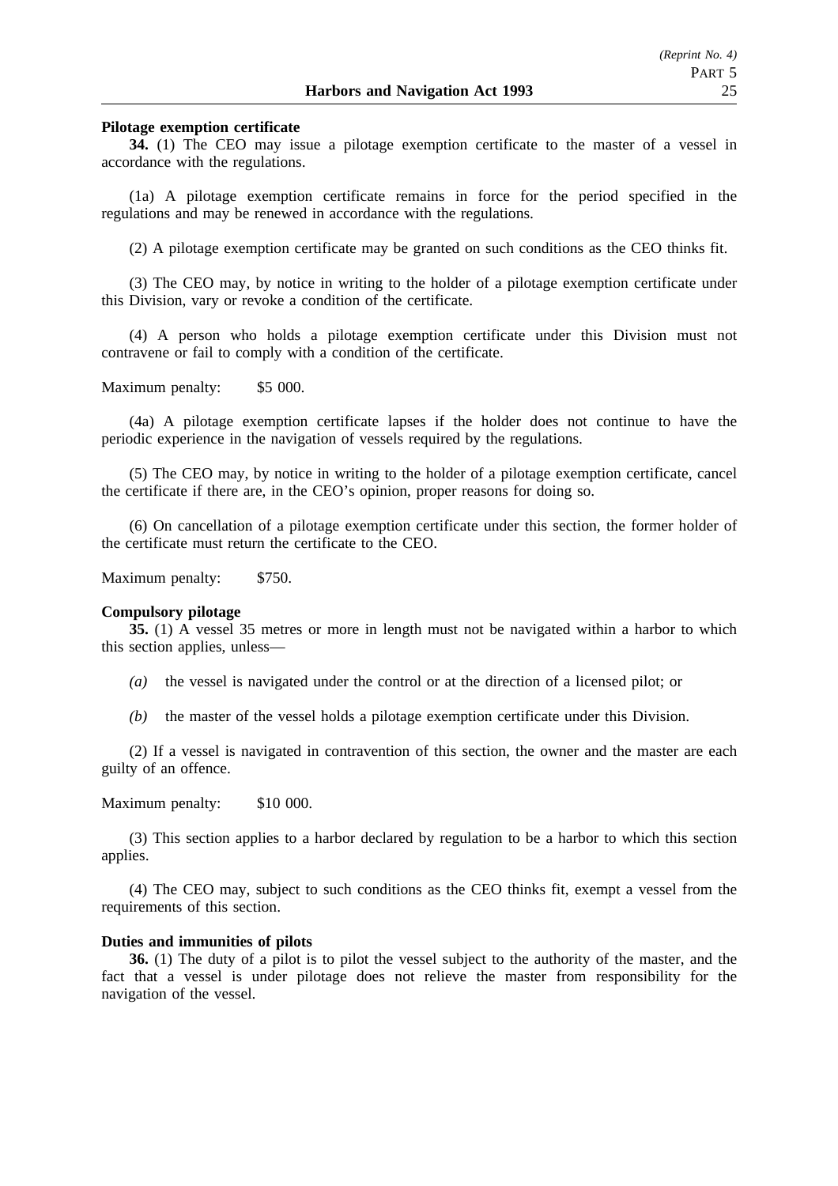**Pilotage exemption certificate**

**34.** (1) The CEO may issue a pilotage exemption certificate to the master of a vessel in accordance with the regulations.

(1a) A pilotage exemption certificate remains in force for the period specified in the regulations and may be renewed in accordance with the regulations.

(2) A pilotage exemption certificate may be granted on such conditions as the CEO thinks fit.

(3) The CEO may, by notice in writing to the holder of a pilotage exemption certificate under this Division, vary or revoke a condition of the certificate.

(4) A person who holds a pilotage exemption certificate under this Division must not contravene or fail to comply with a condition of the certificate.

Maximum penalty: $5 000.

(4a) A pilotage exemption certificate lapses if the holder does not continue to have the periodic experience in the navigation of vessels required by the regulations.

(5) The CEO may, by notice in writing to the holder of a pilotage exemption certificate, cancel the certificate if there are, in the CEO's opinion, proper reasons for doing so.

(6) On cancellation of a pilotage exemption certificate under this section, the former holder of the certificate must return the certificate to the CEO.

Maximum penalty: $750.

**Compulsory pilotage**

**35.** (1) A vessel 35 metres or more in length must not be navigated within a harbor to which this section applies, unless—

*(a)* the vessel is navigated under the control or at the direction of a licensed pilot; or

*(b)* the master of the vessel holds a pilotage exemption certificate under this Division.

(2) If a vessel is navigated in contravention of this section, the owner and the master are each guilty of an offence.

Maximum penalty: $10 000.

(3) This section applies to a harbor declared by regulation to be a harbor to which this section applies.

(4) The CEO may, subject to such conditions as the CEO thinks fit, exempt a vessel from the requirements of this section.

**Duties and immunities of pilots**

**36.** (1) The duty of a pilot is to pilot the vessel subject to the authority of the master, and the fact that a vessel is under pilotage does not relieve the master from responsibility for the navigation of the vessel.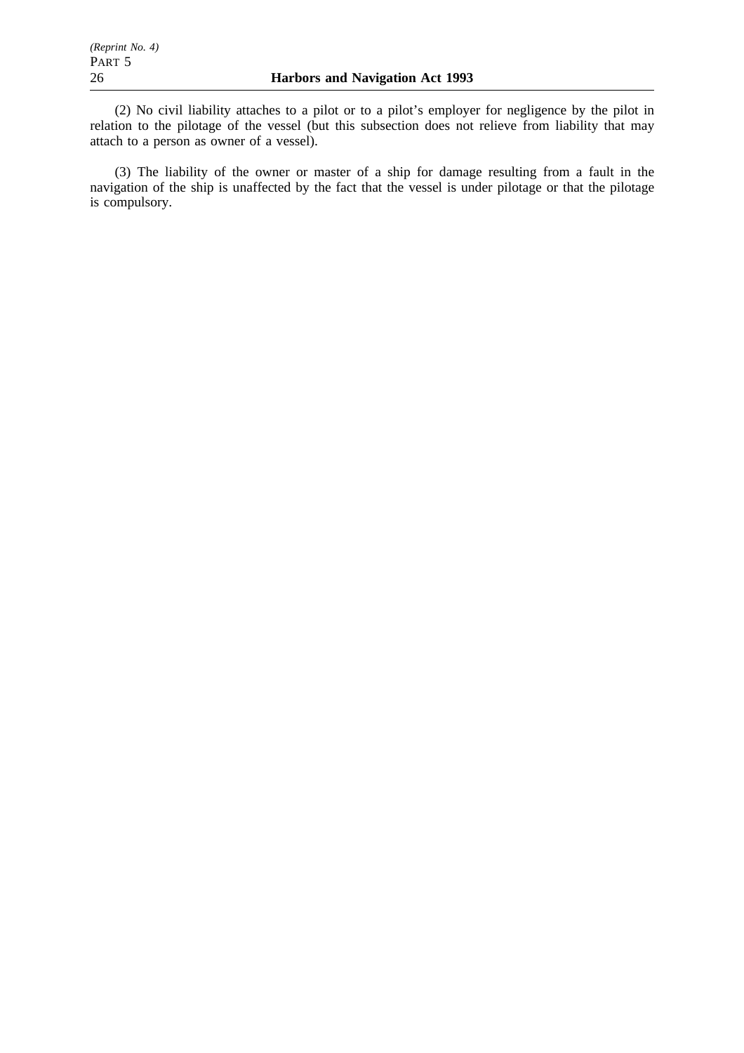(2) No civil liability attaches to a pilot or to a pilot's employer for negligence by the pilot in relation to the pilotage of the vessel (but this subsection does not relieve from liability that may attach to a person as owner of a vessel).

(3) The liability of the owner or master of a ship for damage resulting from a fault in the navigation of the ship is unaffected by the fact that the vessel is under pilotage or that the pilotage is compulsory.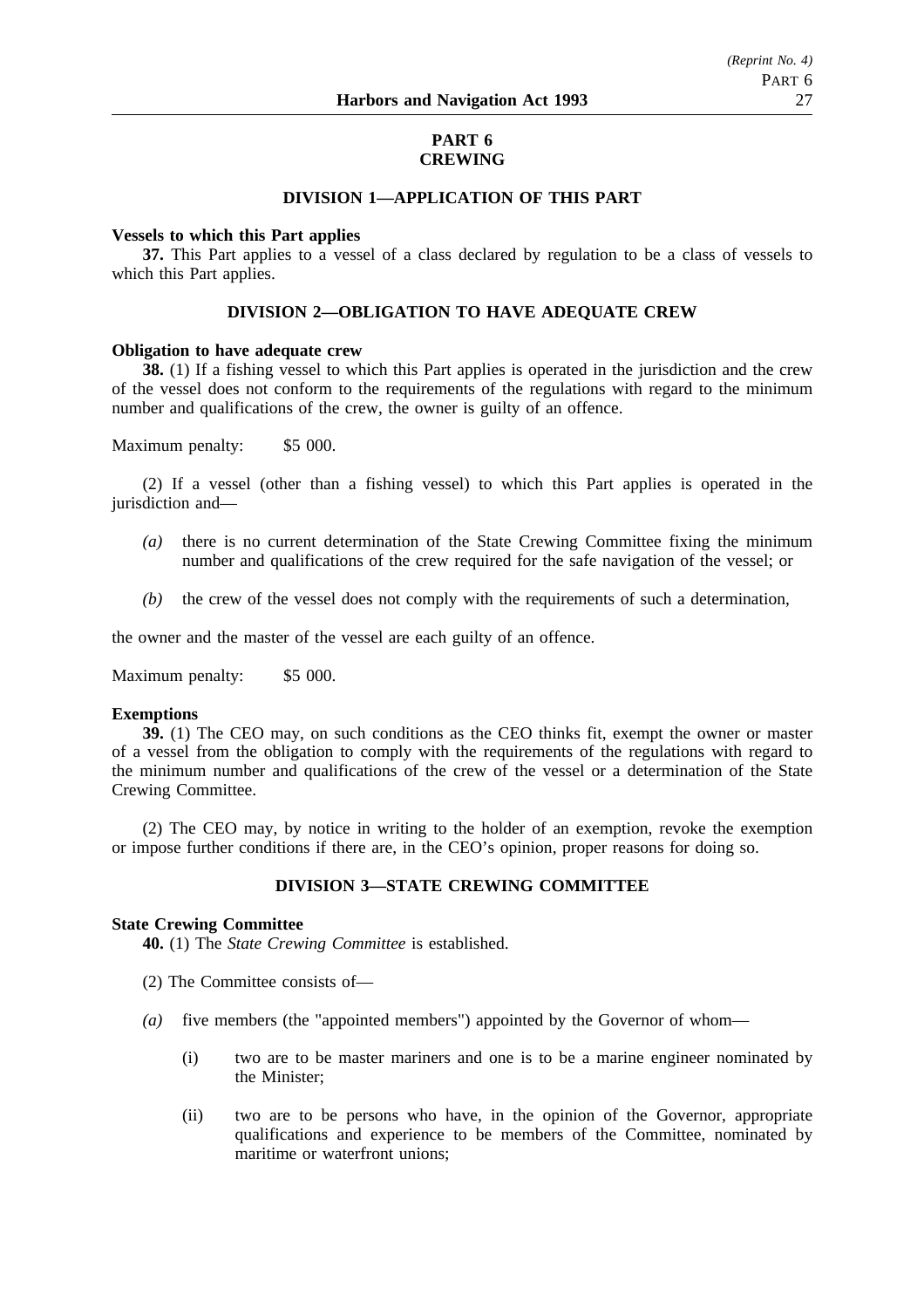## PART 6
## CREWING

### DIVISION 1—APPLICATION OF THIS PART

**Vessels to which this Part applies**

**37.** This Part applies to a vessel of a class declared by regulation to be a class of vessels to which this Part applies.

### DIVISION 2—OBLIGATION TO HAVE ADEQUATE CREW

**Obligation to have adequate crew**

**38.** (1) If a fishing vessel to which this Part applies is operated in the jurisdiction and the crew of the vessel does not conform to the requirements of the regulations with regard to the minimum number and qualifications of the crew, the owner is guilty of an offence.

Maximum penalty: $5 000.

(2) If a vessel (other than a fishing vessel) to which this Part applies is operated in the jurisdiction and—

*(a)* there is no current determination of the State Crewing Committee fixing the minimum number and qualifications of the crew required for the safe navigation of the vessel; or

*(b)* the crew of the vessel does not comply with the requirements of such a determination,

the owner and the master of the vessel are each guilty of an offence.

Maximum penalty: $5 000.

**Exemptions**

**39.** (1) The CEO may, on such conditions as the CEO thinks fit, exempt the owner or master of a vessel from the obligation to comply with the requirements of the regulations with regard to the minimum number and qualifications of the crew of the vessel or a determination of the State Crewing Committee.

(2) The CEO may, by notice in writing to the holder of an exemption, revoke the exemption or impose further conditions if there are, in the CEO's opinion, proper reasons for doing so.

### DIVISION 3—STATE CREWING COMMITTEE

**State Crewing Committee**

**40.** (1) The *State Crewing Committee* is established.

(2) The Committee consists of—

*(a)* five members (the "appointed members") appointed by the Governor of whom—

(i) two are to be master mariners and one is to be a marine engineer nominated by the Minister;

(ii) two are to be persons who have, in the opinion of the Governor, appropriate qualifications and experience to be members of the Committee, nominated by maritime or waterfront unions;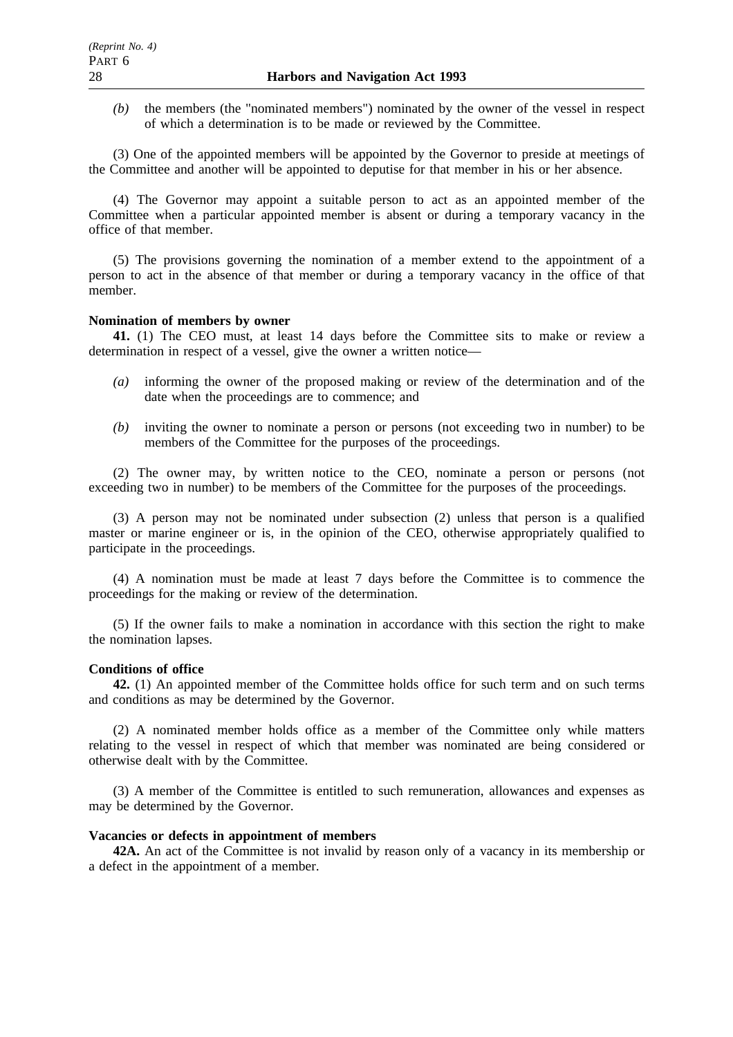*(b)* the members (the "nominated members") nominated by the owner of the vessel in respect of which a determination is to be made or reviewed by the Committee.

(3) One of the appointed members will be appointed by the Governor to preside at meetings of the Committee and another will be appointed to deputise for that member in his or her absence.

(4) The Governor may appoint a suitable person to act as an appointed member of the Committee when a particular appointed member is absent or during a temporary vacancy in the office of that member.

(5) The provisions governing the nomination of a member extend to the appointment of a person to act in the absence of that member or during a temporary vacancy in the office of that member.

**Nomination of members by owner**

**41.** (1) The CEO must, at least 14 days before the Committee sits to make or review a determination in respect of a vessel, give the owner a written notice—

*(a)* informing the owner of the proposed making or review of the determination and of the date when the proceedings are to commence; and

*(b)* inviting the owner to nominate a person or persons (not exceeding two in number) to be members of the Committee for the purposes of the proceedings.

(2) The owner may, by written notice to the CEO, nominate a person or persons (not exceeding two in number) to be members of the Committee for the purposes of the proceedings.

(3) A person may not be nominated under subsection (2) unless that person is a qualified master or marine engineer or is, in the opinion of the CEO, otherwise appropriately qualified to participate in the proceedings.

(4) A nomination must be made at least 7 days before the Committee is to commence the proceedings for the making or review of the determination.

(5) If the owner fails to make a nomination in accordance with this section the right to make the nomination lapses.

**Conditions of office**

**42.** (1) An appointed member of the Committee holds office for such term and on such terms and conditions as may be determined by the Governor.

(2) A nominated member holds office as a member of the Committee only while matters relating to the vessel in respect of which that member was nominated are being considered or otherwise dealt with by the Committee.

(3) A member of the Committee is entitled to such remuneration, allowances and expenses as may be determined by the Governor.

**Vacancies or defects in appointment of members**

**42A.** An act of the Committee is not invalid by reason only of a vacancy in its membership or a defect in the appointment of a member.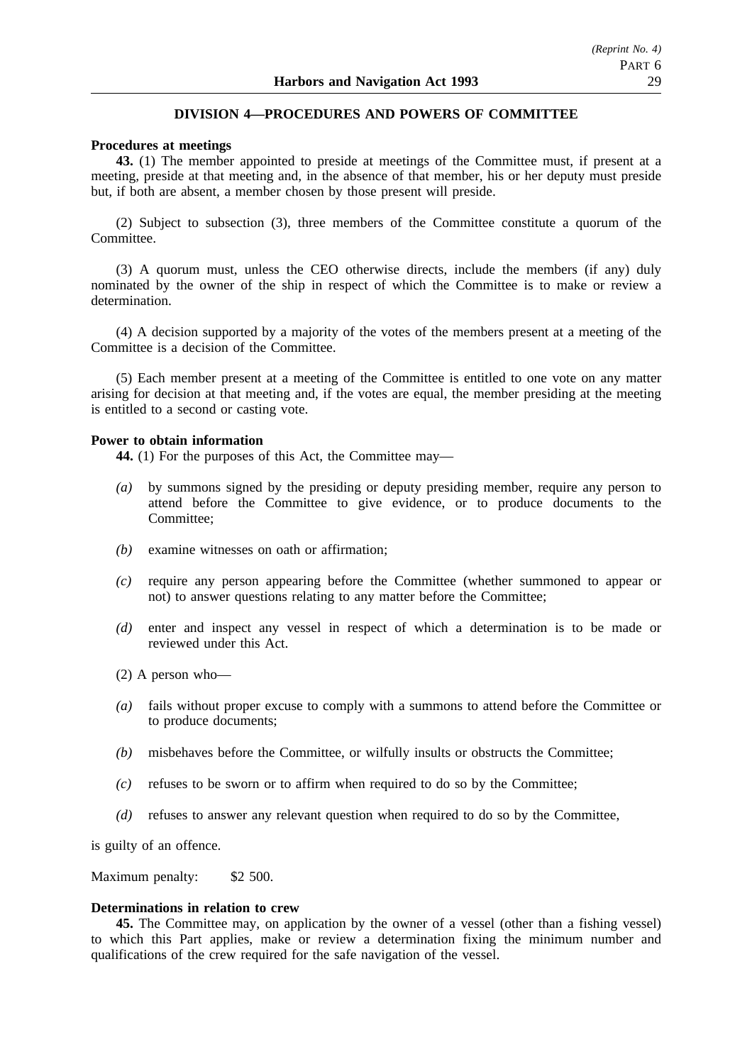## DIVISION 4—PROCEDURES AND POWERS OF COMMITTEE

**Procedures at meetings**

**43.** (1) The member appointed to preside at meetings of the Committee must, if present at a meeting, preside at that meeting and, in the absence of that member, his or her deputy must preside but, if both are absent, a member chosen by those present will preside.

(2) Subject to subsection (3), three members of the Committee constitute a quorum of the Committee.

(3) A quorum must, unless the CEO otherwise directs, include the members (if any) duly nominated by the owner of the ship in respect of which the Committee is to make or review a determination.

(4) A decision supported by a majority of the votes of the members present at a meeting of the Committee is a decision of the Committee.

(5) Each member present at a meeting of the Committee is entitled to one vote on any matter arising for decision at that meeting and, if the votes are equal, the member presiding at the meeting is entitled to a second or casting vote.

**Power to obtain information**

**44.** (1) For the purposes of this Act, the Committee may—

*(a)* by summons signed by the presiding or deputy presiding member, require any person to attend before the Committee to give evidence, or to produce documents to the Committee;

*(b)* examine witnesses on oath or affirmation;

*(c)* require any person appearing before the Committee (whether summoned to appear or not) to answer questions relating to any matter before the Committee;

*(d)* enter and inspect any vessel in respect of which a determination is to be made or reviewed under this Act.

(2) A person who—

*(a)* fails without proper excuse to comply with a summons to attend before the Committee or to produce documents;

*(b)* misbehaves before the Committee, or wilfully insults or obstructs the Committee;

*(c)* refuses to be sworn or to affirm when required to do so by the Committee;

*(d)* refuses to answer any relevant question when required to do so by the Committee,

is guilty of an offence.

Maximum penalty: $2 500.

**Determinations in relation to crew**

**45.** The Committee may, on application by the owner of a vessel (other than a fishing vessel) to which this Part applies, make or review a determination fixing the minimum number and qualifications of the crew required for the safe navigation of the vessel.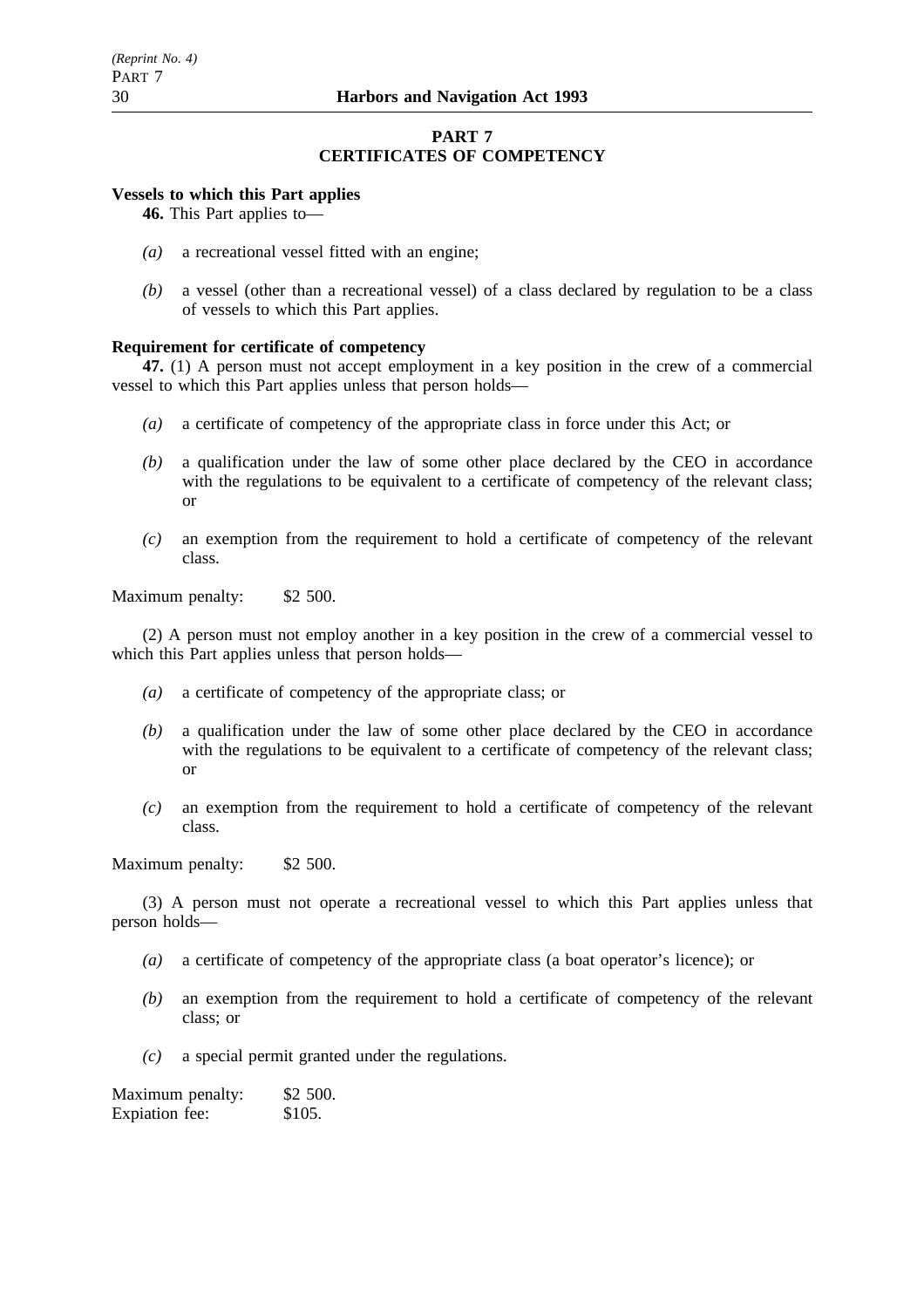## PART 7
## CERTIFICATES OF COMPETENCY

**Vessels to which this Part applies**

**46.** This Part applies to—

*(a)* a recreational vessel fitted with an engine;

*(b)* a vessel (other than a recreational vessel) of a class declared by regulation to be a class of vessels to which this Part applies.

**Requirement for certificate of competency**

**47.** (1) A person must not accept employment in a key position in the crew of a commercial vessel to which this Part applies unless that person holds—

*(a)* a certificate of competency of the appropriate class in force under this Act; or

*(b)* a qualification under the law of some other place declared by the CEO in accordance with the regulations to be equivalent to a certificate of competency of the relevant class; or

*(c)* an exemption from the requirement to hold a certificate of competency of the relevant class.

Maximum penalty: $2 500.

(2) A person must not employ another in a key position in the crew of a commercial vessel to which this Part applies unless that person holds—

*(a)* a certificate of competency of the appropriate class; or

*(b)* a qualification under the law of some other place declared by the CEO in accordance with the regulations to be equivalent to a certificate of competency of the relevant class; or

*(c)* an exemption from the requirement to hold a certificate of competency of the relevant class.

Maximum penalty: $2 500.

(3) A person must not operate a recreational vessel to which this Part applies unless that person holds—

*(a)* a certificate of competency of the appropriate class (a boat operator's licence); or

*(b)* an exemption from the requirement to hold a certificate of competency of the relevant class; or

*(c)* a special permit granted under the regulations.

Maximum penalty: $2 500.
Expiation fee: $105.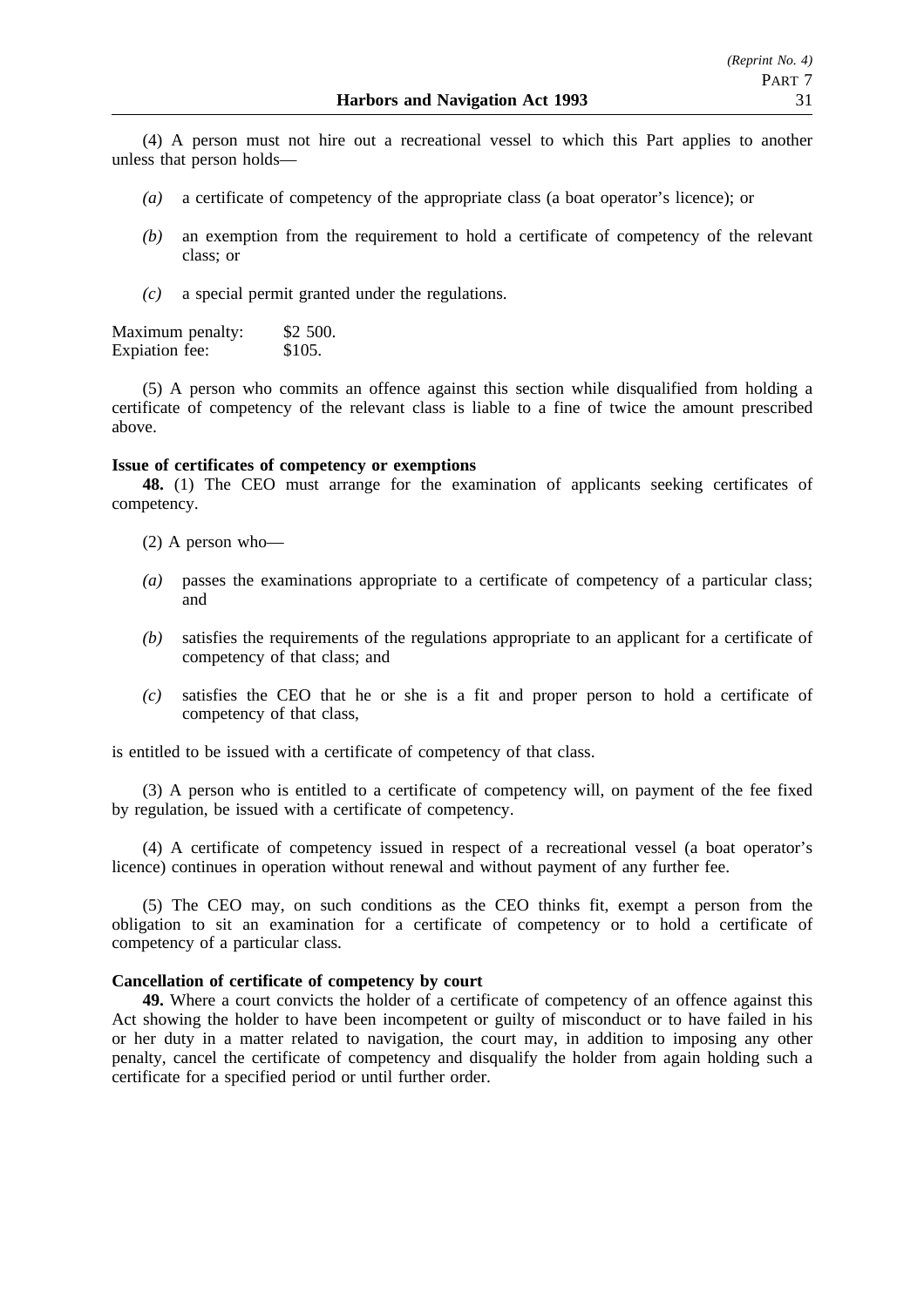(4) A person must not hire out a recreational vessel to which this Part applies to another unless that person holds—

*(a)* a certificate of competency of the appropriate class (a boat operator's licence); or

*(b)* an exemption from the requirement to hold a certificate of competency of the relevant class; or

*(c)* a special permit granted under the regulations.

Maximum penalty: $2 500.
Expiation fee: $105.

(5) A person who commits an offence against this section while disqualified from holding a certificate of competency of the relevant class is liable to a fine of twice the amount prescribed above.

**Issue of certificates of competency or exemptions**

**48.** (1) The CEO must arrange for the examination of applicants seeking certificates of competency.

(2) A person who—

*(a)* passes the examinations appropriate to a certificate of competency of a particular class; and

*(b)* satisfies the requirements of the regulations appropriate to an applicant for a certificate of competency of that class; and

*(c)* satisfies the CEO that he or she is a fit and proper person to hold a certificate of competency of that class,

is entitled to be issued with a certificate of competency of that class.

(3) A person who is entitled to a certificate of competency will, on payment of the fee fixed by regulation, be issued with a certificate of competency.

(4) A certificate of competency issued in respect of a recreational vessel (a boat operator's licence) continues in operation without renewal and without payment of any further fee.

(5) The CEO may, on such conditions as the CEO thinks fit, exempt a person from the obligation to sit an examination for a certificate of competency or to hold a certificate of competency of a particular class.

**Cancellation of certificate of competency by court**

**49.** Where a court convicts the holder of a certificate of competency of an offence against this Act showing the holder to have been incompetent or guilty of misconduct or to have failed in his or her duty in a matter related to navigation, the court may, in addition to imposing any other penalty, cancel the certificate of competency and disqualify the holder from again holding such a certificate for a specified period or until further order.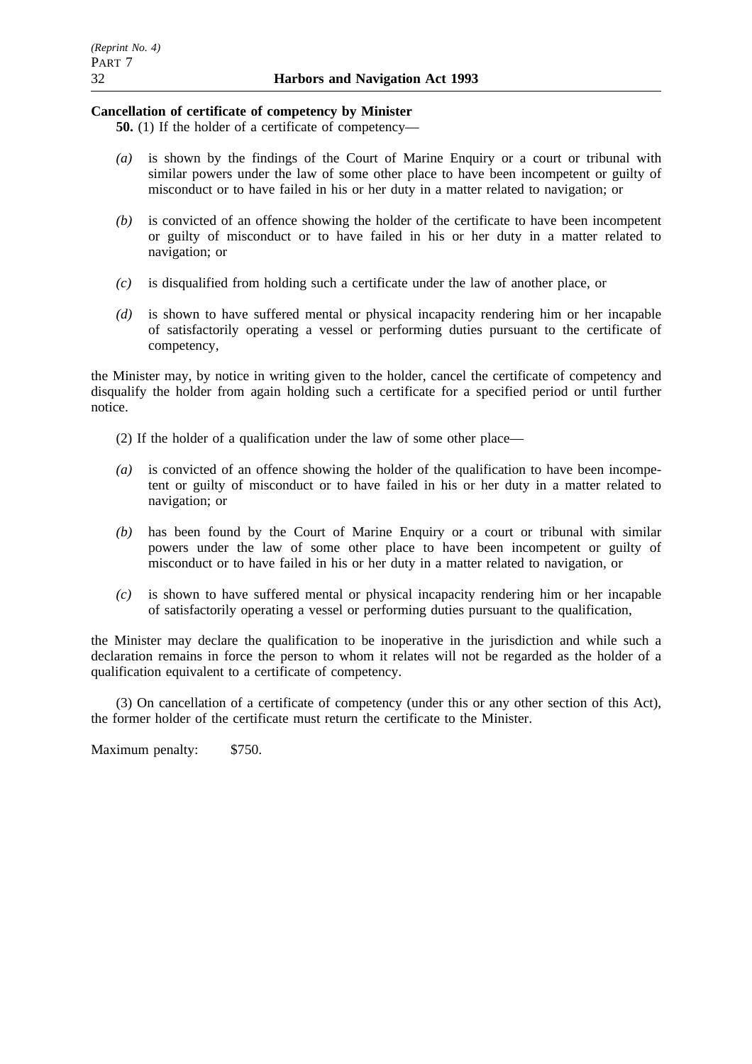**Cancellation of certificate of competency by Minister**

**50.** (1) If the holder of a certificate of competency—

*(a)* is shown by the findings of the Court of Marine Enquiry or a court or tribunal with similar powers under the law of some other place to have been incompetent or guilty of misconduct or to have failed in his or her duty in a matter related to navigation; or

*(b)* is convicted of an offence showing the holder of the certificate to have been incompetent or guilty of misconduct or to have failed in his or her duty in a matter related to navigation; or

*(c)* is disqualified from holding such a certificate under the law of another place, or

*(d)* is shown to have suffered mental or physical incapacity rendering him or her incapable of satisfactorily operating a vessel or performing duties pursuant to the certificate of competency,

the Minister may, by notice in writing given to the holder, cancel the certificate of competency and disqualify the holder from again holding such a certificate for a specified period or until further notice.

(2) If the holder of a qualification under the law of some other place—

*(a)* is convicted of an offence showing the holder of the qualification to have been incompetent or guilty of misconduct or to have failed in his or her duty in a matter related to navigation; or

*(b)* has been found by the Court of Marine Enquiry or a court or tribunal with similar powers under the law of some other place to have been incompetent or guilty of misconduct or to have failed in his or her duty in a matter related to navigation, or

*(c)* is shown to have suffered mental or physical incapacity rendering him or her incapable of satisfactorily operating a vessel or performing duties pursuant to the qualification,

the Minister may declare the qualification to be inoperative in the jurisdiction and while such a declaration remains in force the person to whom it relates will not be regarded as the holder of a qualification equivalent to a certificate of competency.

(3) On cancellation of a certificate of competency (under this or any other section of this Act), the former holder of the certificate must return the certificate to the Minister.

Maximum penalty: $750.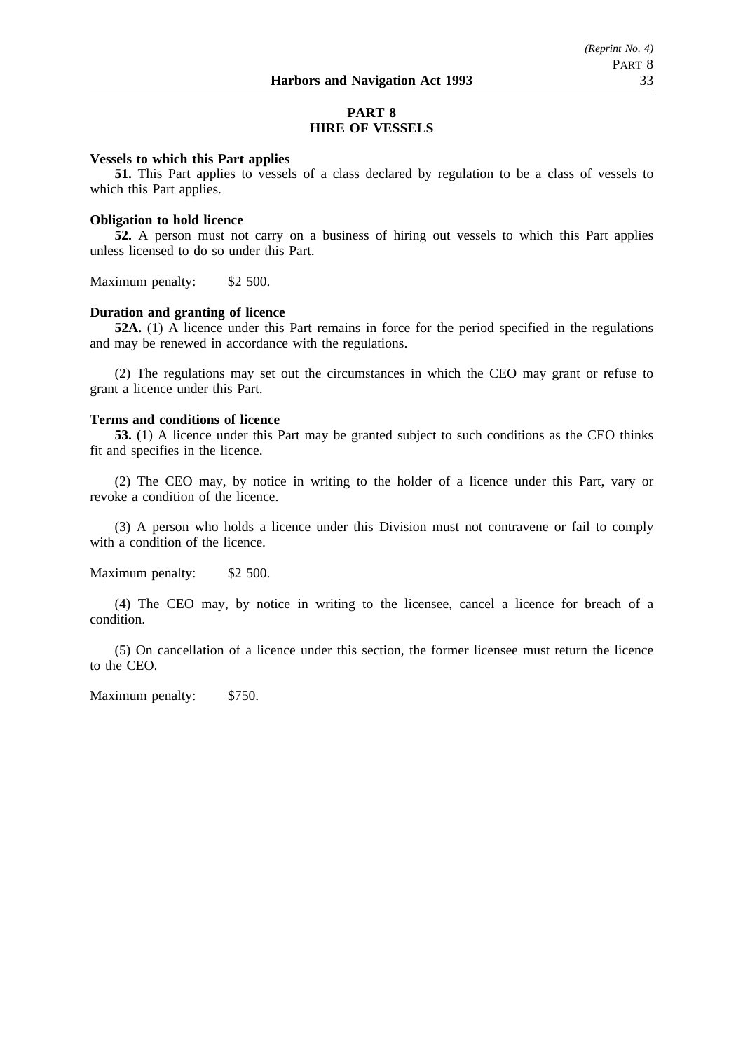## PART 8
## HIRE OF VESSELS

**Vessels to which this Part applies**

**51.** This Part applies to vessels of a class declared by regulation to be a class of vessels to which this Part applies.

**Obligation to hold licence**

**52.** A person must not carry on a business of hiring out vessels to which this Part applies unless licensed to do so under this Part.

Maximum penalty: $2 500.

**Duration and granting of licence**

**52A.** (1) A licence under this Part remains in force for the period specified in the regulations and may be renewed in accordance with the regulations.

(2) The regulations may set out the circumstances in which the CEO may grant or refuse to grant a licence under this Part.

**Terms and conditions of licence**

**53.** (1) A licence under this Part may be granted subject to such conditions as the CEO thinks fit and specifies in the licence.

(2) The CEO may, by notice in writing to the holder of a licence under this Part, vary or revoke a condition of the licence.

(3) A person who holds a licence under this Division must not contravene or fail to comply with a condition of the licence.

Maximum penalty: $2 500.

(4) The CEO may, by notice in writing to the licensee, cancel a licence for breach of a condition.

(5) On cancellation of a licence under this section, the former licensee must return the licence to the CEO.

Maximum penalty: $750.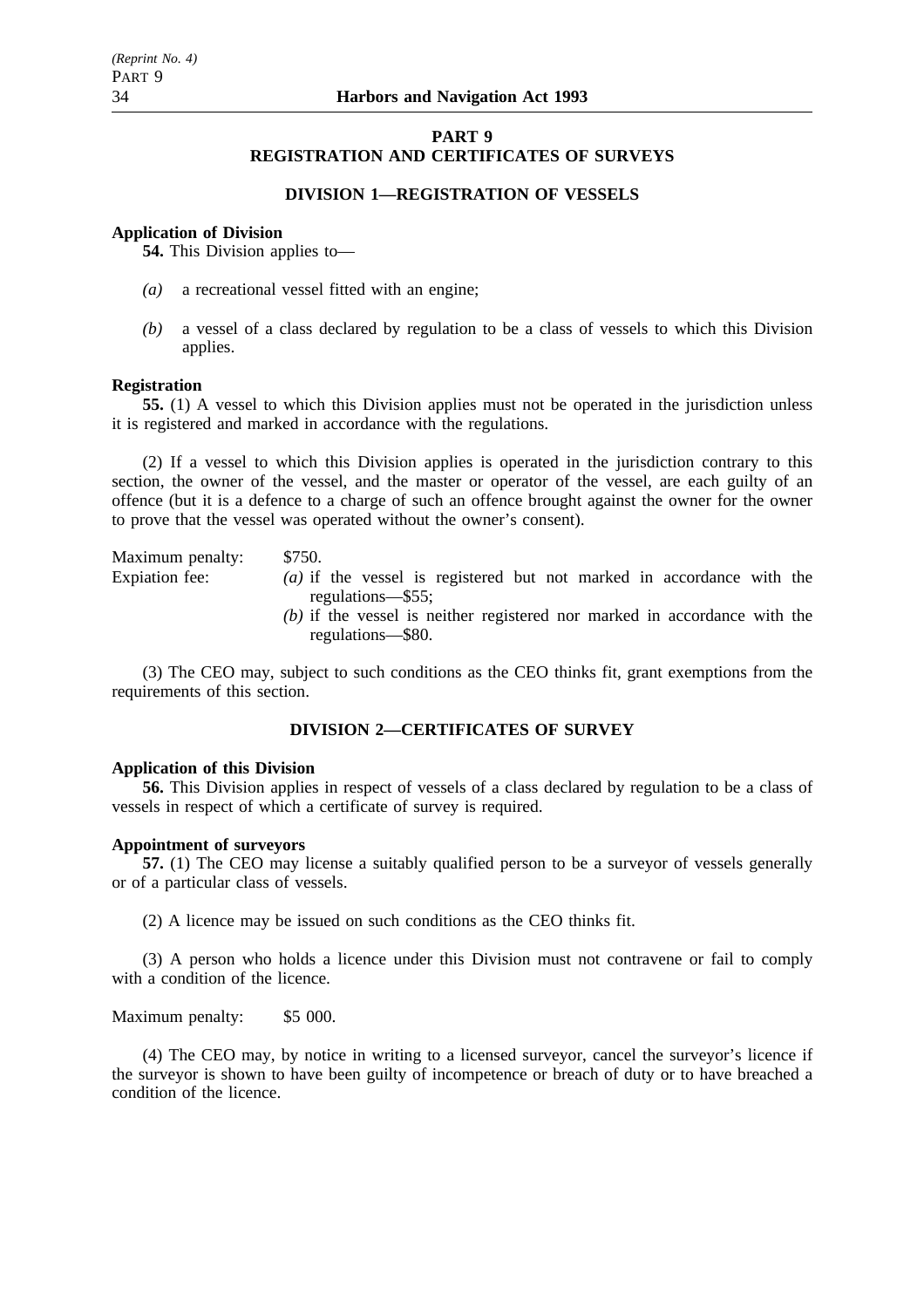# PART 9
# REGISTRATION AND CERTIFICATES OF SURVEYS

## DIVISION 1—REGISTRATION OF VESSELS

**Application of Division**

**54.** This Division applies to—

*(a)* a recreational vessel fitted with an engine;

*(b)* a vessel of a class declared by regulation to be a class of vessels to which this Division applies.

**Registration**

**55.** (1) A vessel to which this Division applies must not be operated in the jurisdiction unless it is registered and marked in accordance with the regulations.

(2) If a vessel to which this Division applies is operated in the jurisdiction contrary to this section, the owner of the vessel, and the master or operator of the vessel, are each guilty of an offence (but it is a defence to a charge of such an offence brought against the owner for the owner to prove that the vessel was operated without the owner's consent).

Maximum penalty: $750.

Expiation fee:
*(a)* if the vessel is registered but not marked in accordance with the regulations—$55;
*(b)* if the vessel is neither registered nor marked in accordance with the regulations—$80.

(3) The CEO may, subject to such conditions as the CEO thinks fit, grant exemptions from the requirements of this section.

## DIVISION 2—CERTIFICATES OF SURVEY

**Application of this Division**

**56.** This Division applies in respect of vessels of a class declared by regulation to be a class of vessels in respect of which a certificate of survey is required.

**Appointment of surveyors**

**57.** (1) The CEO may license a suitably qualified person to be a surveyor of vessels generally or of a particular class of vessels.

(2) A licence may be issued on such conditions as the CEO thinks fit.

(3) A person who holds a licence under this Division must not contravene or fail to comply with a condition of the licence.

Maximum penalty: $5 000.

(4) The CEO may, by notice in writing to a licensed surveyor, cancel the surveyor's licence if the surveyor is shown to have been guilty of incompetence or breach of duty or to have breached a condition of the licence.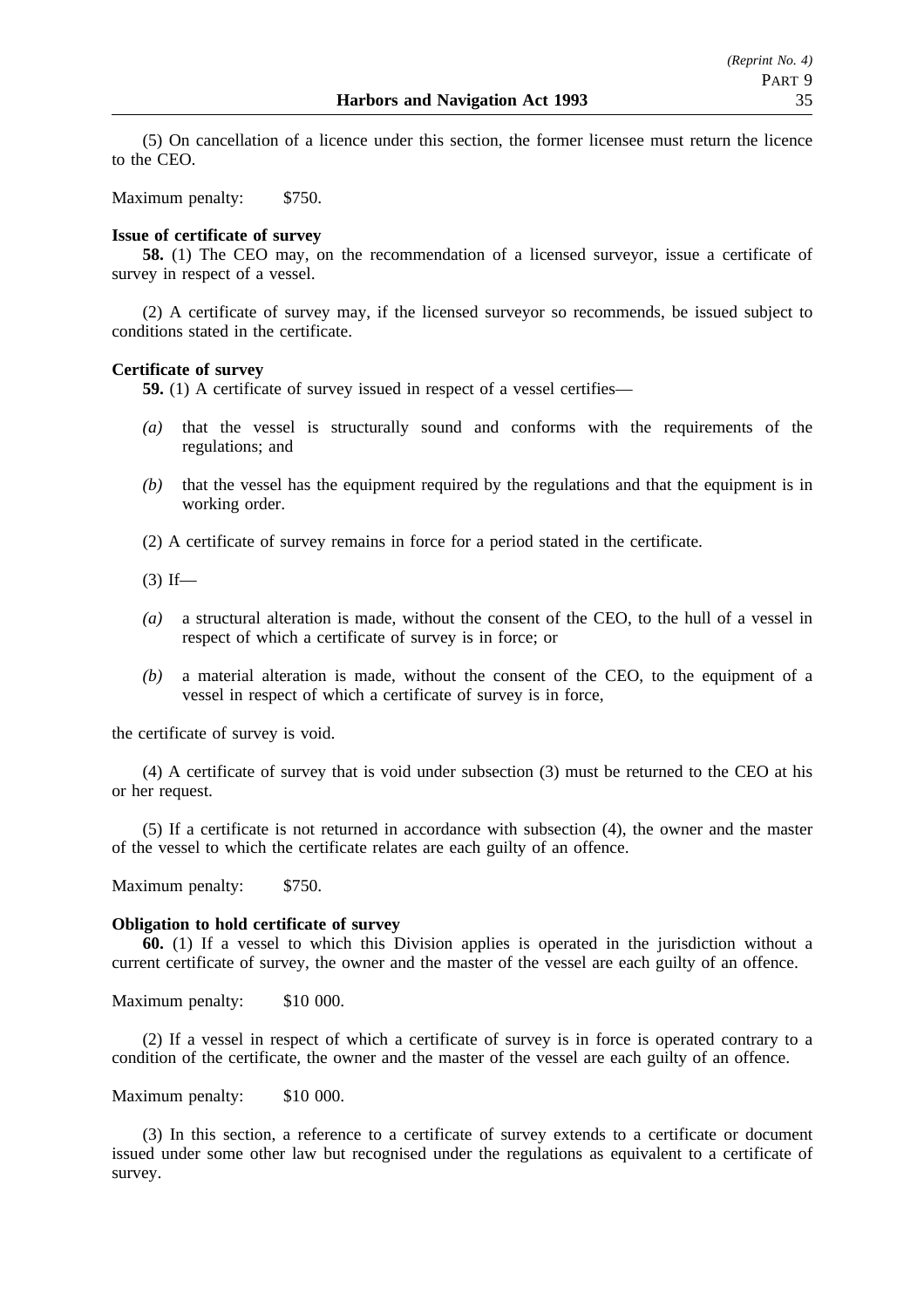(5) On cancellation of a licence under this section, the former licensee must return the licence to the CEO.

Maximum penalty: $750.

**Issue of certificate of survey**

**58.** (1) The CEO may, on the recommendation of a licensed surveyor, issue a certificate of survey in respect of a vessel.

(2) A certificate of survey may, if the licensed surveyor so recommends, be issued subject to conditions stated in the certificate.

**Certificate of survey**

**59.** (1) A certificate of survey issued in respect of a vessel certifies—

*(a)* that the vessel is structurally sound and conforms with the requirements of the regulations; and

*(b)* that the vessel has the equipment required by the regulations and that the equipment is in working order.

(2) A certificate of survey remains in force for a period stated in the certificate.

(3) If—

*(a)* a structural alteration is made, without the consent of the CEO, to the hull of a vessel in respect of which a certificate of survey is in force; or

*(b)* a material alteration is made, without the consent of the CEO, to the equipment of a vessel in respect of which a certificate of survey is in force,

the certificate of survey is void.

(4) A certificate of survey that is void under subsection (3) must be returned to the CEO at his or her request.

(5) If a certificate is not returned in accordance with subsection (4), the owner and the master of the vessel to which the certificate relates are each guilty of an offence.

Maximum penalty: $750.

**Obligation to hold certificate of survey**

**60.** (1) If a vessel to which this Division applies is operated in the jurisdiction without a current certificate of survey, the owner and the master of the vessel are each guilty of an offence.

Maximum penalty: $10 000.

(2) If a vessel in respect of which a certificate of survey is in force is operated contrary to a condition of the certificate, the owner and the master of the vessel are each guilty of an offence.

Maximum penalty: $10 000.

(3) In this section, a reference to a certificate of survey extends to a certificate or document issued under some other law but recognised under the regulations as equivalent to a certificate of survey.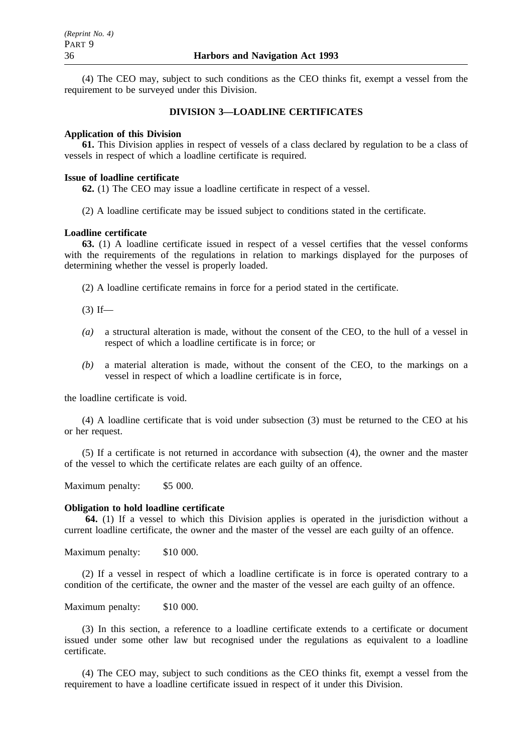(4) The CEO may, subject to such conditions as the CEO thinks fit, exempt a vessel from the requirement to be surveyed under this Division.

## DIVISION 3—LOADLINE CERTIFICATES

**Application of this Division**

**61.** This Division applies in respect of vessels of a class declared by regulation to be a class of vessels in respect of which a loadline certificate is required.

**Issue of loadline certificate**

**62.** (1) The CEO may issue a loadline certificate in respect of a vessel.

(2) A loadline certificate may be issued subject to conditions stated in the certificate.

**Loadline certificate**

**63.** (1) A loadline certificate issued in respect of a vessel certifies that the vessel conforms with the requirements of the regulations in relation to markings displayed for the purposes of determining whether the vessel is properly loaded.

(2) A loadline certificate remains in force for a period stated in the certificate.

(3) If—

*(a)* a structural alteration is made, without the consent of the CEO, to the hull of a vessel in respect of which a loadline certificate is in force; or

*(b)* a material alteration is made, without the consent of the CEO, to the markings on a vessel in respect of which a loadline certificate is in force,

the loadline certificate is void.

(4) A loadline certificate that is void under subsection (3) must be returned to the CEO at his or her request.

(5) If a certificate is not returned in accordance with subsection (4), the owner and the master of the vessel to which the certificate relates are each guilty of an offence.

Maximum penalty: $5 000.

**Obligation to hold loadline certificate**

**64.** (1) If a vessel to which this Division applies is operated in the jurisdiction without a current loadline certificate, the owner and the master of the vessel are each guilty of an offence.

Maximum penalty: $10 000.

(2) If a vessel in respect of which a loadline certificate is in force is operated contrary to a condition of the certificate, the owner and the master of the vessel are each guilty of an offence.

Maximum penalty: $10 000.

(3) In this section, a reference to a loadline certificate extends to a certificate or document issued under some other law but recognised under the regulations as equivalent to a loadline certificate.

(4) The CEO may, subject to such conditions as the CEO thinks fit, exempt a vessel from the requirement to have a loadline certificate issued in respect of it under this Division.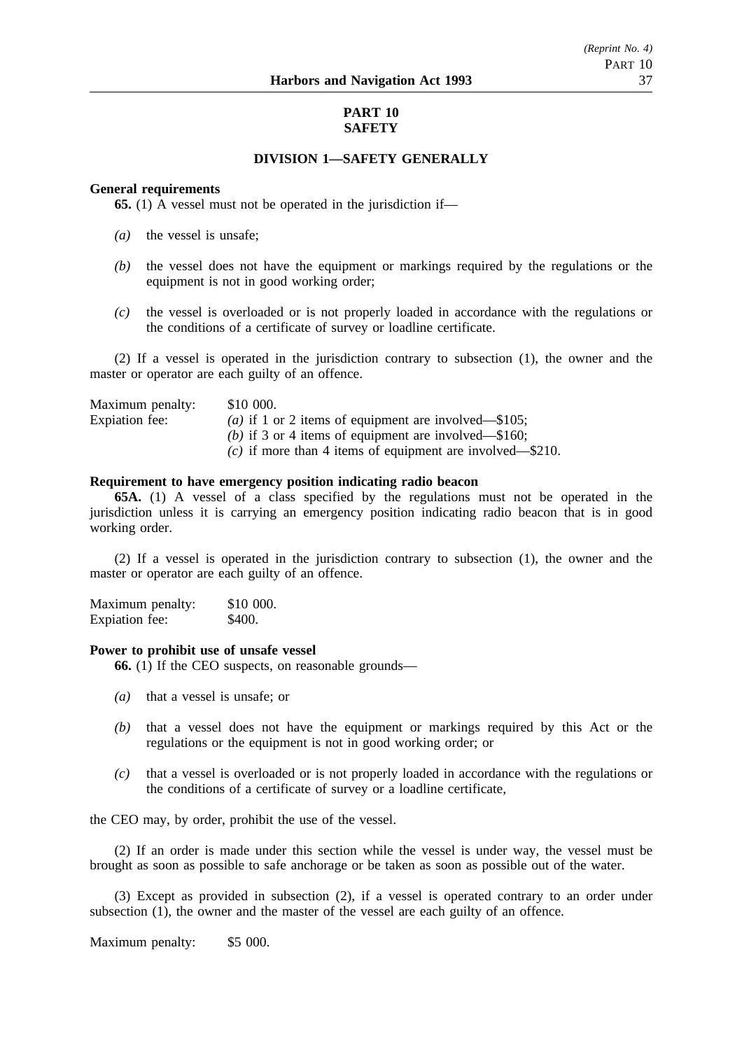# PART 10
# SAFETY

## DIVISION 1—SAFETY GENERALLY

**General requirements**

**65.** (1) A vessel must not be operated in the jurisdiction if—

*(a)* the vessel is unsafe;

*(b)* the vessel does not have the equipment or markings required by the regulations or the equipment is not in good working order;

*(c)* the vessel is overloaded or is not properly loaded in accordance with the regulations or the conditions of a certificate of survey or loadline certificate.

(2) If a vessel is operated in the jurisdiction contrary to subsection (1), the owner and the master or operator are each guilty of an offence.

Maximum penalty: $10 000.

Expiation fee:
*(a)* if 1 or 2 items of equipment are involved—$105;
*(b)* if 3 or 4 items of equipment are involved—$160;
*(c)* if more than 4 items of equipment are involved—$210.

**Requirement to have emergency position indicating radio beacon**

**65A.** (1) A vessel of a class specified by the regulations must not be operated in the jurisdiction unless it is carrying an emergency position indicating radio beacon that is in good working order.

(2) If a vessel is operated in the jurisdiction contrary to subsection (1), the owner and the master or operator are each guilty of an offence.

Maximum penalty: $10 000.
Expiation fee: $400.

**Power to prohibit use of unsafe vessel**

**66.** (1) If the CEO suspects, on reasonable grounds—

*(a)* that a vessel is unsafe; or

*(b)* that a vessel does not have the equipment or markings required by this Act or the regulations or the equipment is not in good working order; or

*(c)* that a vessel is overloaded or is not properly loaded in accordance with the regulations or the conditions of a certificate of survey or a loadline certificate,

the CEO may, by order, prohibit the use of the vessel.

(2) If an order is made under this section while the vessel is under way, the vessel must be brought as soon as possible to safe anchorage or be taken as soon as possible out of the water.

(3) Except as provided in subsection (2), if a vessel is operated contrary to an order under subsection (1), the owner and the master of the vessel are each guilty of an offence.

Maximum penalty: $5 000.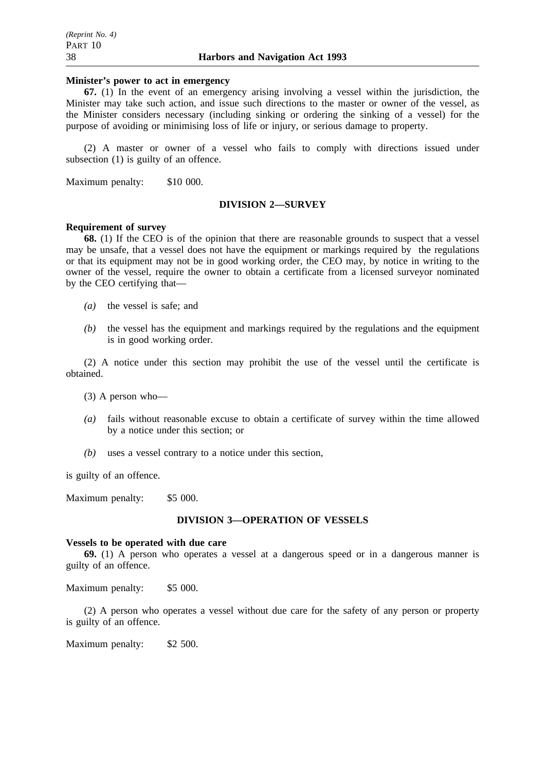**Minister's power to act in emergency**

**67.** (1) In the event of an emergency arising involving a vessel within the jurisdiction, the Minister may take such action, and issue such directions to the master or owner of the vessel, as the Minister considers necessary (including sinking or ordering the sinking of a vessel) for the purpose of avoiding or minimising loss of life or injury, or serious damage to property.

(2) A master or owner of a vessel who fails to comply with directions issued under subsection (1) is guilty of an offence.

Maximum penalty: $10 000.

## DIVISION 2—SURVEY

**Requirement of survey**

**68.** (1) If the CEO is of the opinion that there are reasonable grounds to suspect that a vessel may be unsafe, that a vessel does not have the equipment or markings required by the regulations or that its equipment may not be in good working order, the CEO may, by notice in writing to the owner of the vessel, require the owner to obtain a certificate from a licensed surveyor nominated by the CEO certifying that—

*(a)* the vessel is safe; and

*(b)* the vessel has the equipment and markings required by the regulations and the equipment is in good working order.

(2) A notice under this section may prohibit the use of the vessel until the certificate is obtained.

(3) A person who—

*(a)* fails without reasonable excuse to obtain a certificate of survey within the time allowed by a notice under this section; or

*(b)* uses a vessel contrary to a notice under this section,

is guilty of an offence.

Maximum penalty: $5 000.

## DIVISION 3—OPERATION OF VESSELS

**Vessels to be operated with due care**

**69.** (1) A person who operates a vessel at a dangerous speed or in a dangerous manner is guilty of an offence.

Maximum penalty: $5 000.

(2) A person who operates a vessel without due care for the safety of any person or property is guilty of an offence.

Maximum penalty: $2 500.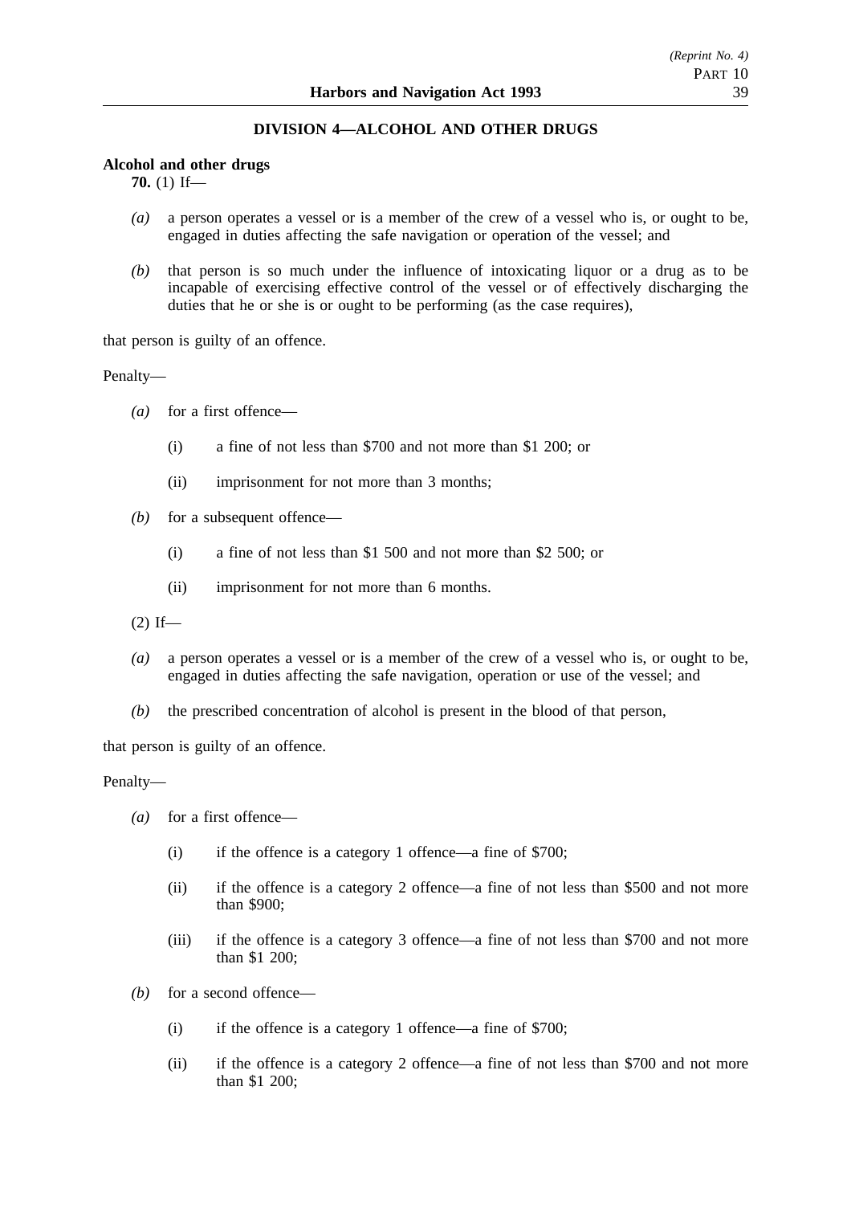## DIVISION 4—ALCOHOL AND OTHER DRUGS

**Alcohol and other drugs**

**70.** (1) If—

*(a)* a person operates a vessel or is a member of the crew of a vessel who is, or ought to be, engaged in duties affecting the safe navigation or operation of the vessel; and

*(b)* that person is so much under the influence of intoxicating liquor or a drug as to be incapable of exercising effective control of the vessel or of effectively discharging the duties that he or she is or ought to be performing (as the case requires),

that person is guilty of an offence.

Penalty—

*(a)* for a first offence—

(i) a fine of not less than $700 and not more than $1 200; or

(ii) imprisonment for not more than 3 months;

*(b)* for a subsequent offence—

(i) a fine of not less than $1 500 and not more than $2 500; or

(ii) imprisonment for not more than 6 months.

(2) If—

*(a)* a person operates a vessel or is a member of the crew of a vessel who is, or ought to be, engaged in duties affecting the safe navigation, operation or use of the vessel; and

*(b)* the prescribed concentration of alcohol is present in the blood of that person,

that person is guilty of an offence.

Penalty—

*(a)* for a first offence—

(i) if the offence is a category 1 offence—a fine of $700;

(ii) if the offence is a category 2 offence—a fine of not less than $500 and not more than $900;

(iii) if the offence is a category 3 offence—a fine of not less than $700 and not more than $1 200;

*(b)* for a second offence—

(i) if the offence is a category 1 offence—a fine of $700;

(ii) if the offence is a category 2 offence—a fine of not less than $700 and not more than $1 200;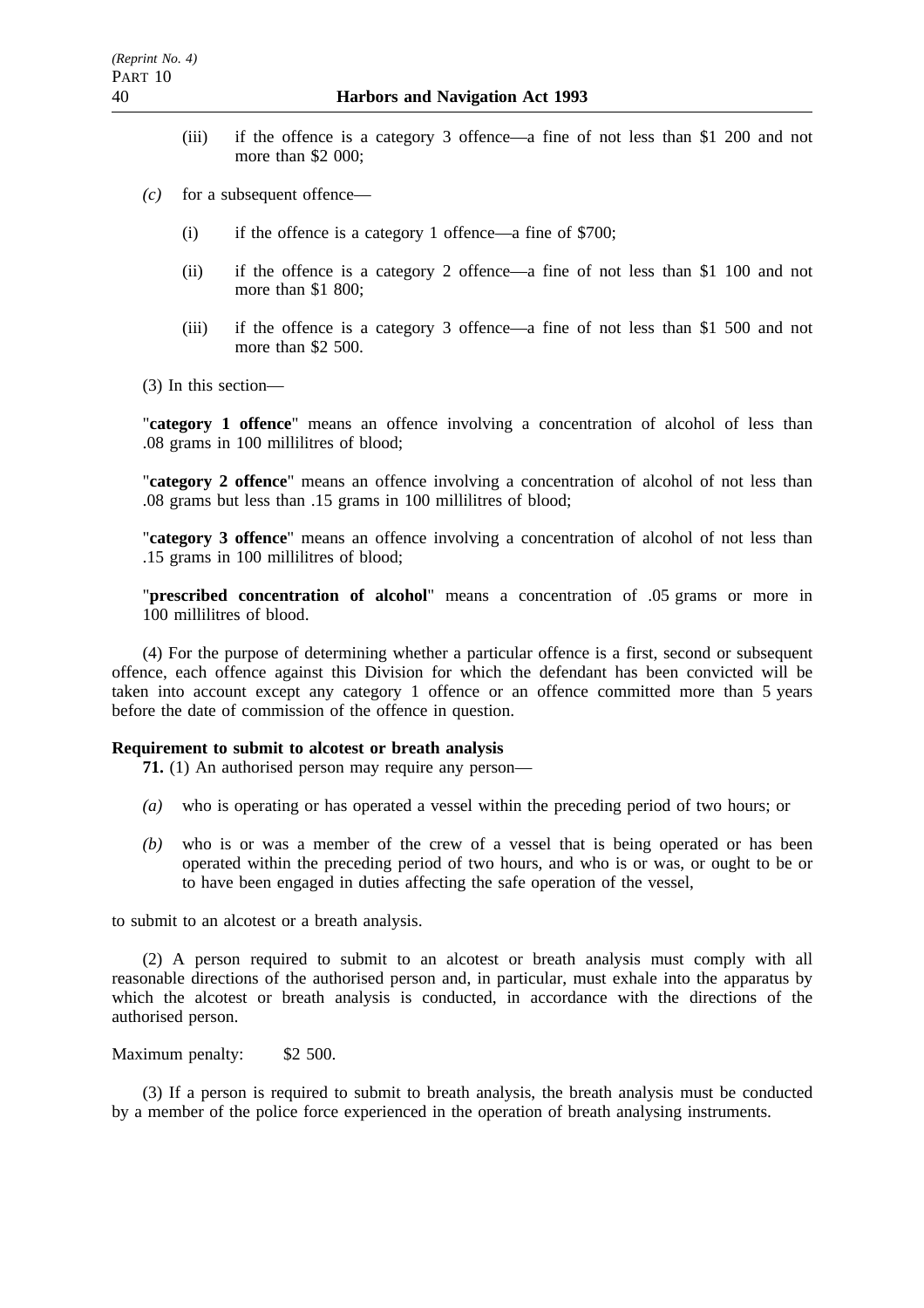(iii) if the offence is a category 3 offence—a fine of not less than $1 200 and not more than $2 000;

*(c)* for a subsequent offence—

(i) if the offence is a category 1 offence—a fine of $700;

(ii) if the offence is a category 2 offence—a fine of not less than $1 100 and not more than $1 800;

(iii) if the offence is a category 3 offence—a fine of not less than $1 500 and not more than $2 500.

(3) In this section—

"**category 1 offence**" means an offence involving a concentration of alcohol of less than .08 grams in 100 millilitres of blood;

"**category 2 offence**" means an offence involving a concentration of alcohol of not less than .08 grams but less than .15 grams in 100 millilitres of blood;

"**category 3 offence**" means an offence involving a concentration of alcohol of not less than .15 grams in 100 millilitres of blood;

"**prescribed concentration of alcohol**" means a concentration of .05 grams or more in 100 millilitres of blood.

(4) For the purpose of determining whether a particular offence is a first, second or subsequent offence, each offence against this Division for which the defendant has been convicted will be taken into account except any category 1 offence or an offence committed more than 5 years before the date of commission of the offence in question.

**Requirement to submit to alcotest or breath analysis**

**71.** (1) An authorised person may require any person—

*(a)* who is operating or has operated a vessel within the preceding period of two hours; or

*(b)* who is or was a member of the crew of a vessel that is being operated or has been operated within the preceding period of two hours, and who is or was, or ought to be or to have been engaged in duties affecting the safe operation of the vessel,

to submit to an alcotest or a breath analysis.

(2) A person required to submit to an alcotest or breath analysis must comply with all reasonable directions of the authorised person and, in particular, must exhale into the apparatus by which the alcotest or breath analysis is conducted, in accordance with the directions of the authorised person.

Maximum penalty: $2 500.

(3) If a person is required to submit to breath analysis, the breath analysis must be conducted by a member of the police force experienced in the operation of breath analysing instruments.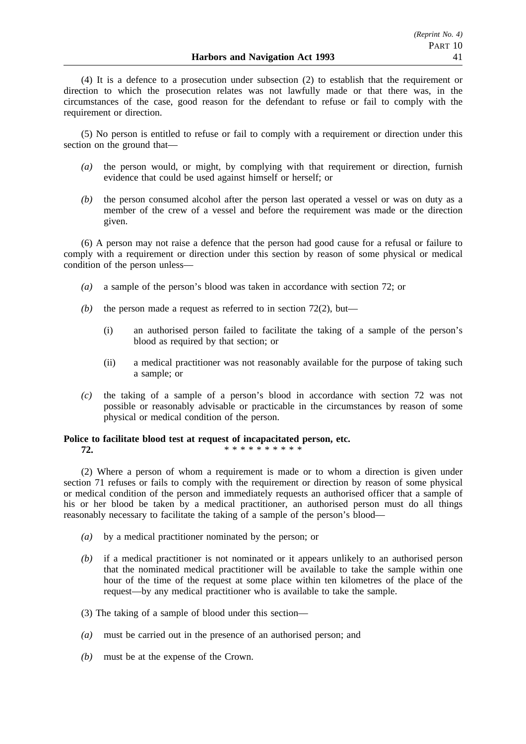(4) It is a defence to a prosecution under subsection (2) to establish that the requirement or direction to which the prosecution relates was not lawfully made or that there was, in the circumstances of the case, good reason for the defendant to refuse or fail to comply with the requirement or direction.

(5) No person is entitled to refuse or fail to comply with a requirement or direction under this section on the ground that—

*(a)* the person would, or might, by complying with that requirement or direction, furnish evidence that could be used against himself or herself; or

*(b)* the person consumed alcohol after the person last operated a vessel or was on duty as a member of the crew of a vessel and before the requirement was made or the direction given.

(6) A person may not raise a defence that the person had good cause for a refusal or failure to comply with a requirement or direction under this section by reason of some physical or medical condition of the person unless—

*(a)* a sample of the person's blood was taken in accordance with section 72; or

*(b)* the person made a request as referred to in section 72(2), but—

(i) an authorised person failed to facilitate the taking of a sample of the person's blood as required by that section; or

(ii) a medical practitioner was not reasonably available for the purpose of taking such a sample; or

*(c)* the taking of a sample of a person's blood in accordance with section 72 was not possible or reasonably advisable or practicable in the circumstances by reason of some physical or medical condition of the person.

**Police to facilitate blood test at request of incapacitated person, etc.**

**72.** * * * * * * * * * *

(2) Where a person of whom a requirement is made or to whom a direction is given under section 71 refuses or fails to comply with the requirement or direction by reason of some physical or medical condition of the person and immediately requests an authorised officer that a sample of his or her blood be taken by a medical practitioner, an authorised person must do all things reasonably necessary to facilitate the taking of a sample of the person's blood—

*(a)* by a medical practitioner nominated by the person; or

*(b)* if a medical practitioner is not nominated or it appears unlikely to an authorised person that the nominated medical practitioner will be available to take the sample within one hour of the time of the request at some place within ten kilometres of the place of the request—by any medical practitioner who is available to take the sample.

(3) The taking of a sample of blood under this section—

*(a)* must be carried out in the presence of an authorised person; and

*(b)* must be at the expense of the Crown.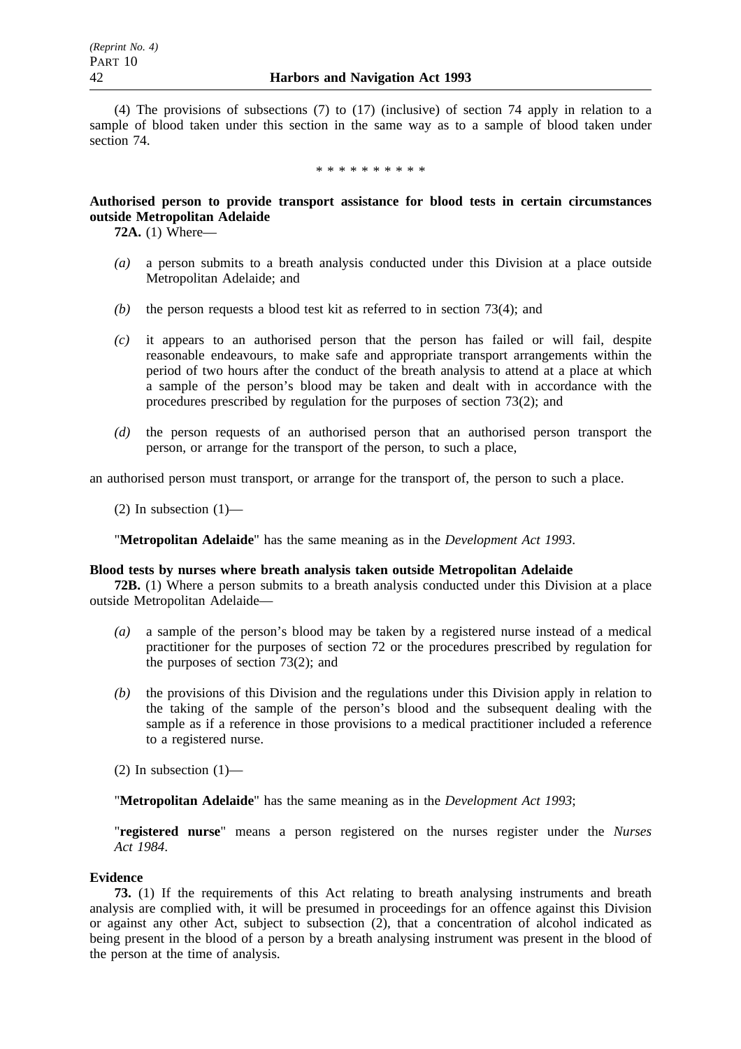(4) The provisions of subsections (7) to (17) (inclusive) of section 74 apply in relation to a sample of blood taken under this section in the same way as to a sample of blood taken under section 74.

\* \* \* \* \* \* \* \* \* \*

**Authorised person to provide transport assistance for blood tests in certain circumstances outside Metropolitan Adelaide**

**72A.** (1) Where—

*(a)* a person submits to a breath analysis conducted under this Division at a place outside Metropolitan Adelaide; and

*(b)* the person requests a blood test kit as referred to in section 73(4); and

*(c)* it appears to an authorised person that the person has failed or will fail, despite reasonable endeavours, to make safe and appropriate transport arrangements within the period of two hours after the conduct of the breath analysis to attend at a place at which a sample of the person's blood may be taken and dealt with in accordance with the procedures prescribed by regulation for the purposes of section 73(2); and

*(d)* the person requests of an authorised person that an authorised person transport the person, or arrange for the transport of the person, to such a place,

an authorised person must transport, or arrange for the transport of, the person to such a place.

(2) In subsection (1)—

"**Metropolitan Adelaide**" has the same meaning as in the *Development Act 1993*.

**Blood tests by nurses where breath analysis taken outside Metropolitan Adelaide**

**72B.** (1) Where a person submits to a breath analysis conducted under this Division at a place outside Metropolitan Adelaide—

*(a)* a sample of the person's blood may be taken by a registered nurse instead of a medical practitioner for the purposes of section 72 or the procedures prescribed by regulation for the purposes of section 73(2); and

*(b)* the provisions of this Division and the regulations under this Division apply in relation to the taking of the sample of the person's blood and the subsequent dealing with the sample as if a reference in those provisions to a medical practitioner included a reference to a registered nurse.

(2) In subsection (1)—

"**Metropolitan Adelaide**" has the same meaning as in the *Development Act 1993*;

"**registered nurse**" means a person registered on the nurses register under the *Nurses Act 1984*.

**Evidence**

**73.** (1) If the requirements of this Act relating to breath analysing instruments and breath analysis are complied with, it will be presumed in proceedings for an offence against this Division or against any other Act, subject to subsection (2), that a concentration of alcohol indicated as being present in the blood of a person by a breath analysing instrument was present in the blood of the person at the time of analysis.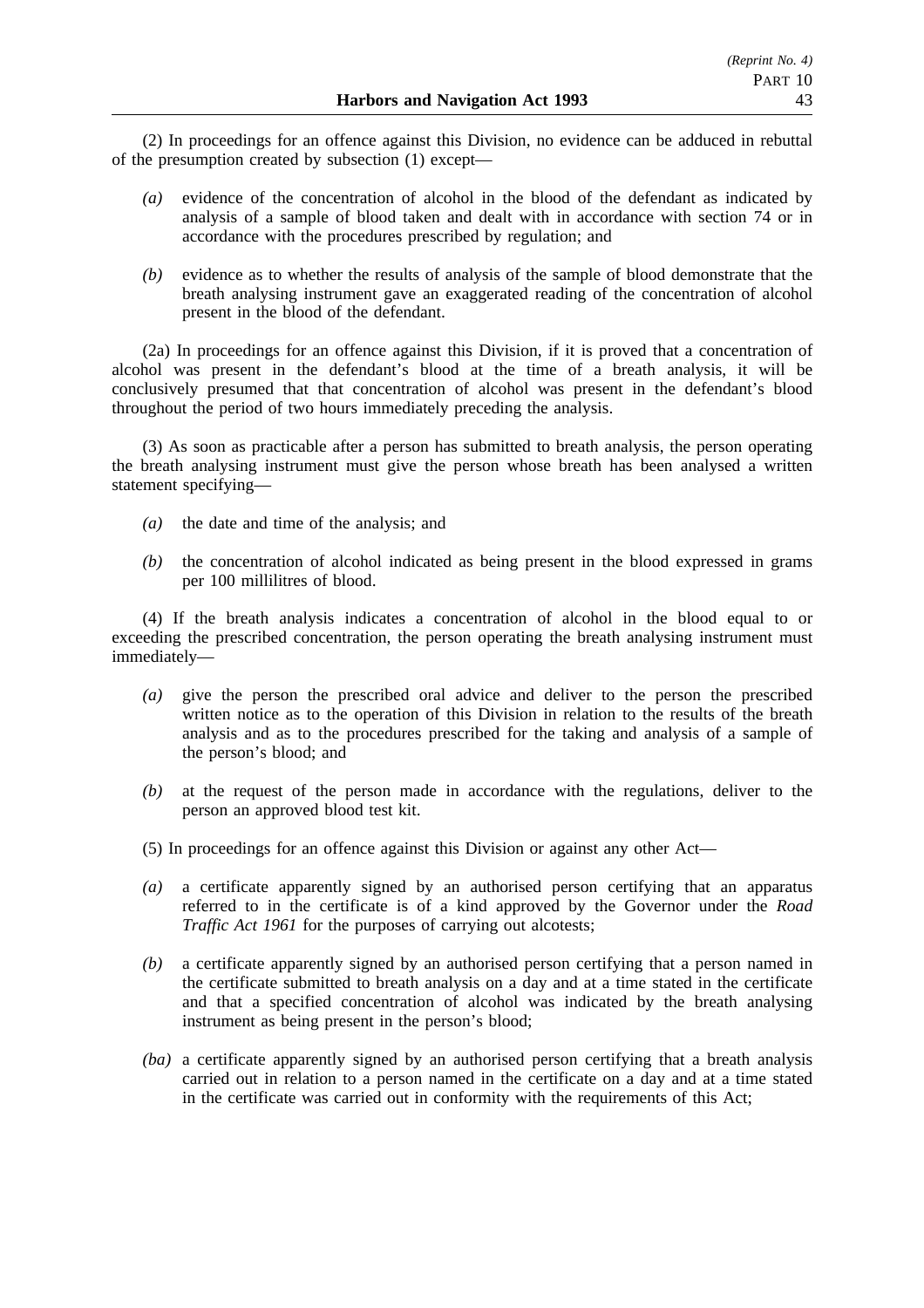(2) In proceedings for an offence against this Division, no evidence can be adduced in rebuttal of the presumption created by subsection (1) except—

*(a)* evidence of the concentration of alcohol in the blood of the defendant as indicated by analysis of a sample of blood taken and dealt with in accordance with section 74 or in accordance with the procedures prescribed by regulation; and

*(b)* evidence as to whether the results of analysis of the sample of blood demonstrate that the breath analysing instrument gave an exaggerated reading of the concentration of alcohol present in the blood of the defendant.

(2a) In proceedings for an offence against this Division, if it is proved that a concentration of alcohol was present in the defendant's blood at the time of a breath analysis, it will be conclusively presumed that that concentration of alcohol was present in the defendant's blood throughout the period of two hours immediately preceding the analysis.

(3) As soon as practicable after a person has submitted to breath analysis, the person operating the breath analysing instrument must give the person whose breath has been analysed a written statement specifying—

*(a)* the date and time of the analysis; and

*(b)* the concentration of alcohol indicated as being present in the blood expressed in grams per 100 millilitres of blood.

(4) If the breath analysis indicates a concentration of alcohol in the blood equal to or exceeding the prescribed concentration, the person operating the breath analysing instrument must immediately—

*(a)* give the person the prescribed oral advice and deliver to the person the prescribed written notice as to the operation of this Division in relation to the results of the breath analysis and as to the procedures prescribed for the taking and analysis of a sample of the person's blood; and

*(b)* at the request of the person made in accordance with the regulations, deliver to the person an approved blood test kit.

(5) In proceedings for an offence against this Division or against any other Act—

*(a)* a certificate apparently signed by an authorised person certifying that an apparatus referred to in the certificate is of a kind approved by the Governor under the *Road Traffic Act 1961* for the purposes of carrying out alcotests;

*(b)* a certificate apparently signed by an authorised person certifying that a person named in the certificate submitted to breath analysis on a day and at a time stated in the certificate and that a specified concentration of alcohol was indicated by the breath analysing instrument as being present in the person's blood;

*(ba)* a certificate apparently signed by an authorised person certifying that a breath analysis carried out in relation to a person named in the certificate on a day and at a time stated in the certificate was carried out in conformity with the requirements of this Act;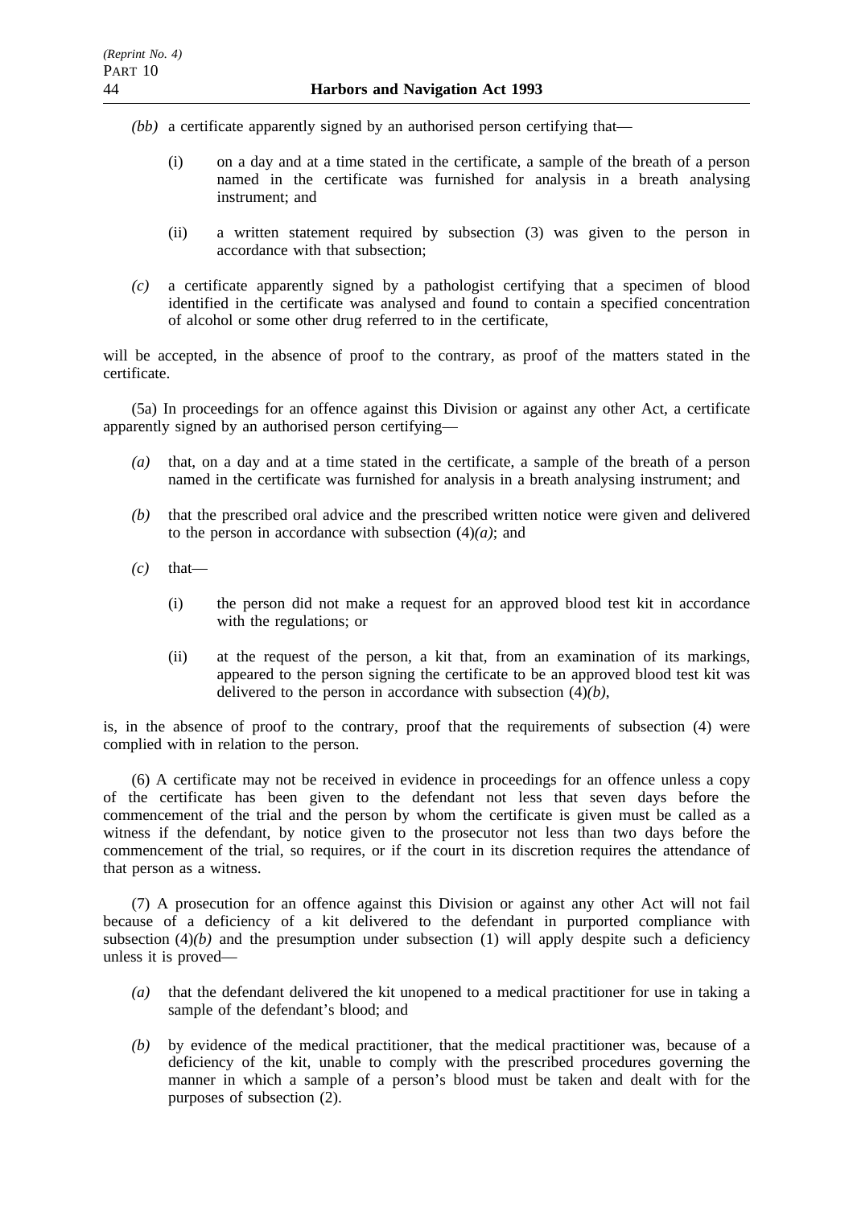*(bb)* a certificate apparently signed by an authorised person certifying that—

(i) on a day and at a time stated in the certificate, a sample of the breath of a person named in the certificate was furnished for analysis in a breath analysing instrument; and

(ii) a written statement required by subsection (3) was given to the person in accordance with that subsection;

*(c)* a certificate apparently signed by a pathologist certifying that a specimen of blood identified in the certificate was analysed and found to contain a specified concentration of alcohol or some other drug referred to in the certificate,

will be accepted, in the absence of proof to the contrary, as proof of the matters stated in the certificate.

(5a) In proceedings for an offence against this Division or against any other Act, a certificate apparently signed by an authorised person certifying—

*(a)* that, on a day and at a time stated in the certificate, a sample of the breath of a person named in the certificate was furnished for analysis in a breath analysing instrument; and

*(b)* that the prescribed oral advice and the prescribed written notice were given and delivered to the person in accordance with subsection (4)*(a)*; and

*(c)* that—

(i) the person did not make a request for an approved blood test kit in accordance with the regulations; or

(ii) at the request of the person, a kit that, from an examination of its markings, appeared to the person signing the certificate to be an approved blood test kit was delivered to the person in accordance with subsection (4)*(b)*,

is, in the absence of proof to the contrary, proof that the requirements of subsection (4) were complied with in relation to the person.

(6) A certificate may not be received in evidence in proceedings for an offence unless a copy of the certificate has been given to the defendant not less that seven days before the commencement of the trial and the person by whom the certificate is given must be called as a witness if the defendant, by notice given to the prosecutor not less than two days before the commencement of the trial, so requires, or if the court in its discretion requires the attendance of that person as a witness.

(7) A prosecution for an offence against this Division or against any other Act will not fail because of a deficiency of a kit delivered to the defendant in purported compliance with subsection (4)*(b)* and the presumption under subsection (1) will apply despite such a deficiency unless it is proved—

*(a)* that the defendant delivered the kit unopened to a medical practitioner for use in taking a sample of the defendant's blood; and

*(b)* by evidence of the medical practitioner, that the medical practitioner was, because of a deficiency of the kit, unable to comply with the prescribed procedures governing the manner in which a sample of a person's blood must be taken and dealt with for the purposes of subsection (2).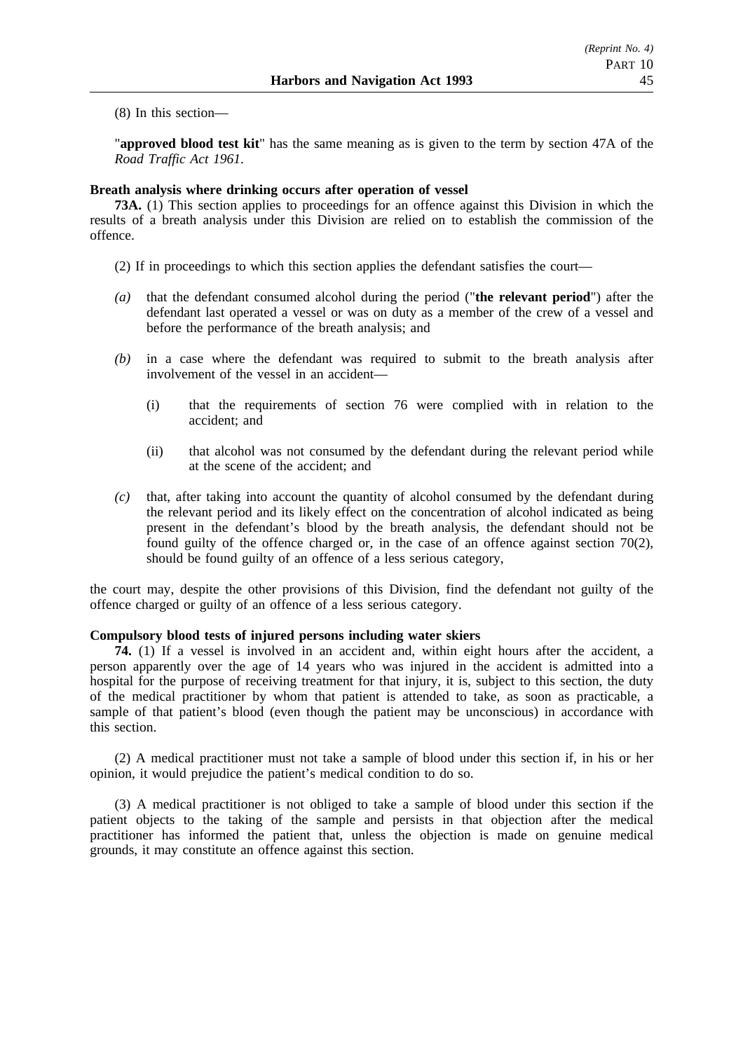(8) In this section—

"**approved blood test kit**" has the same meaning as is given to the term by section 47A of the *Road Traffic Act 1961*.

**Breath analysis where drinking occurs after operation of vessel**

**73A.** (1) This section applies to proceedings for an offence against this Division in which the results of a breath analysis under this Division are relied on to establish the commission of the offence.

(2) If in proceedings to which this section applies the defendant satisfies the court—

*(a)* that the defendant consumed alcohol during the period ("**the relevant period**") after the defendant last operated a vessel or was on duty as a member of the crew of a vessel and before the performance of the breath analysis; and

*(b)* in a case where the defendant was required to submit to the breath analysis after involvement of the vessel in an accident—

(i) that the requirements of section 76 were complied with in relation to the accident; and

(ii) that alcohol was not consumed by the defendant during the relevant period while at the scene of the accident; and

*(c)* that, after taking into account the quantity of alcohol consumed by the defendant during the relevant period and its likely effect on the concentration of alcohol indicated as being present in the defendant's blood by the breath analysis, the defendant should not be found guilty of the offence charged or, in the case of an offence against section 70(2), should be found guilty of an offence of a less serious category,

the court may, despite the other provisions of this Division, find the defendant not guilty of the offence charged or guilty of an offence of a less serious category.

**Compulsory blood tests of injured persons including water skiers**

**74.** (1) If a vessel is involved in an accident and, within eight hours after the accident, a person apparently over the age of 14 years who was injured in the accident is admitted into a hospital for the purpose of receiving treatment for that injury, it is, subject to this section, the duty of the medical practitioner by whom that patient is attended to take, as soon as practicable, a sample of that patient's blood (even though the patient may be unconscious) in accordance with this section.

(2) A medical practitioner must not take a sample of blood under this section if, in his or her opinion, it would prejudice the patient's medical condition to do so.

(3) A medical practitioner is not obliged to take a sample of blood under this section if the patient objects to the taking of the sample and persists in that objection after the medical practitioner has informed the patient that, unless the objection is made on genuine medical grounds, it may constitute an offence against this section.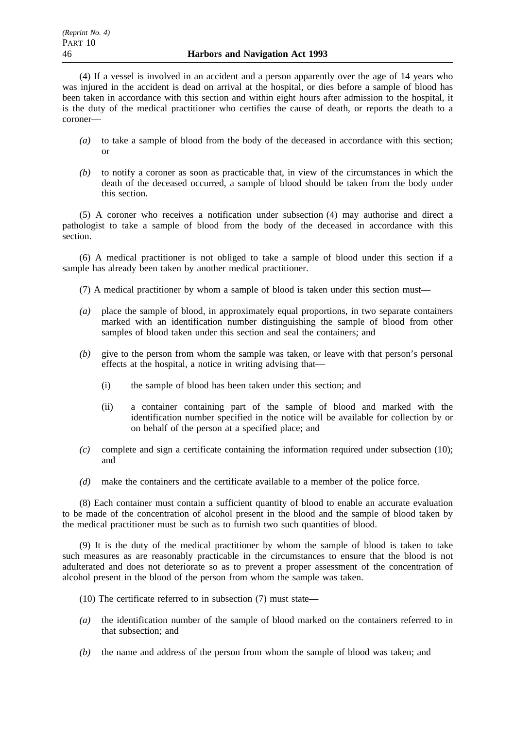(4) If a vessel is involved in an accident and a person apparently over the age of 14 years who was injured in the accident is dead on arrival at the hospital, or dies before a sample of blood has been taken in accordance with this section and within eight hours after admission to the hospital, it is the duty of the medical practitioner who certifies the cause of death, or reports the death to a coroner—

*(a)* to take a sample of blood from the body of the deceased in accordance with this section; or

*(b)* to notify a coroner as soon as practicable that, in view of the circumstances in which the death of the deceased occurred, a sample of blood should be taken from the body under this section.

(5) A coroner who receives a notification under subsection (4) may authorise and direct a pathologist to take a sample of blood from the body of the deceased in accordance with this section.

(6) A medical practitioner is not obliged to take a sample of blood under this section if a sample has already been taken by another medical practitioner.

(7) A medical practitioner by whom a sample of blood is taken under this section must—

*(a)* place the sample of blood, in approximately equal proportions, in two separate containers marked with an identification number distinguishing the sample of blood from other samples of blood taken under this section and seal the containers; and

*(b)* give to the person from whom the sample was taken, or leave with that person's personal effects at the hospital, a notice in writing advising that—

   (i) the sample of blood has been taken under this section; and

   (ii) a container containing part of the sample of blood and marked with the identification number specified in the notice will be available for collection by or on behalf of the person at a specified place; and

*(c)* complete and sign a certificate containing the information required under subsection (10); and

*(d)* make the containers and the certificate available to a member of the police force.

(8) Each container must contain a sufficient quantity of blood to enable an accurate evaluation to be made of the concentration of alcohol present in the blood and the sample of blood taken by the medical practitioner must be such as to furnish two such quantities of blood.

(9) It is the duty of the medical practitioner by whom the sample of blood is taken to take such measures as are reasonably practicable in the circumstances to ensure that the blood is not adulterated and does not deteriorate so as to prevent a proper assessment of the concentration of alcohol present in the blood of the person from whom the sample was taken.

(10) The certificate referred to in subsection (7) must state—

*(a)* the identification number of the sample of blood marked on the containers referred to in that subsection; and

*(b)* the name and address of the person from whom the sample of blood was taken; and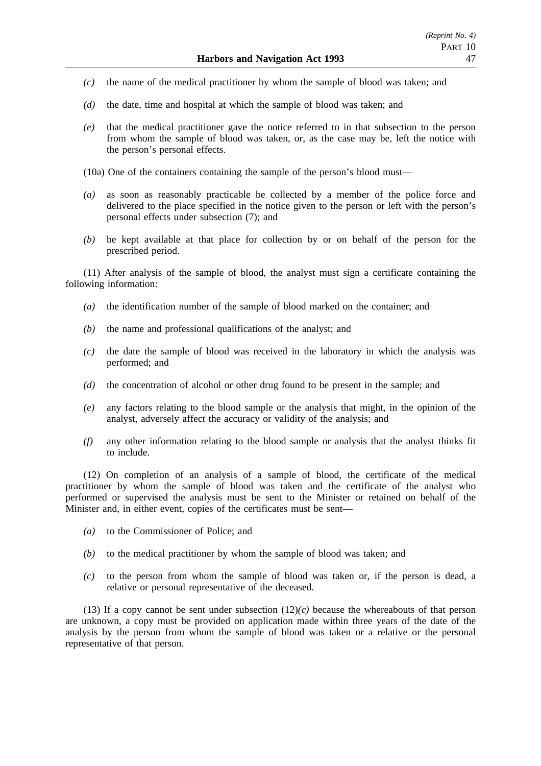*(c)* the name of the medical practitioner by whom the sample of blood was taken; and

*(d)* the date, time and hospital at which the sample of blood was taken; and

*(e)* that the medical practitioner gave the notice referred to in that subsection to the person from whom the sample of blood was taken, or, as the case may be, left the notice with the person's personal effects.

(10a) One of the containers containing the sample of the person's blood must—

*(a)* as soon as reasonably practicable be collected by a member of the police force and delivered to the place specified in the notice given to the person or left with the person's personal effects under subsection (7); and

*(b)* be kept available at that place for collection by or on behalf of the person for the prescribed period.

(11) After analysis of the sample of blood, the analyst must sign a certificate containing the following information:

*(a)* the identification number of the sample of blood marked on the container; and

*(b)* the name and professional qualifications of the analyst; and

*(c)* the date the sample of blood was received in the laboratory in which the analysis was performed; and

*(d)* the concentration of alcohol or other drug found to be present in the sample; and

*(e)* any factors relating to the blood sample or the analysis that might, in the opinion of the analyst, adversely affect the accuracy or validity of the analysis; and

*(f)* any other information relating to the blood sample or analysis that the analyst thinks fit to include.

(12) On completion of an analysis of a sample of blood, the certificate of the medical practitioner by whom the sample of blood was taken and the certificate of the analyst who performed or supervised the analysis must be sent to the Minister or retained on behalf of the Minister and, in either event, copies of the certificates must be sent—

*(a)* to the Commissioner of Police; and

*(b)* to the medical practitioner by whom the sample of blood was taken; and

*(c)* to the person from whom the sample of blood was taken or, if the person is dead, a relative or personal representative of the deceased.

(13) If a copy cannot be sent under subsection (12)*(c)* because the whereabouts of that person are unknown, a copy must be provided on application made within three years of the date of the analysis by the person from whom the sample of blood was taken or a relative or the personal representative of that person.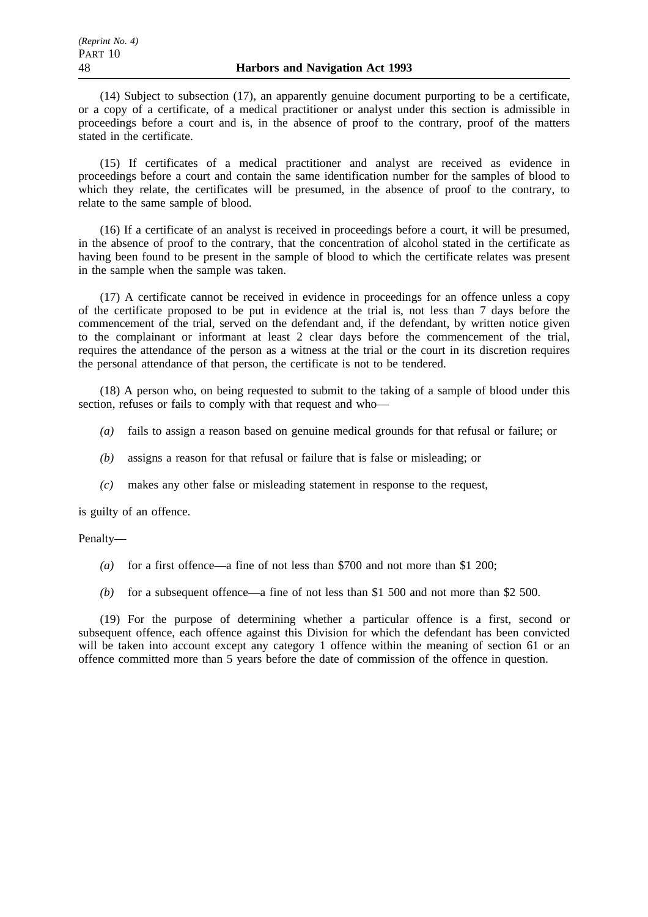(14) Subject to subsection (17), an apparently genuine document purporting to be a certificate, or a copy of a certificate, of a medical practitioner or analyst under this section is admissible in proceedings before a court and is, in the absence of proof to the contrary, proof of the matters stated in the certificate.

(15) If certificates of a medical practitioner and analyst are received as evidence in proceedings before a court and contain the same identification number for the samples of blood to which they relate, the certificates will be presumed, in the absence of proof to the contrary, to relate to the same sample of blood.

(16) If a certificate of an analyst is received in proceedings before a court, it will be presumed, in the absence of proof to the contrary, that the concentration of alcohol stated in the certificate as having been found to be present in the sample of blood to which the certificate relates was present in the sample when the sample was taken.

(17) A certificate cannot be received in evidence in proceedings for an offence unless a copy of the certificate proposed to be put in evidence at the trial is, not less than 7 days before the commencement of the trial, served on the defendant and, if the defendant, by written notice given to the complainant or informant at least 2 clear days before the commencement of the trial, requires the attendance of the person as a witness at the trial or the court in its discretion requires the personal attendance of that person, the certificate is not to be tendered.

(18) A person who, on being requested to submit to the taking of a sample of blood under this section, refuses or fails to comply with that request and who—

*(a)* fails to assign a reason based on genuine medical grounds for that refusal or failure; or

*(b)* assigns a reason for that refusal or failure that is false or misleading; or

*(c)* makes any other false or misleading statement in response to the request,

is guilty of an offence.

Penalty—

*(a)* for a first offence—a fine of not less than $700 and not more than $1 200;

*(b)* for a subsequent offence—a fine of not less than $1 500 and not more than $2 500.

(19) For the purpose of determining whether a particular offence is a first, second or subsequent offence, each offence against this Division for which the defendant has been convicted will be taken into account except any category 1 offence within the meaning of section 61 or an offence committed more than 5 years before the date of commission of the offence in question.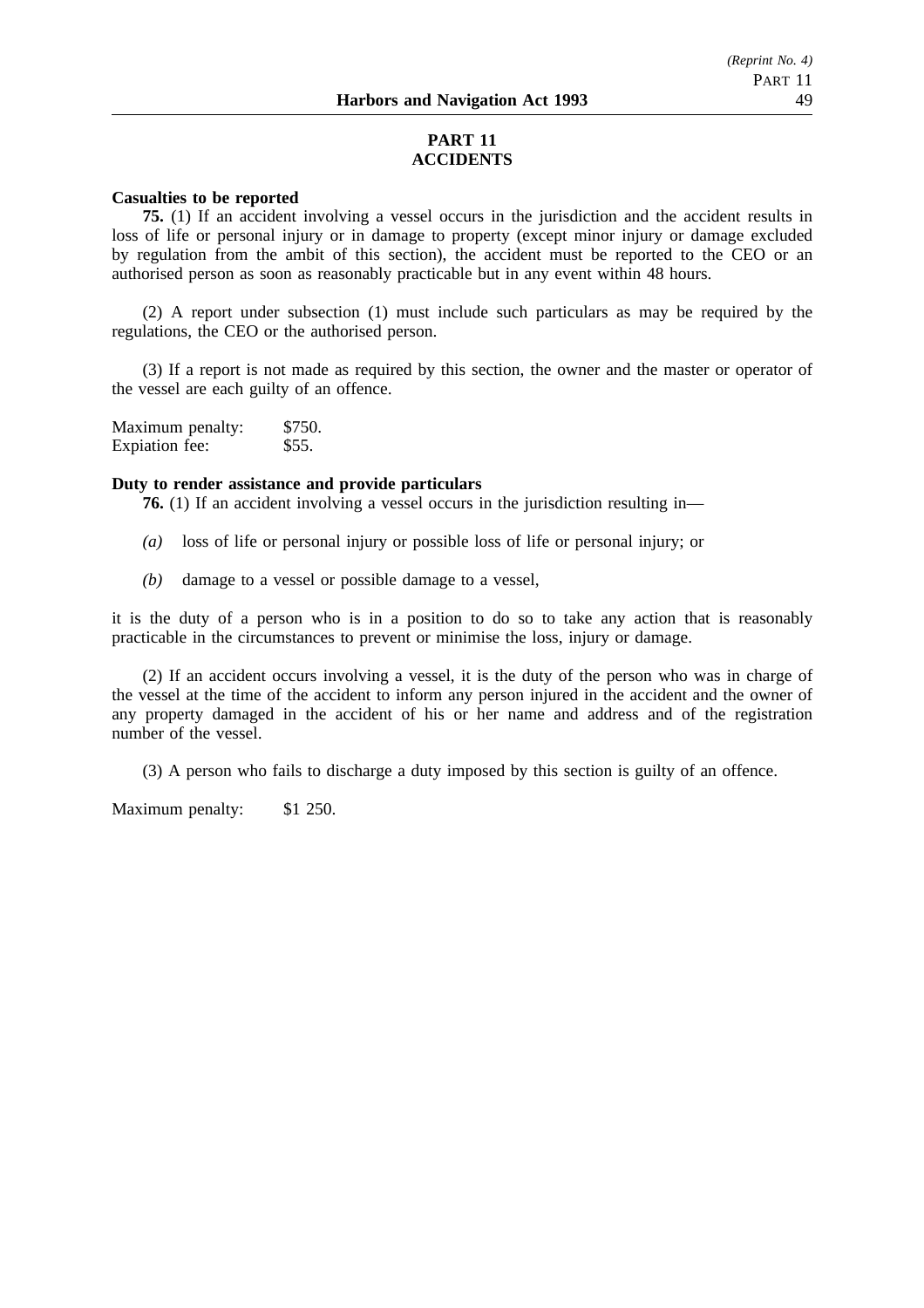## PART 11
## ACCIDENTS

**Casualties to be reported**

**75.** (1) If an accident involving a vessel occurs in the jurisdiction and the accident results in loss of life or personal injury or in damage to property (except minor injury or damage excluded by regulation from the ambit of this section), the accident must be reported to the CEO or an authorised person as soon as reasonably practicable but in any event within 48 hours.

(2) A report under subsection (1) must include such particulars as may be required by the regulations, the CEO or the authorised person.

(3) If a report is not made as required by this section, the owner and the master or operator of the vessel are each guilty of an offence.

Maximum penalty: $750.
Expiation fee: $55.

**Duty to render assistance and provide particulars**

**76.** (1) If an accident involving a vessel occurs in the jurisdiction resulting in—

*(a)* loss of life or personal injury or possible loss of life or personal injury; or

*(b)* damage to a vessel or possible damage to a vessel,

it is the duty of a person who is in a position to do so to take any action that is reasonably practicable in the circumstances to prevent or minimise the loss, injury or damage.

(2) If an accident occurs involving a vessel, it is the duty of the person who was in charge of the vessel at the time of the accident to inform any person injured in the accident and the owner of any property damaged in the accident of his or her name and address and of the registration number of the vessel.

(3) A person who fails to discharge a duty imposed by this section is guilty of an offence.

Maximum penalty: $1 250.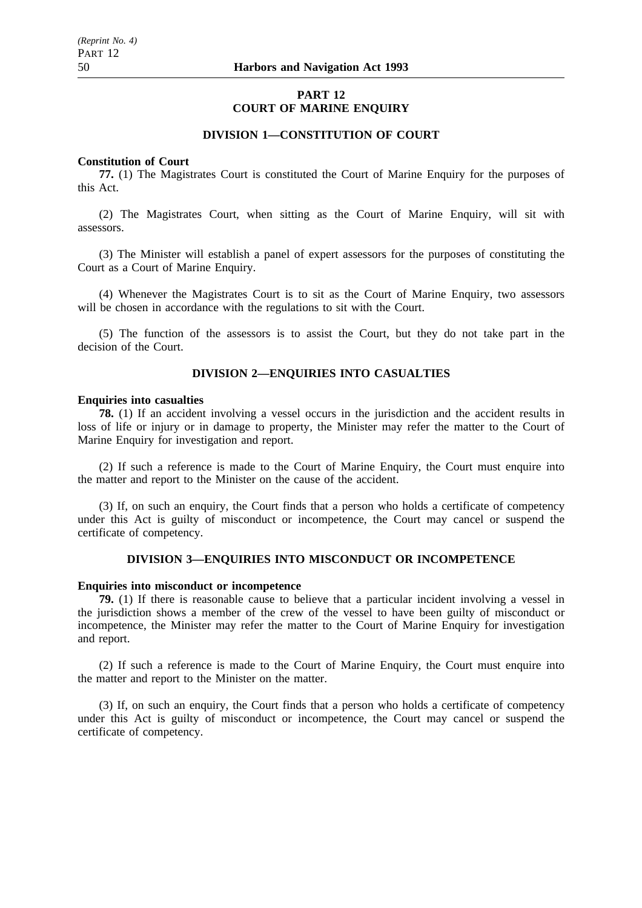## PART 12
## COURT OF MARINE ENQUIRY

### DIVISION 1—CONSTITUTION OF COURT

**Constitution of Court**

**77.** (1) The Magistrates Court is constituted the Court of Marine Enquiry for the purposes of this Act.

(2) The Magistrates Court, when sitting as the Court of Marine Enquiry, will sit with assessors.

(3) The Minister will establish a panel of expert assessors for the purposes of constituting the Court as a Court of Marine Enquiry.

(4) Whenever the Magistrates Court is to sit as the Court of Marine Enquiry, two assessors will be chosen in accordance with the regulations to sit with the Court.

(5) The function of the assessors is to assist the Court, but they do not take part in the decision of the Court.

### DIVISION 2—ENQUIRIES INTO CASUALTIES

**Enquiries into casualties**

**78.** (1) If an accident involving a vessel occurs in the jurisdiction and the accident results in loss of life or injury or in damage to property, the Minister may refer the matter to the Court of Marine Enquiry for investigation and report.

(2) If such a reference is made to the Court of Marine Enquiry, the Court must enquire into the matter and report to the Minister on the cause of the accident.

(3) If, on such an enquiry, the Court finds that a person who holds a certificate of competency under this Act is guilty of misconduct or incompetence, the Court may cancel or suspend the certificate of competency.

### DIVISION 3—ENQUIRIES INTO MISCONDUCT OR INCOMPETENCE

**Enquiries into misconduct or incompetence**

**79.** (1) If there is reasonable cause to believe that a particular incident involving a vessel in the jurisdiction shows a member of the crew of the vessel to have been guilty of misconduct or incompetence, the Minister may refer the matter to the Court of Marine Enquiry for investigation and report.

(2) If such a reference is made to the Court of Marine Enquiry, the Court must enquire into the matter and report to the Minister on the matter.

(3) If, on such an enquiry, the Court finds that a person who holds a certificate of competency under this Act is guilty of misconduct or incompetence, the Court may cancel or suspend the certificate of competency.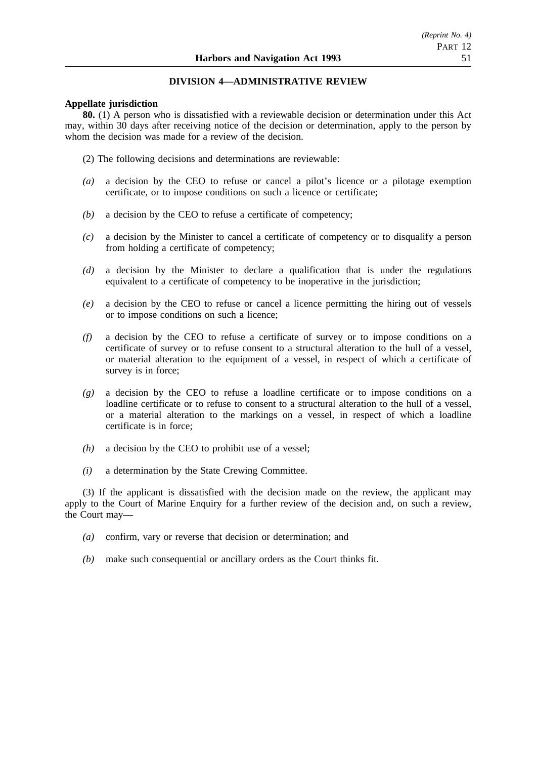## DIVISION 4—ADMINISTRATIVE REVIEW

**Appellate jurisdiction**

**80.** (1) A person who is dissatisfied with a reviewable decision or determination under this Act may, within 30 days after receiving notice of the decision or determination, apply to the person by whom the decision was made for a review of the decision.

(2) The following decisions and determinations are reviewable:

*(a)* a decision by the CEO to refuse or cancel a pilot's licence or a pilotage exemption certificate, or to impose conditions on such a licence or certificate;

*(b)* a decision by the CEO to refuse a certificate of competency;

*(c)* a decision by the Minister to cancel a certificate of competency or to disqualify a person from holding a certificate of competency;

*(d)* a decision by the Minister to declare a qualification that is under the regulations equivalent to a certificate of competency to be inoperative in the jurisdiction;

*(e)* a decision by the CEO to refuse or cancel a licence permitting the hiring out of vessels or to impose conditions on such a licence;

*(f)* a decision by the CEO to refuse a certificate of survey or to impose conditions on a certificate of survey or to refuse consent to a structural alteration to the hull of a vessel, or material alteration to the equipment of a vessel, in respect of which a certificate of survey is in force;

*(g)* a decision by the CEO to refuse a loadline certificate or to impose conditions on a loadline certificate or to refuse to consent to a structural alteration to the hull of a vessel, or a material alteration to the markings on a vessel, in respect of which a loadline certificate is in force;

*(h)* a decision by the CEO to prohibit use of a vessel;

*(i)* a determination by the State Crewing Committee.

(3) If the applicant is dissatisfied with the decision made on the review, the applicant may apply to the Court of Marine Enquiry for a further review of the decision and, on such a review, the Court may—

*(a)* confirm, vary or reverse that decision or determination; and

*(b)* make such consequential or ancillary orders as the Court thinks fit.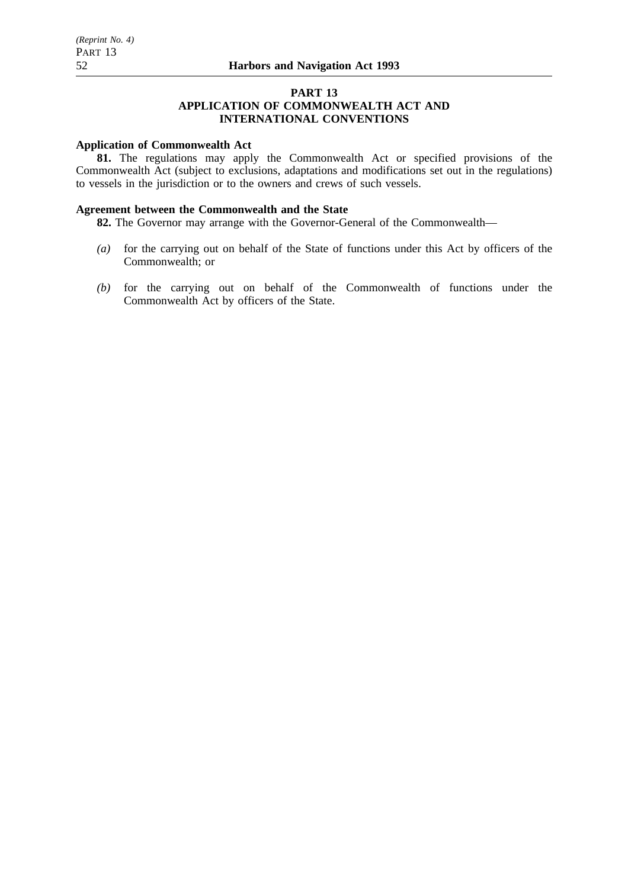# PART 13
## APPLICATION OF COMMONWEALTH ACT AND INTERNATIONAL CONVENTIONS

**Application of Commonwealth Act**

**81.** The regulations may apply the Commonwealth Act or specified provisions of the Commonwealth Act (subject to exclusions, adaptations and modifications set out in the regulations) to vessels in the jurisdiction or to the owners and crews of such vessels.

**Agreement between the Commonwealth and the State**

**82.** The Governor may arrange with the Governor-General of the Commonwealth—

*(a)* for the carrying out on behalf of the State of functions under this Act by officers of the Commonwealth; or

*(b)* for the carrying out on behalf of the Commonwealth of functions under the Commonwealth Act by officers of the State.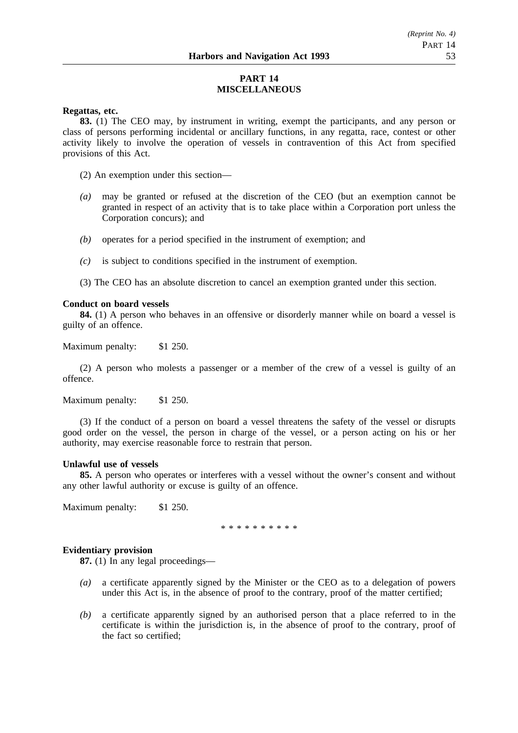## PART 14
## MISCELLANEOUS

**Regattas, etc.**

**83.** (1) The CEO may, by instrument in writing, exempt the participants, and any person or class of persons performing incidental or ancillary functions, in any regatta, race, contest or other activity likely to involve the operation of vessels in contravention of this Act from specified provisions of this Act.

(2) An exemption under this section—

*(a)* may be granted or refused at the discretion of the CEO (but an exemption cannot be granted in respect of an activity that is to take place within a Corporation port unless the Corporation concurs); and

*(b)* operates for a period specified in the instrument of exemption; and

*(c)* is subject to conditions specified in the instrument of exemption.

(3) The CEO has an absolute discretion to cancel an exemption granted under this section.

**Conduct on board vessels**

**84.** (1) A person who behaves in an offensive or disorderly manner while on board a vessel is guilty of an offence.

Maximum penalty: $1 250.

(2) A person who molests a passenger or a member of the crew of a vessel is guilty of an offence.

Maximum penalty: $1 250.

(3) If the conduct of a person on board a vessel threatens the safety of the vessel or disrupts good order on the vessel, the person in charge of the vessel, or a person acting on his or her authority, may exercise reasonable force to restrain that person.

**Unlawful use of vessels**

**85.** A person who operates or interferes with a vessel without the owner's consent and without any other lawful authority or excuse is guilty of an offence.

Maximum penalty: $1 250.

\* \* \* \* \* \* \* \* \* \*

**Evidentiary provision**

**87.** (1) In any legal proceedings—

*(a)* a certificate apparently signed by the Minister or the CEO as to a delegation of powers under this Act is, in the absence of proof to the contrary, proof of the matter certified;

*(b)* a certificate apparently signed by an authorised person that a place referred to in the certificate is within the jurisdiction is, in the absence of proof to the contrary, proof of the fact so certified;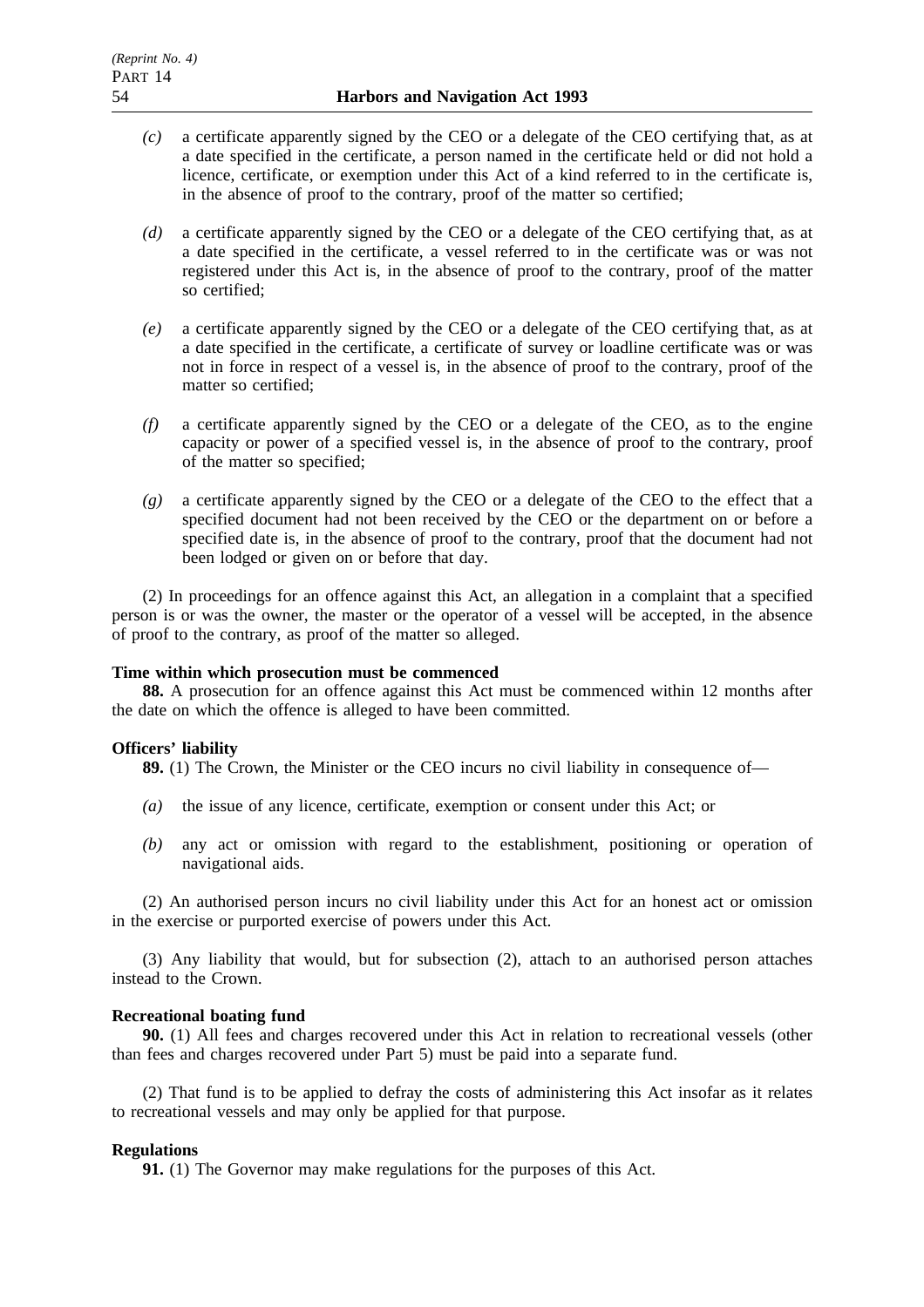*(c)* a certificate apparently signed by the CEO or a delegate of the CEO certifying that, as at a date specified in the certificate, a person named in the certificate held or did not hold a licence, certificate, or exemption under this Act of a kind referred to in the certificate is, in the absence of proof to the contrary, proof of the matter so certified;

*(d)* a certificate apparently signed by the CEO or a delegate of the CEO certifying that, as at a date specified in the certificate, a vessel referred to in the certificate was or was not registered under this Act is, in the absence of proof to the contrary, proof of the matter so certified;

*(e)* a certificate apparently signed by the CEO or a delegate of the CEO certifying that, as at a date specified in the certificate, a certificate of survey or loadline certificate was or was not in force in respect of a vessel is, in the absence of proof to the contrary, proof of the matter so certified;

*(f)* a certificate apparently signed by the CEO or a delegate of the CEO, as to the engine capacity or power of a specified vessel is, in the absence of proof to the contrary, proof of the matter so specified;

*(g)* a certificate apparently signed by the CEO or a delegate of the CEO to the effect that a specified document had not been received by the CEO or the department on or before a specified date is, in the absence of proof to the contrary, proof that the document had not been lodged or given on or before that day.

(2) In proceedings for an offence against this Act, an allegation in a complaint that a specified person is or was the owner, the master or the operator of a vessel will be accepted, in the absence of proof to the contrary, as proof of the matter so alleged.

**Time within which prosecution must be commenced**

**88.** A prosecution for an offence against this Act must be commenced within 12 months after the date on which the offence is alleged to have been committed.

**Officers' liability**

**89.** (1) The Crown, the Minister or the CEO incurs no civil liability in consequence of—

*(a)* the issue of any licence, certificate, exemption or consent under this Act; or

*(b)* any act or omission with regard to the establishment, positioning or operation of navigational aids.

(2) An authorised person incurs no civil liability under this Act for an honest act or omission in the exercise or purported exercise of powers under this Act.

(3) Any liability that would, but for subsection (2), attach to an authorised person attaches instead to the Crown.

**Recreational boating fund**

**90.** (1) All fees and charges recovered under this Act in relation to recreational vessels (other than fees and charges recovered under Part 5) must be paid into a separate fund.

(2) That fund is to be applied to defray the costs of administering this Act insofar as it relates to recreational vessels and may only be applied for that purpose.

**Regulations**

**91.** (1) The Governor may make regulations for the purposes of this Act.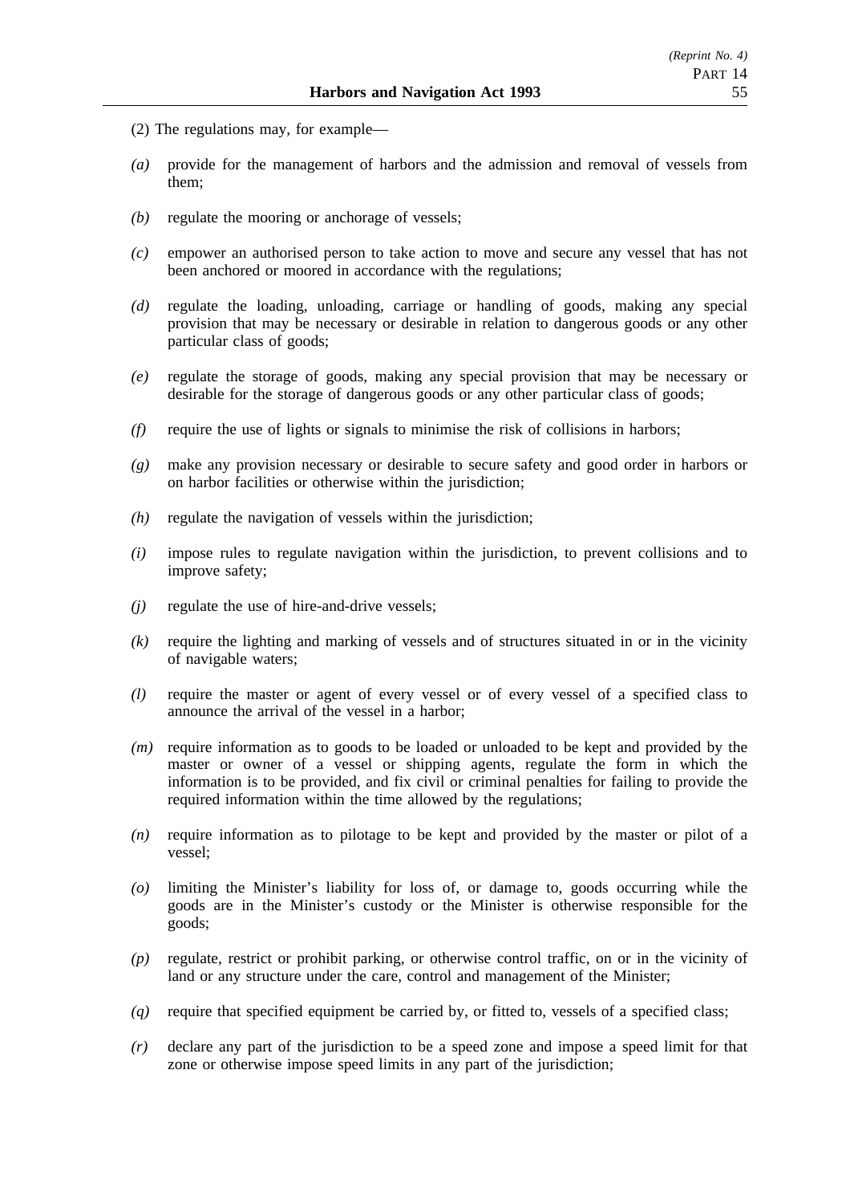(2) The regulations may, for example—

*(a)* provide for the management of harbors and the admission and removal of vessels from them;

*(b)* regulate the mooring or anchorage of vessels;

*(c)* empower an authorised person to take action to move and secure any vessel that has not been anchored or moored in accordance with the regulations;

*(d)* regulate the loading, unloading, carriage or handling of goods, making any special provision that may be necessary or desirable in relation to dangerous goods or any other particular class of goods;

*(e)* regulate the storage of goods, making any special provision that may be necessary or desirable for the storage of dangerous goods or any other particular class of goods;

*(f)* require the use of lights or signals to minimise the risk of collisions in harbors;

*(g)* make any provision necessary or desirable to secure safety and good order in harbors or on harbor facilities or otherwise within the jurisdiction;

*(h)* regulate the navigation of vessels within the jurisdiction;

*(i)* impose rules to regulate navigation within the jurisdiction, to prevent collisions and to improve safety;

*(j)* regulate the use of hire-and-drive vessels;

*(k)* require the lighting and marking of vessels and of structures situated in or in the vicinity of navigable waters;

*(l)* require the master or agent of every vessel or of every vessel of a specified class to announce the arrival of the vessel in a harbor;

*(m)* require information as to goods to be loaded or unloaded to be kept and provided by the master or owner of a vessel or shipping agents, regulate the form in which the information is to be provided, and fix civil or criminal penalties for failing to provide the required information within the time allowed by the regulations;

*(n)* require information as to pilotage to be kept and provided by the master or pilot of a vessel;

*(o)* limiting the Minister's liability for loss of, or damage to, goods occurring while the goods are in the Minister's custody or the Minister is otherwise responsible for the goods;

*(p)* regulate, restrict or prohibit parking, or otherwise control traffic, on or in the vicinity of land or any structure under the care, control and management of the Minister;

*(q)* require that specified equipment be carried by, or fitted to, vessels of a specified class;

*(r)* declare any part of the jurisdiction to be a speed zone and impose a speed limit for that zone or otherwise impose speed limits in any part of the jurisdiction;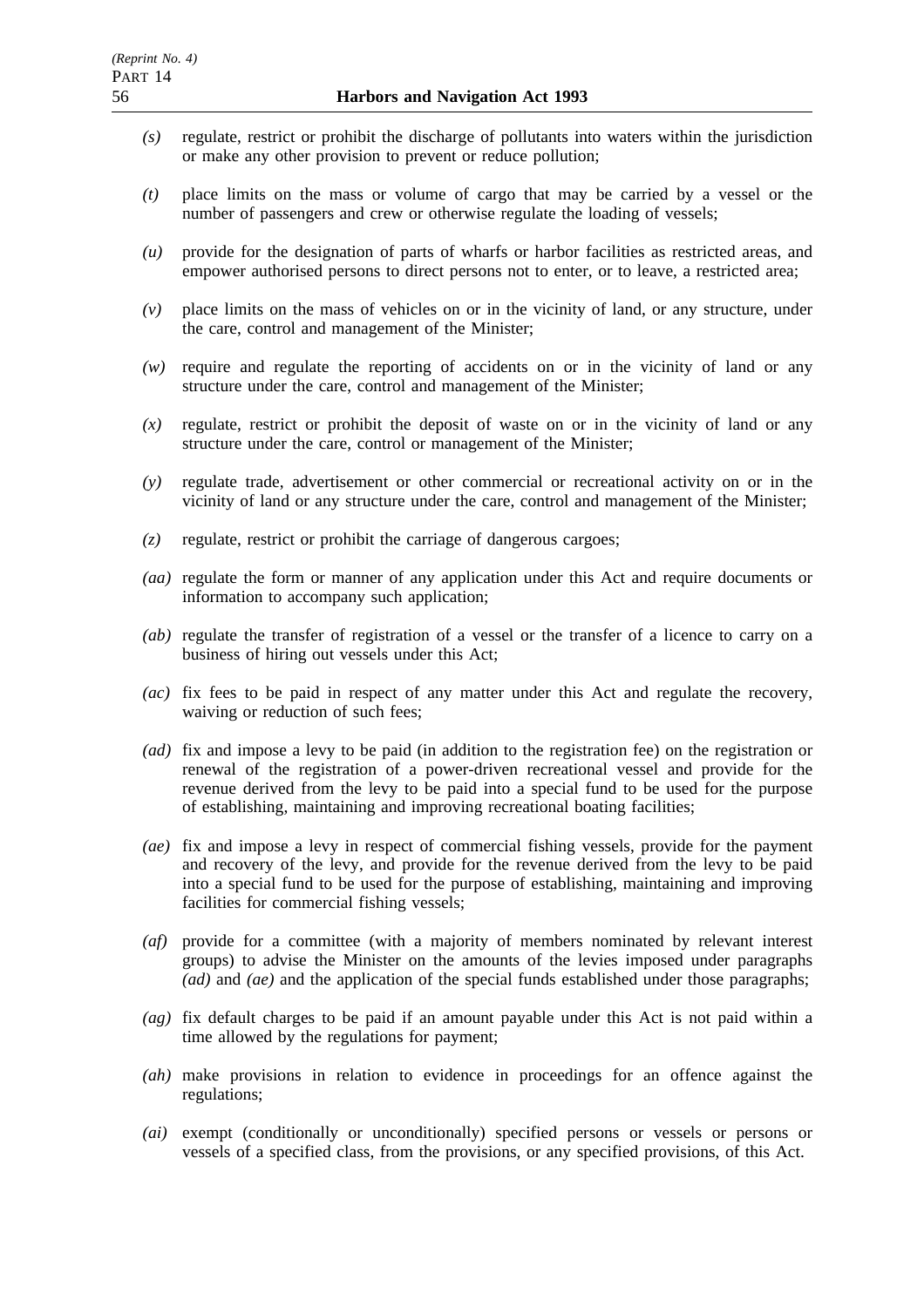*(s)* regulate, restrict or prohibit the discharge of pollutants into waters within the jurisdiction or make any other provision to prevent or reduce pollution;

*(t)* place limits on the mass or volume of cargo that may be carried by a vessel or the number of passengers and crew or otherwise regulate the loading of vessels;

*(u)* provide for the designation of parts of wharfs or harbor facilities as restricted areas, and empower authorised persons to direct persons not to enter, or to leave, a restricted area;

*(v)* place limits on the mass of vehicles on or in the vicinity of land, or any structure, under the care, control and management of the Minister;

*(w)* require and regulate the reporting of accidents on or in the vicinity of land or any structure under the care, control and management of the Minister;

*(x)* regulate, restrict or prohibit the deposit of waste on or in the vicinity of land or any structure under the care, control or management of the Minister;

*(y)* regulate trade, advertisement or other commercial or recreational activity on or in the vicinity of land or any structure under the care, control and management of the Minister;

*(z)* regulate, restrict or prohibit the carriage of dangerous cargoes;

*(aa)* regulate the form or manner of any application under this Act and require documents or information to accompany such application;

*(ab)* regulate the transfer of registration of a vessel or the transfer of a licence to carry on a business of hiring out vessels under this Act;

*(ac)* fix fees to be paid in respect of any matter under this Act and regulate the recovery, waiving or reduction of such fees;

*(ad)* fix and impose a levy to be paid (in addition to the registration fee) on the registration or renewal of the registration of a power-driven recreational vessel and provide for the revenue derived from the levy to be paid into a special fund to be used for the purpose of establishing, maintaining and improving recreational boating facilities;

*(ae)* fix and impose a levy in respect of commercial fishing vessels, provide for the payment and recovery of the levy, and provide for the revenue derived from the levy to be paid into a special fund to be used for the purpose of establishing, maintaining and improving facilities for commercial fishing vessels;

*(af)* provide for a committee (with a majority of members nominated by relevant interest groups) to advise the Minister on the amounts of the levies imposed under paragraphs *(ad)* and *(ae)* and the application of the special funds established under those paragraphs;

*(ag)* fix default charges to be paid if an amount payable under this Act is not paid within a time allowed by the regulations for payment;

*(ah)* make provisions in relation to evidence in proceedings for an offence against the regulations;

*(ai)* exempt (conditionally or unconditionally) specified persons or vessels or persons or vessels of a specified class, from the provisions, or any specified provisions, of this Act.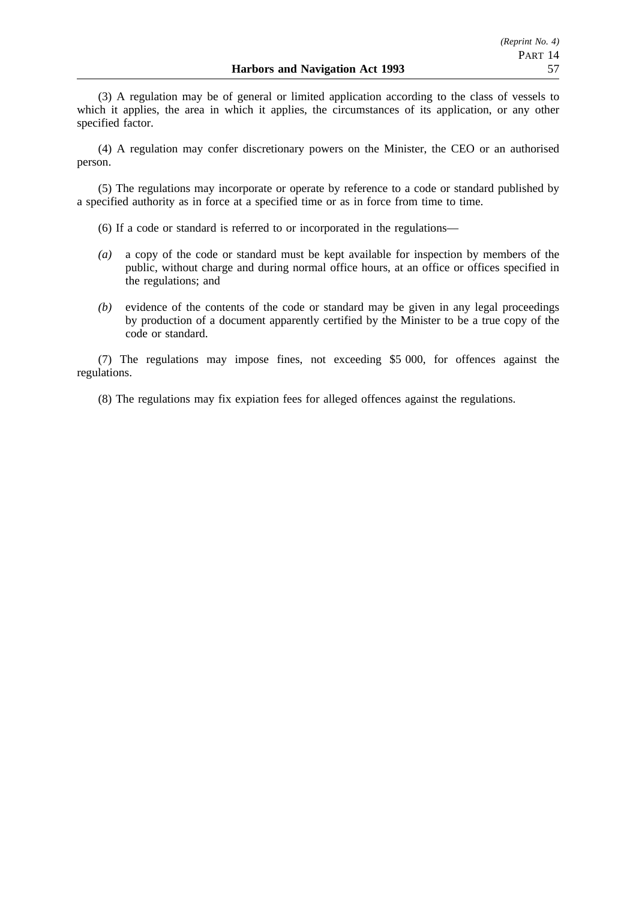(3) A regulation may be of general or limited application according to the class of vessels to which it applies, the area in which it applies, the circumstances of its application, or any other specified factor.

(4) A regulation may confer discretionary powers on the Minister, the CEO or an authorised person.

(5) The regulations may incorporate or operate by reference to a code or standard published by a specified authority as in force at a specified time or as in force from time to time.

(6) If a code or standard is referred to or incorporated in the regulations—

*(a)* a copy of the code or standard must be kept available for inspection by members of the public, without charge and during normal office hours, at an office or offices specified in the regulations; and

*(b)* evidence of the contents of the code or standard may be given in any legal proceedings by production of a document apparently certified by the Minister to be a true copy of the code or standard.

(7) The regulations may impose fines, not exceeding $5 000, for offences against the regulations.

(8) The regulations may fix expiation fees for alleged offences against the regulations.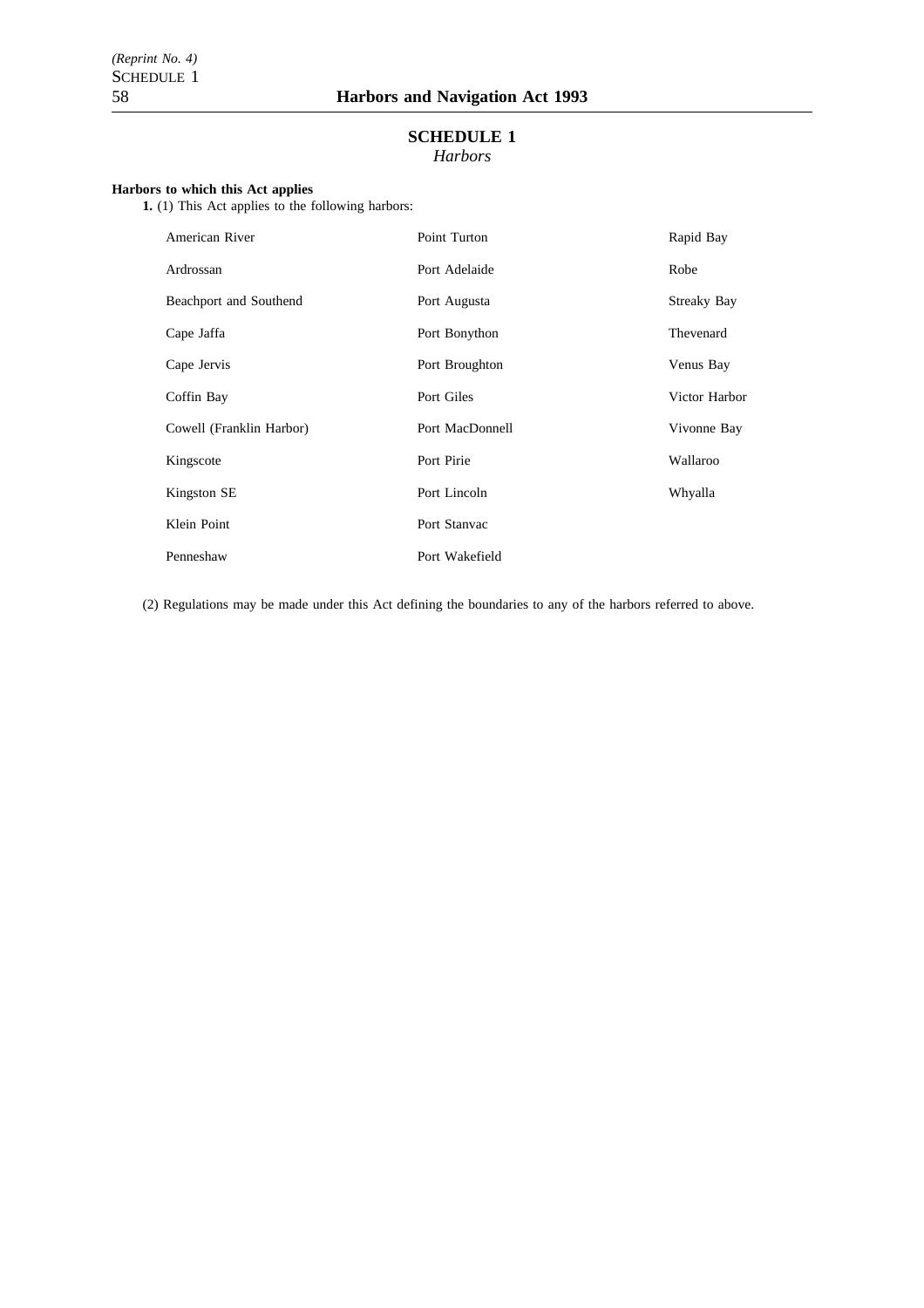# SCHEDULE 1

*Harbors*

**Harbors to which this Act applies**

**1.** (1) This Act applies to the following harbors:

| | | |
|---|---|---|
| American River | Point Turton | Rapid Bay |
| Ardrossan | Port Adelaide | Robe |
| Beachport and Southend | Port Augusta | Streaky Bay |
| Cape Jaffa | Port Bonython | Thevenard |
| Cape Jervis | Port Broughton | Venus Bay |
| Coffin Bay | Port Giles | Victor Harbor |
| Cowell (Franklin Harbor) | Port MacDonnell | Vivonne Bay |
| Kingscote | Port Pirie | Wallaroo |
| Kingston SE | Port Lincoln | Whyalla |
| Klein Point | Port Stanvac | |
| Penneshaw | Port Wakefield | |

(2) Regulations may be made under this Act defining the boundaries to any of the harbors referred to above.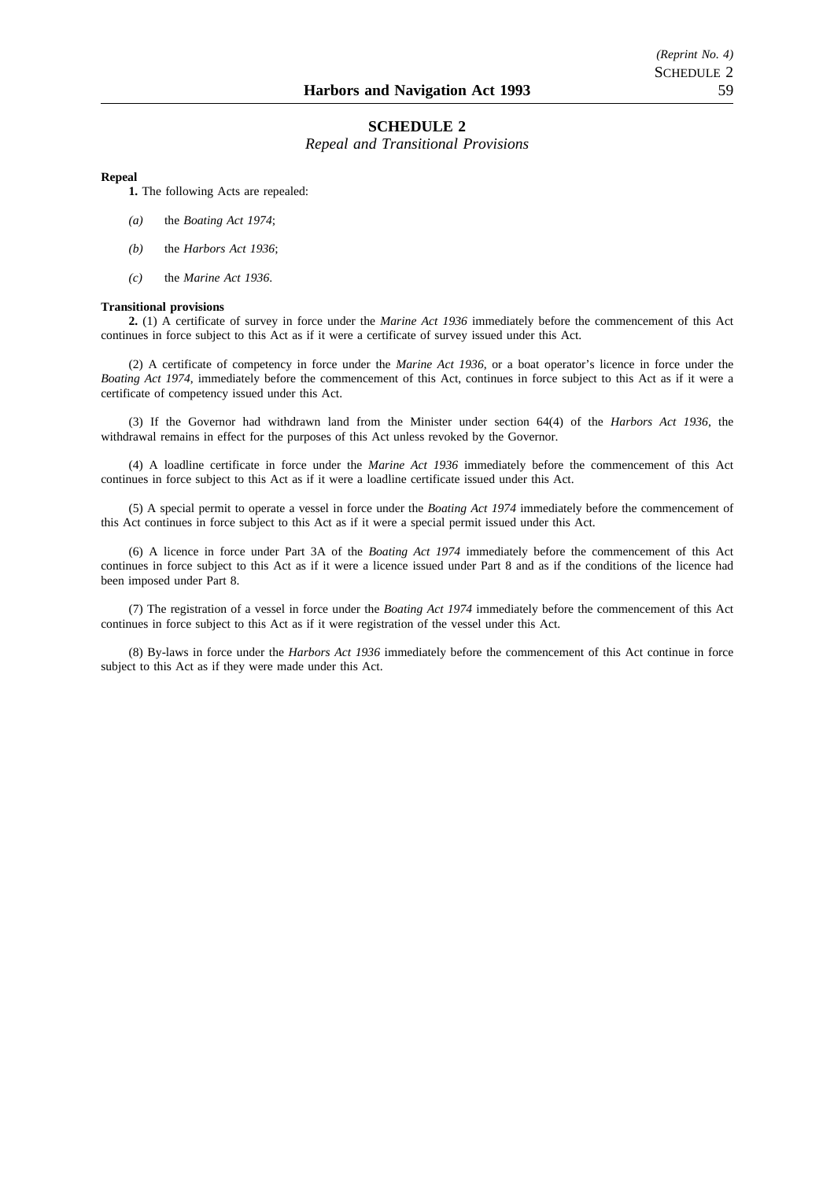## SCHEDULE 2

*Repeal and Transitional Provisions*

**Repeal**

**1.** The following Acts are repealed:

*(a)* the *Boating Act 1974*;

*(b)* the *Harbors Act 1936*;

*(c)* the *Marine Act 1936*.

**Transitional provisions**

**2.** (1) A certificate of survey in force under the *Marine Act 1936* immediately before the commencement of this Act continues in force subject to this Act as if it were a certificate of survey issued under this Act.

(2) A certificate of competency in force under the *Marine Act 1936*, or a boat operator's licence in force under the *Boating Act 1974*, immediately before the commencement of this Act, continues in force subject to this Act as if it were a certificate of competency issued under this Act.

(3) If the Governor had withdrawn land from the Minister under section 64(4) of the *Harbors Act 1936*, the withdrawal remains in effect for the purposes of this Act unless revoked by the Governor.

(4) A loadline certificate in force under the *Marine Act 1936* immediately before the commencement of this Act continues in force subject to this Act as if it were a loadline certificate issued under this Act.

(5) A special permit to operate a vessel in force under the *Boating Act 1974* immediately before the commencement of this Act continues in force subject to this Act as if it were a special permit issued under this Act.

(6) A licence in force under Part 3A of the *Boating Act 1974* immediately before the commencement of this Act continues in force subject to this Act as if it were a licence issued under Part 8 and as if the conditions of the licence had been imposed under Part 8.

(7) The registration of a vessel in force under the *Boating Act 1974* immediately before the commencement of this Act continues in force subject to this Act as if it were registration of the vessel under this Act.

(8) By-laws in force under the *Harbors Act 1936* immediately before the commencement of this Act continue in force subject to this Act as if they were made under this Act.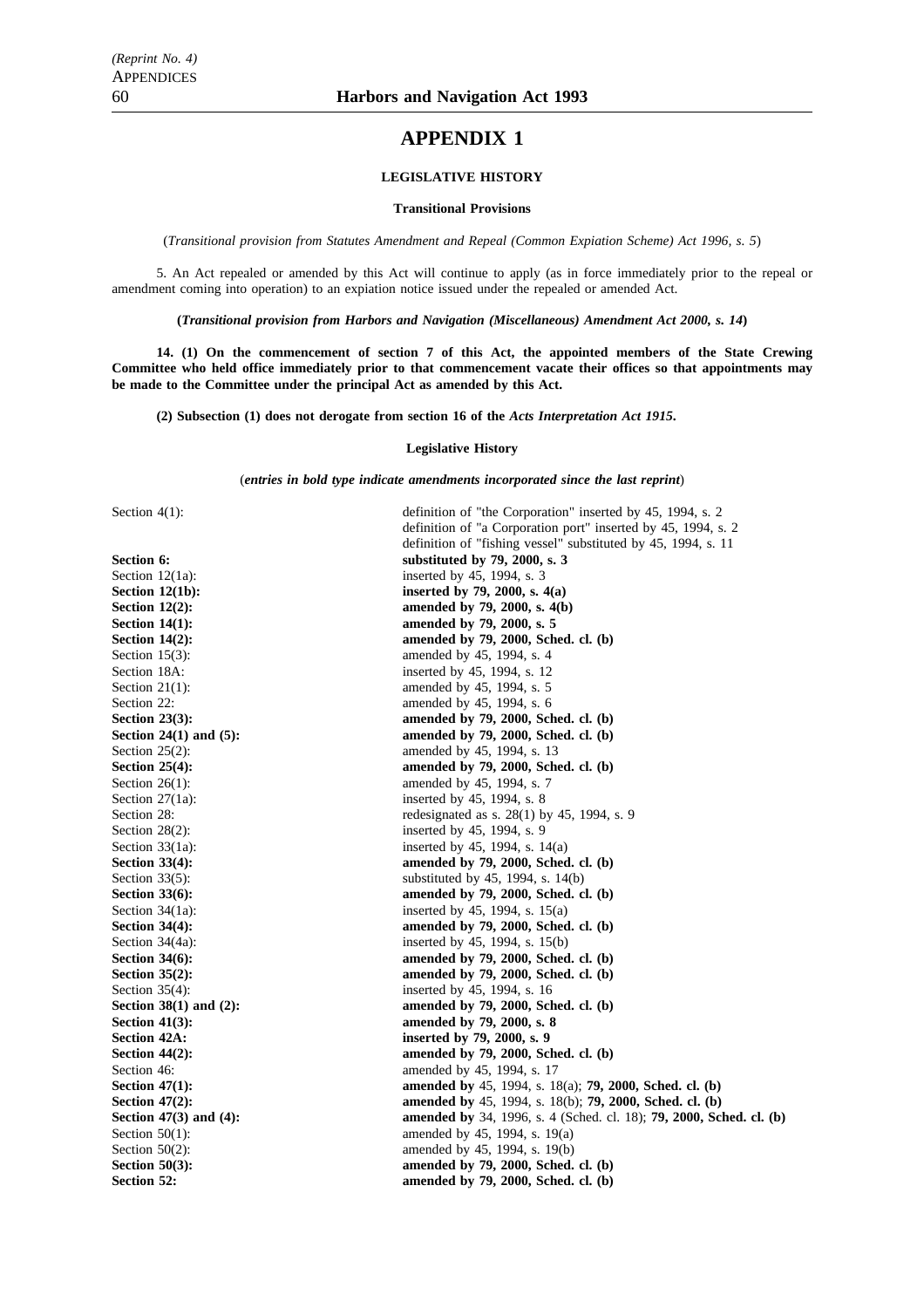# APPENDIX 1

## LEGISLATIVE HISTORY

### Transitional Provisions

(*Transitional provision from Statutes Amendment and Repeal (Common Expiation Scheme) Act 1996, s. 5*)

5. An Act repealed or amended by this Act will continue to apply (as in force immediately prior to the repeal or amendment coming into operation) to an expiation notice issued under the repealed or amended Act.

**(*Transitional provision from Harbors and Navigation (Miscellaneous) Amendment Act 2000, s. 14*)**

**14. (1) On the commencement of section 7 of this Act, the appointed members of the State Crewing Committee who held office immediately prior to that commencement vacate their offices so that appointments may be made to the Committee under the principal Act as amended by this Act.**

**(2) Subsection (1) does not derogate from section 16 of the *Acts Interpretation Act 1915*.**

### Legislative History

(***entries in bold type indicate amendments incorporated since the last reprint***)

| | |
|---|---|
| Section 4(1): | definition of "the Corporation" inserted by 45, 1994, s. 2 |
| | definition of "a Corporation port" inserted by 45, 1994, s. 2 |
| | definition of "fishing vessel" substituted by 45, 1994, s. 11 |
| **Section 6:** | **substituted by 79, 2000, s. 3** |
| Section 12(1a): | inserted by 45, 1994, s. 3 |
| **Section 12(1b):** | **inserted by 79, 2000, s. 4(a)** |
| **Section 12(2):** | **amended by 79, 2000, s. 4(b)** |
| **Section 14(1):** | **amended by 79, 2000, s. 5** |
| **Section 14(2):** | **amended by 79, 2000, Sched. cl. (b)** |
| Section 15(3): | amended by 45, 1994, s. 4 |
| Section 18A: | inserted by 45, 1994, s. 12 |
| Section 21(1): | amended by 45, 1994, s. 5 |
| Section 22: | amended by 45, 1994, s. 6 |
| **Section 23(3):** | **amended by 79, 2000, Sched. cl. (b)** |
| **Section 24(1) and (5):** | **amended by 79, 2000, Sched. cl. (b)** |
| Section 25(2): | amended by 45, 1994, s. 13 |
| **Section 25(4):** | **amended by 79, 2000, Sched. cl. (b)** |
| Section 26(1): | amended by 45, 1994, s. 7 |
| Section 27(1a): | inserted by 45, 1994, s. 8 |
| Section 28: | redesignated as s. 28(1) by 45, 1994, s. 9 |
| Section 28(2): | inserted by 45, 1994, s. 9 |
| Section 33(1a): | inserted by 45, 1994, s. 14(a) |
| **Section 33(4):** | **amended by 79, 2000, Sched. cl. (b)** |
| Section 33(5): | substituted by 45, 1994, s. 14(b) |
| **Section 33(6):** | **amended by 79, 2000, Sched. cl. (b)** |
| Section 34(1a): | inserted by 45, 1994, s. 15(a) |
| **Section 34(4):** | **amended by 79, 2000, Sched. cl. (b)** |
| Section 34(4a): | inserted by 45, 1994, s. 15(b) |
| **Section 34(6):** | **amended by 79, 2000, Sched. cl. (b)** |
| **Section 35(2):** | **amended by 79, 2000, Sched. cl. (b)** |
| Section 35(4): | inserted by 45, 1994, s. 16 |
| **Section 38(1) and (2):** | **amended by 79, 2000, Sched. cl. (b)** |
| **Section 41(3):** | **amended by 79, 2000, s. 8** |
| **Section 42A:** | **inserted by 79, 2000, s. 9** |
| **Section 44(2):** | **amended by 79, 2000, Sched. cl. (b)** |
| Section 46: | amended by 45, 1994, s. 17 |
| **Section 47(1):** | **amended by** 45, 1994, s. 18(a); **79, 2000, Sched. cl. (b)** |
| **Section 47(2):** | **amended by** 45, 1994, s. 18(b); **79, 2000, Sched. cl. (b)** |
| **Section 47(3) and (4):** | **amended by** 34, 1996, s. 4 (Sched. cl. 18); **79, 2000, Sched. cl. (b)** |
| Section 50(1): | amended by 45, 1994, s. 19(a) |
| Section 50(2): | amended by 45, 1994, s. 19(b) |
| **Section 50(3):** | **amended by 79, 2000, Sched. cl. (b)** |
| **Section 52:** | **amended by 79, 2000, Sched. cl. (b)** |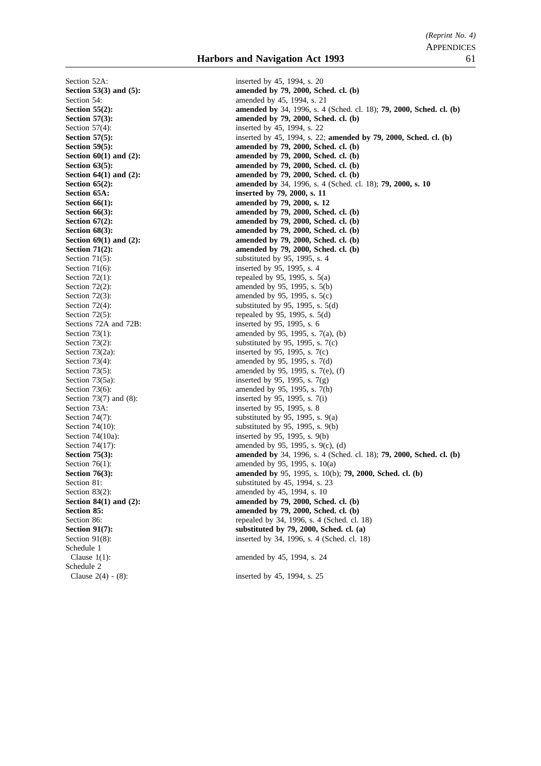Section 52A: inserted by 45, 1994, s. 20
**Section 53(3) and (5): amended by 79, 2000, Sched. cl. (b)**
Section 54: amended by 45, 1994, s. 21
**Section 55(2): amended by** 34, 1996, s. 4 (Sched. cl. 18); **79, 2000, Sched. cl. (b)**
**Section 57(3): amended by 79, 2000, Sched. cl. (b)**
Section 57(4): inserted by 45, 1994, s. 22
**Section 57(5):** inserted by 45, 1994, s. 22; **amended by 79, 2000, Sched. cl. (b)**
**Section 59(5): amended by 79, 2000, Sched. cl. (b)**
**Section 60(1) and (2): amended by 79, 2000, Sched. cl. (b)**
**Section 63(5): amended by 79, 2000, Sched. cl. (b)**
**Section 64(1) and (2): amended by 79, 2000, Sched. cl. (b)**
**Section 65(2): amended by** 34, 1996, s. 4 (Sched. cl. 18); **79, 2000, s. 10**
**Section 65A: inserted by 79, 2000, s. 11**
**Section 66(1): amended by 79, 2000, s. 12**
**Section 66(3): amended by 79, 2000, Sched. cl. (b)**
**Section 67(2): amended by 79, 2000, Sched. cl. (b)**
**Section 68(3): amended by 79, 2000, Sched. cl. (b)**
**Section 69(1) and (2): amended by 79, 2000, Sched. cl. (b)**
**Section 71(2): amended by 79, 2000, Sched. cl. (b)**
Section 71(5): substituted by 95, 1995, s. 4
Section 71(6): inserted by 95, 1995, s. 4
Section 72(1): repealed by 95, 1995, s. 5(a)
Section 72(2): amended by 95, 1995, s. 5(b)
Section 72(3): amended by 95, 1995, s. 5(c)
Section 72(4): substituted by 95, 1995, s. 5(d)
Section 72(5): repealed by 95, 1995, s. 5(d)
Sections 72A and 72B: inserted by 95, 1995, s. 6
Section 73(1): amended by 95, 1995, s. 7(a), (b)
Section 73(2): substituted by 95, 1995, s. 7(c)
Section 73(2a): inserted by 95, 1995, s. 7(c)
Section 73(4): amended by 95, 1995, s. 7(d)
Section 73(5): amended by 95, 1995, s. 7(e), (f)
Section 73(5a): inserted by 95, 1995, s. 7(g)
Section 73(6): amended by 95, 1995, s. 7(h)
Section 73(7) and (8): inserted by 95, 1995, s. 7(i)
Section 73A: inserted by 95, 1995, s. 8
Section 74(7): substituted by 95, 1995, s. 9(a)
Section 74(10): substituted by 95, 1995, s. 9(b)
Section 74(10a): inserted by 95, 1995, s. 9(b)
Section 74(17): amended by 95, 1995, s. 9(c), (d)
**Section 75(3): amended by** 34, 1996, s. 4 (Sched. cl. 18); **79, 2000, Sched. cl. (b)**
Section 76(1): amended by 95, 1995, s. 10(a)
**Section 76(3): amended by** 95, 1995, s. 10(b); **79, 2000, Sched. cl. (b)**
Section 81: substituted by 45, 1994, s. 23
Section 83(2): amended by 45, 1994, s. 10
**Section 84(1) and (2): amended by 79, 2000, Sched. cl. (b)**
**Section 85: amended by 79, 2000, Sched. cl. (b)**
Section 86: repealed by 34, 1996, s. 4 (Sched. cl. 18)
**Section 91(7): substituted by 79, 2000, Sched. cl. (a)**
Section 91(8): inserted by 34, 1996, s. 4 (Sched. cl. 18)
Schedule 1
Clause 1(1): amended by 45, 1994, s. 24
Schedule 2
Clause 2(4) - (8): inserted by 45, 1994, s. 25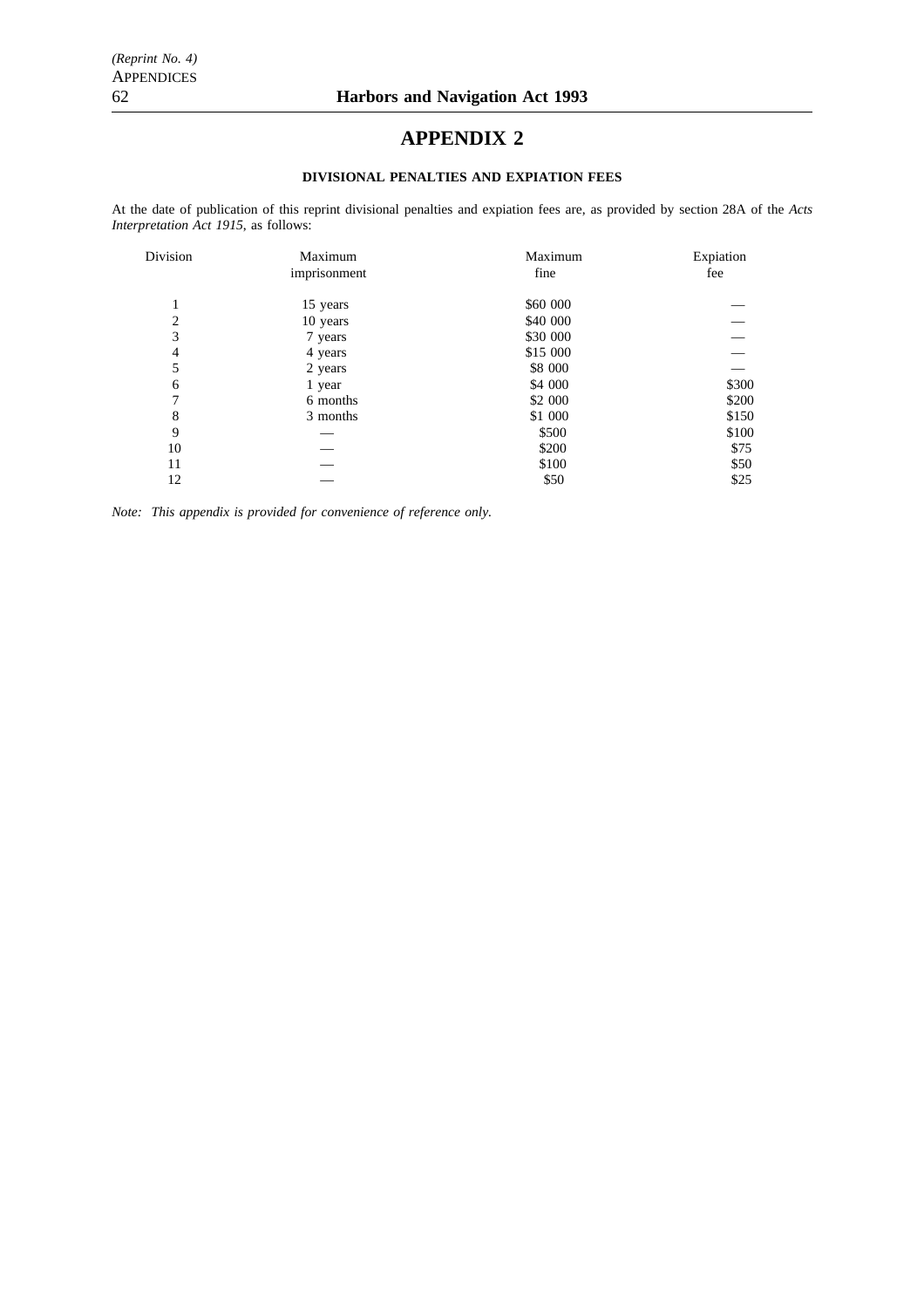# APPENDIX 2

### DIVISIONAL PENALTIES AND EXPIATION FEES

At the date of publication of this reprint divisional penalties and expiation fees are, as provided by section 28A of the *Acts Interpretation Act 1915*, as follows:

| Division | Maximum imprisonment | Maximum fine | Expiation fee |
|---|---|---|---|
| 1 | 15 years | $60 000 | — |
| 2 | 10 years | $40 000 | — |
| 3 | 7 years | $30 000 | — |
| 4 | 4 years | $15 000 | — |
| 5 | 2 years | $8 000 | — |
| 6 | 1 year | $4 000 | $300 |
| 7 | 6 months | $2 000 | $200 |
| 8 | 3 months | $1 000 | $150 |
| 9 | — | $500 | $100 |
| 10 | — | $200 | $75 |
| 11 | — | $100 | $50 |
| 12 | — | $50 | $25 |

*Note: This appendix is provided for convenience of reference only.*